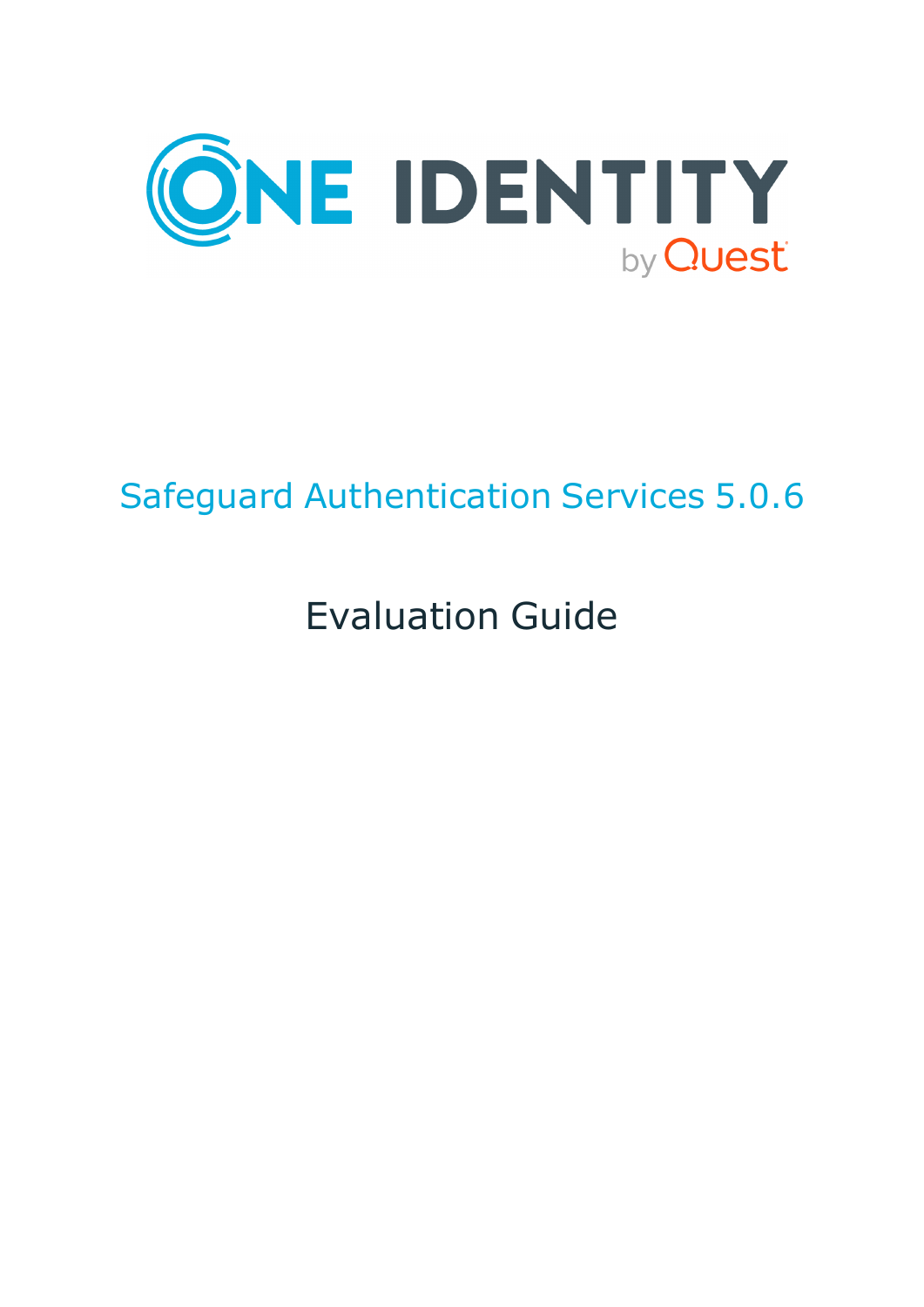ONE IDENTITY by Quest

# Safeguard Authentication Services 5.0.6

## Evaluation Guide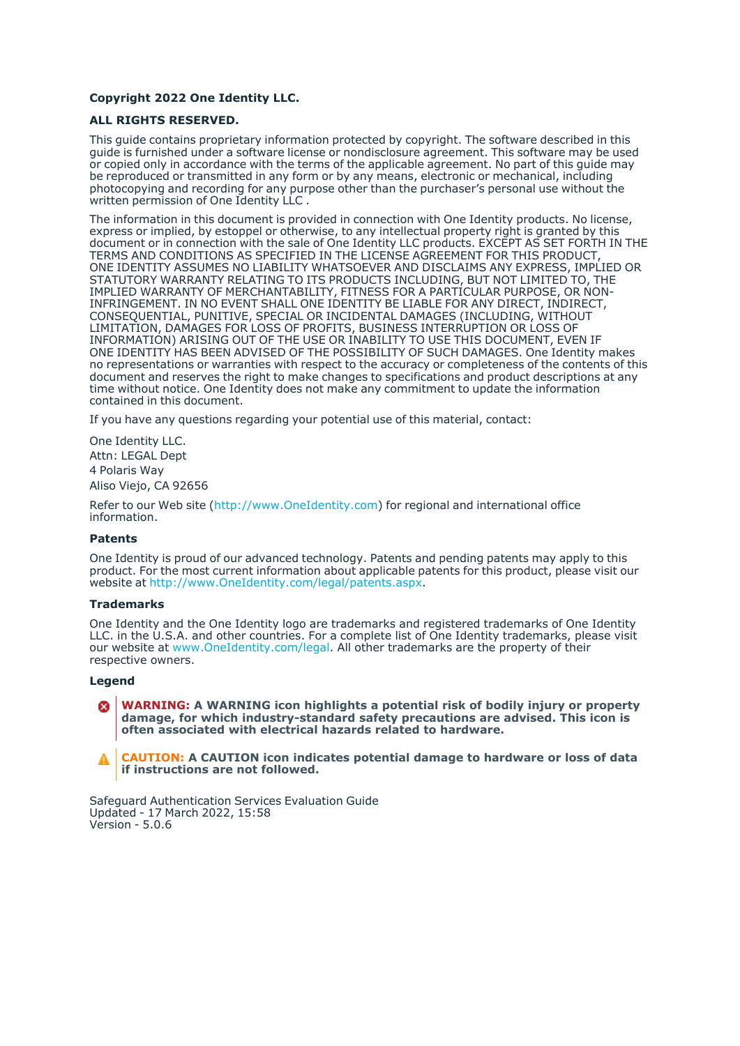**Copyright 2022 One Identity LLC.**

**ALL RIGHTS RESERVED.**

This guide contains proprietary information protected by copyright. The software described in this guide is furnished under a software license or nondisclosure agreement. This software may be used or copied only in accordance with the terms of the applicable agreement. No part of this guide may be reproduced or transmitted in any form or by any means, electronic or mechanical, including photocopying and recording for any purpose other than the purchaser's personal use without the written permission of One Identity LLC .

The information in this document is provided in connection with One Identity products. No license, express or implied, by estoppel or otherwise, to any intellectual property right is granted by this document or in connection with the sale of One Identity LLC products. EXCEPT AS SET FORTH IN THE TERMS AND CONDITIONS AS SPECIFIED IN THE LICENSE AGREEMENT FOR THIS PRODUCT, ONE IDENTITY ASSUMES NO LIABILITY WHATSOEVER AND DISCLAIMS ANY EXPRESS, IMPLIED OR STATUTORY WARRANTY RELATING TO ITS PRODUCTS INCLUDING, BUT NOT LIMITED TO, THE IMPLIED WARRANTY OF MERCHANTABILITY, FITNESS FOR A PARTICULAR PURPOSE, OR NON-INFRINGEMENT. IN NO EVENT SHALL ONE IDENTITY BE LIABLE FOR ANY DIRECT, INDIRECT, CONSEQUENTIAL, PUNITIVE, SPECIAL OR INCIDENTAL DAMAGES (INCLUDING, WITHOUT LIMITATION, DAMAGES FOR LOSS OF PROFITS, BUSINESS INTERRUPTION OR LOSS OF INFORMATION) ARISING OUT OF THE USE OR INABILITY TO USE THIS DOCUMENT, EVEN IF ONE IDENTITY HAS BEEN ADVISED OF THE POSSIBILITY OF SUCH DAMAGES. One Identity makes no representations or warranties with respect to the accuracy or completeness of the contents of this document and reserves the right to make changes to specifications and product descriptions at any time without notice. One Identity does not make any commitment to update the information contained in this document.

If you have any questions regarding your potential use of this material, contact:

One Identity LLC.
Attn: LEGAL Dept
4 Polaris Way
Aliso Viejo, CA 92656

Refer to our Web site (http://www.OneIdentity.com) for regional and international office information.

**Patents**

One Identity is proud of our advanced technology. Patents and pending patents may apply to this product. For the most current information about applicable patents for this product, please visit our website at http://www.OneIdentity.com/legal/patents.aspx.

**Trademarks**

One Identity and the One Identity logo are trademarks and registered trademarks of One Identity LLC. in the U.S.A. and other countries. For a complete list of One Identity trademarks, please visit our website at www.OneIdentity.com/legal. All other trademarks are the property of their respective owners.

**Legend**

**WARNING: A WARNING icon highlights a potential risk of bodily injury or property damage, for which industry-standard safety precautions are advised. This icon is often associated with electrical hazards related to hardware.**

**CAUTION: A CAUTION icon indicates potential damage to hardware or loss of data if instructions are not followed.**

Safeguard Authentication Services Evaluation Guide
Updated - 17 March 2022, 15:58
Version - 5.0.6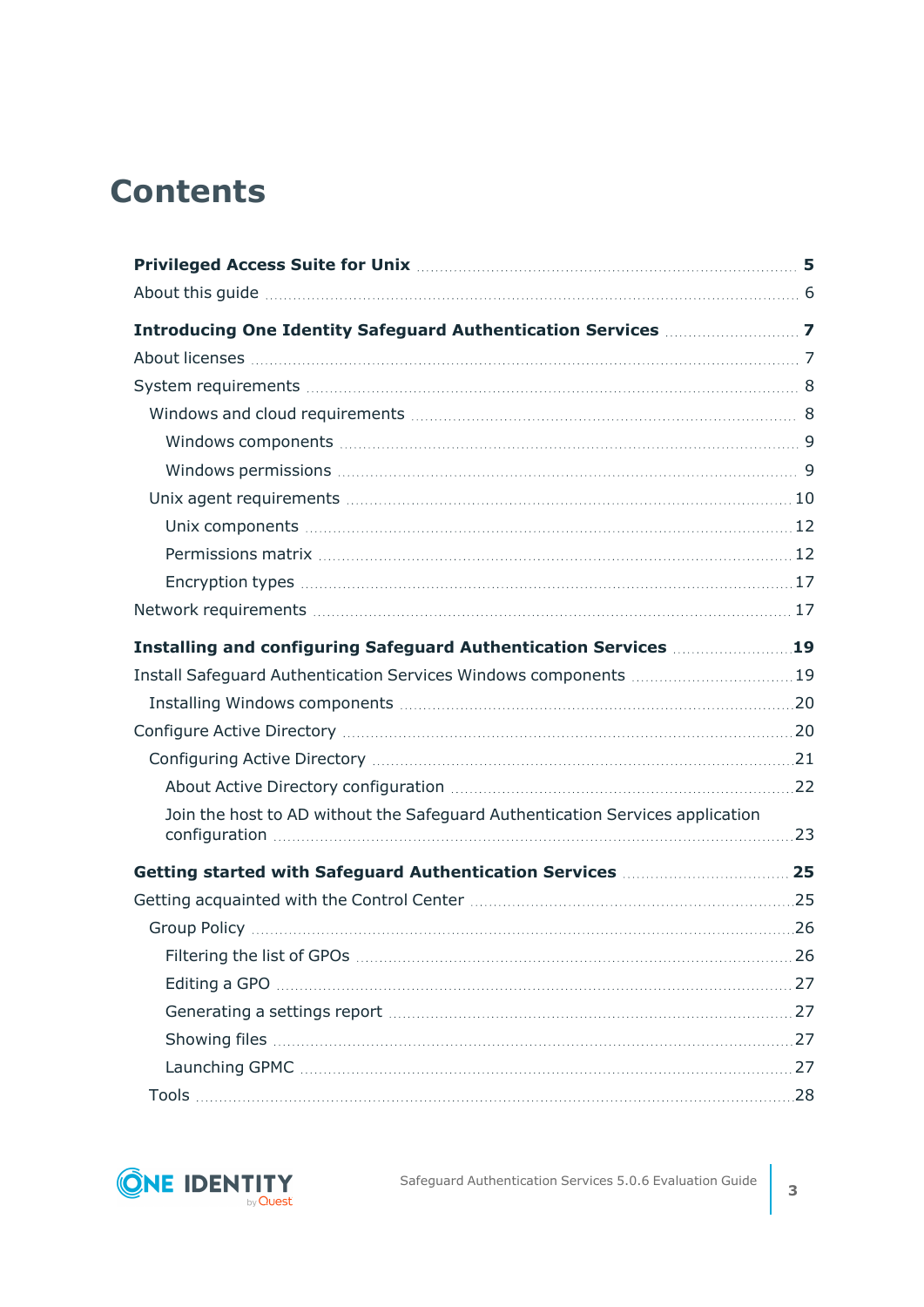# Contents

**Privileged Access Suite for Unix** 5

About this guide 6

**Introducing One Identity Safeguard Authentication Services** 7

About licenses 7

System requirements 8

- Windows and cloud requirements 8
  - Windows components 9
  - Windows permissions 9
- Unix agent requirements 10
  - Unix components 12
  - Permissions matrix 12
  - Encryption types 17

Network requirements 17

**Installing and configuring Safeguard Authentication Services** 19

Install Safeguard Authentication Services Windows components 19

- Installing Windows components 20

Configure Active Directory 20

- Configuring Active Directory 21
  - About Active Directory configuration 22
  - Join the host to AD without the Safeguard Authentication Services application configuration 23

**Getting started with Safeguard Authentication Services** 25

Getting acquainted with the Control Center 25

- Group Policy 26
  - Filtering the list of GPOs 26
  - Editing a GPO 27
  - Generating a settings report 27
  - Showing files 27
  - Launching GPMC 27
- Tools 28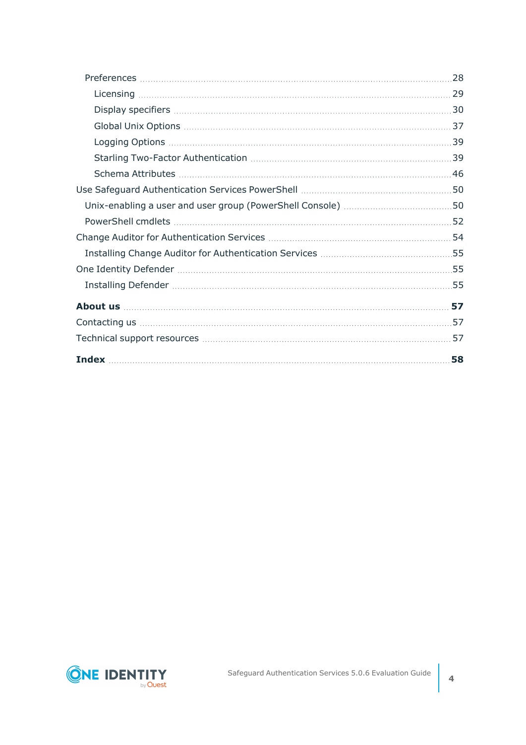- Preferences 28
  - Licensing 29
  - Display specifiers 30
  - Global Unix Options 37
  - Logging Options 39
  - Starling Two-Factor Authentication 39
  - Schema Attributes 46
- Use Safeguard Authentication Services PowerShell 50
  - Unix-enabling a user and user group (PowerShell Console) 50
  - PowerShell cmdlets 52
- Change Auditor for Authentication Services 54
  - Installing Change Auditor for Authentication Services 55
- One Identity Defender 55
  - Installing Defender 55

**About us 57**

- Contacting us 57
- Technical support resources 57

**Index 58**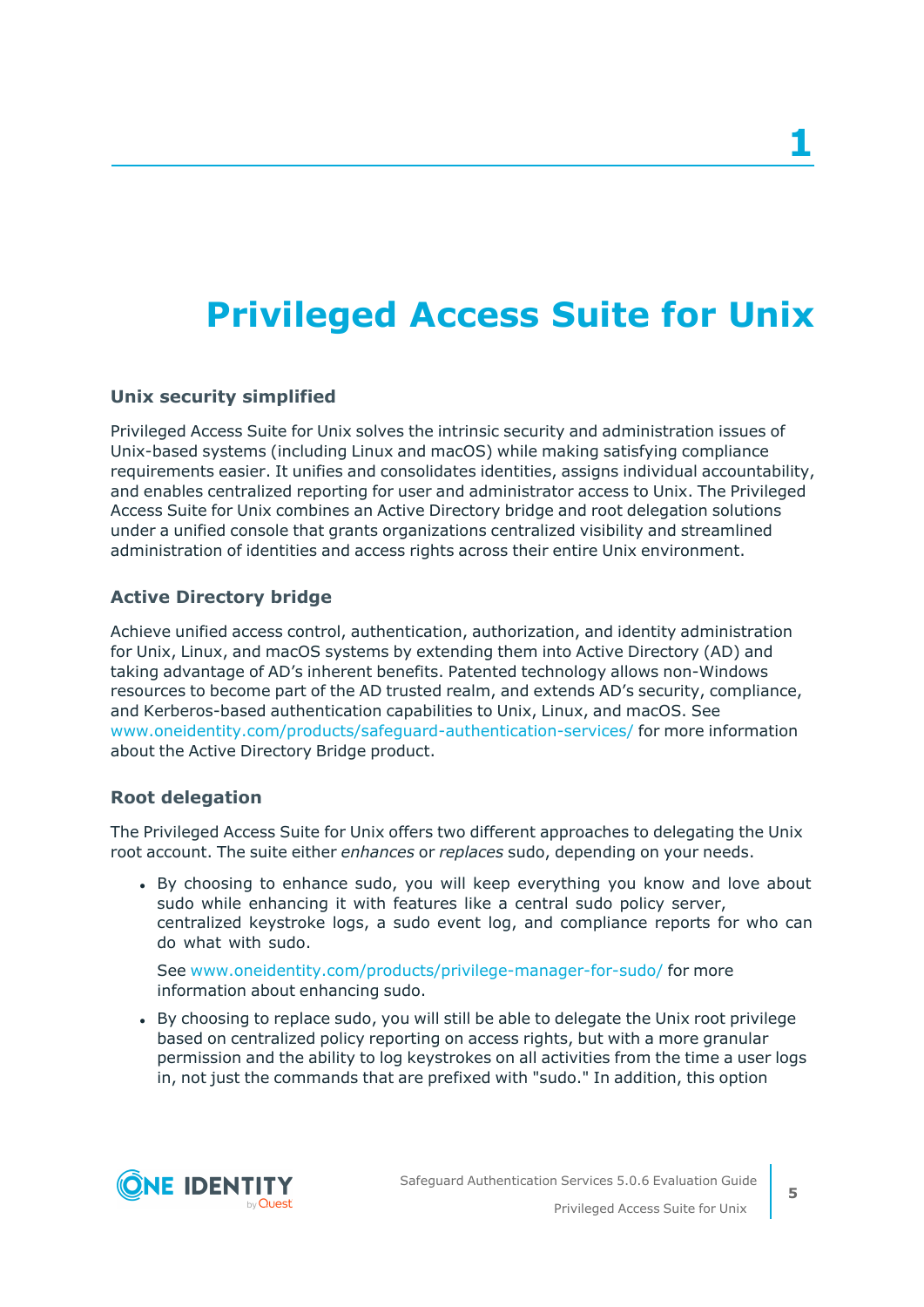# 1

# Privileged Access Suite for Unix

### Unix security simplified

Privileged Access Suite for Unix solves the intrinsic security and administration issues of Unix-based systems (including Linux and macOS) while making satisfying compliance requirements easier. It unifies and consolidates identities, assigns individual accountability, and enables centralized reporting for user and administrator access to Unix. The Privileged Access Suite for Unix combines an Active Directory bridge and root delegation solutions under a unified console that grants organizations centralized visibility and streamlined administration of identities and access rights across their entire Unix environment.

### Active Directory bridge

Achieve unified access control, authentication, authorization, and identity administration for Unix, Linux, and macOS systems by extending them into Active Directory (AD) and taking advantage of AD's inherent benefits. Patented technology allows non-Windows resources to become part of the AD trusted realm, and extends AD's security, compliance, and Kerberos-based authentication capabilities to Unix, Linux, and macOS. See www.oneidentity.com/products/safeguard-authentication-services/ for more information about the Active Directory Bridge product.

### Root delegation

The Privileged Access Suite for Unix offers two different approaches to delegating the Unix root account. The suite either *enhances* or *replaces* sudo, depending on your needs.

- By choosing to enhance sudo, you will keep everything you know and love about sudo while enhancing it with features like a central sudo policy server, centralized keystroke logs, a sudo event log, and compliance reports for who can do what with sudo.

  See www.oneidentity.com/products/privilege-manager-for-sudo/ for more information about enhancing sudo.

- By choosing to replace sudo, you will still be able to delegate the Unix root privilege based on centralized policy reporting on access rights, but with a more granular permission and the ability to log keystrokes on all activities from the time a user logs in, not just the commands that are prefixed with "sudo." In addition, this option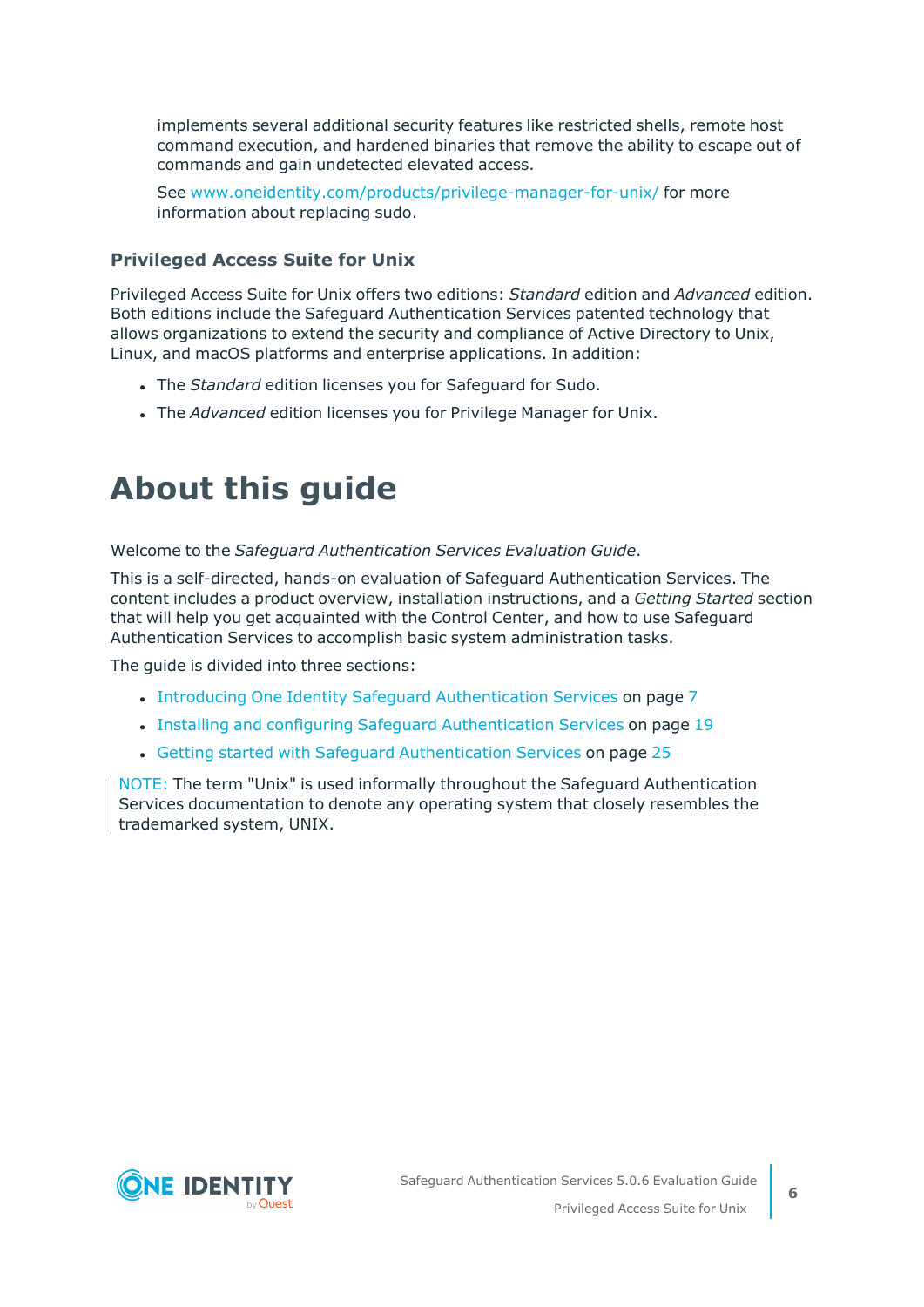implements several additional security features like restricted shells, remote host command execution, and hardened binaries that remove the ability to escape out of commands and gain undetected elevated access.

See www.oneidentity.com/products/privilege-manager-for-unix/ for more information about replacing sudo.

### Privileged Access Suite for Unix

Privileged Access Suite for Unix offers two editions: *Standard* edition and *Advanced* edition. Both editions include the Safeguard Authentication Services patented technology that allows organizations to extend the security and compliance of Active Directory to Unix, Linux, and macOS platforms and enterprise applications. In addition:

- The *Standard* edition licenses you for Safeguard for Sudo.
- The *Advanced* edition licenses you for Privilege Manager for Unix.

# About this guide

Welcome to the *Safeguard Authentication Services Evaluation Guide*.

This is a self-directed, hands-on evaluation of Safeguard Authentication Services. The content includes a product overview, installation instructions, and a *Getting Started* section that will help you get acquainted with the Control Center, and how to use Safeguard Authentication Services to accomplish basic system administration tasks.

The guide is divided into three sections:

- Introducing One Identity Safeguard Authentication Services on page 7
- Installing and configuring Safeguard Authentication Services on page 19
- Getting started with Safeguard Authentication Services on page 25

NOTE: The term "Unix" is used informally throughout the Safeguard Authentication Services documentation to denote any operating system that closely resembles the trademarked system, UNIX.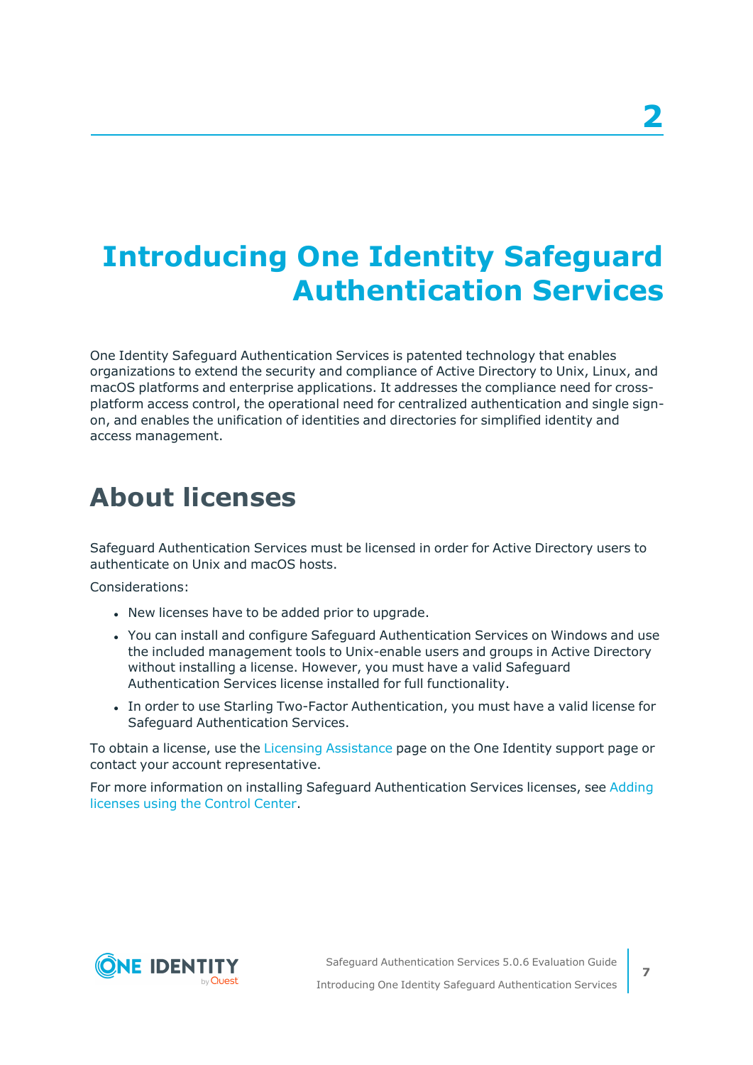# 2

# Introducing One Identity Safeguard Authentication Services

One Identity Safeguard Authentication Services is patented technology that enables organizations to extend the security and compliance of Active Directory to Unix, Linux, and macOS platforms and enterprise applications. It addresses the compliance need for cross-platform access control, the operational need for centralized authentication and single sign-on, and enables the unification of identities and directories for simplified identity and access management.

## About licenses

Safeguard Authentication Services must be licensed in order for Active Directory users to authenticate on Unix and macOS hosts.

Considerations:

- New licenses have to be added prior to upgrade.
- You can install and configure Safeguard Authentication Services on Windows and use the included management tools to Unix-enable users and groups in Active Directory without installing a license. However, you must have a valid Safeguard Authentication Services license installed for full functionality.
- In order to use Starling Two-Factor Authentication, you must have a valid license for Safeguard Authentication Services.

To obtain a license, use the Licensing Assistance page on the One Identity support page or contact your account representative.

For more information on installing Safeguard Authentication Services licenses, see Adding licenses using the Control Center.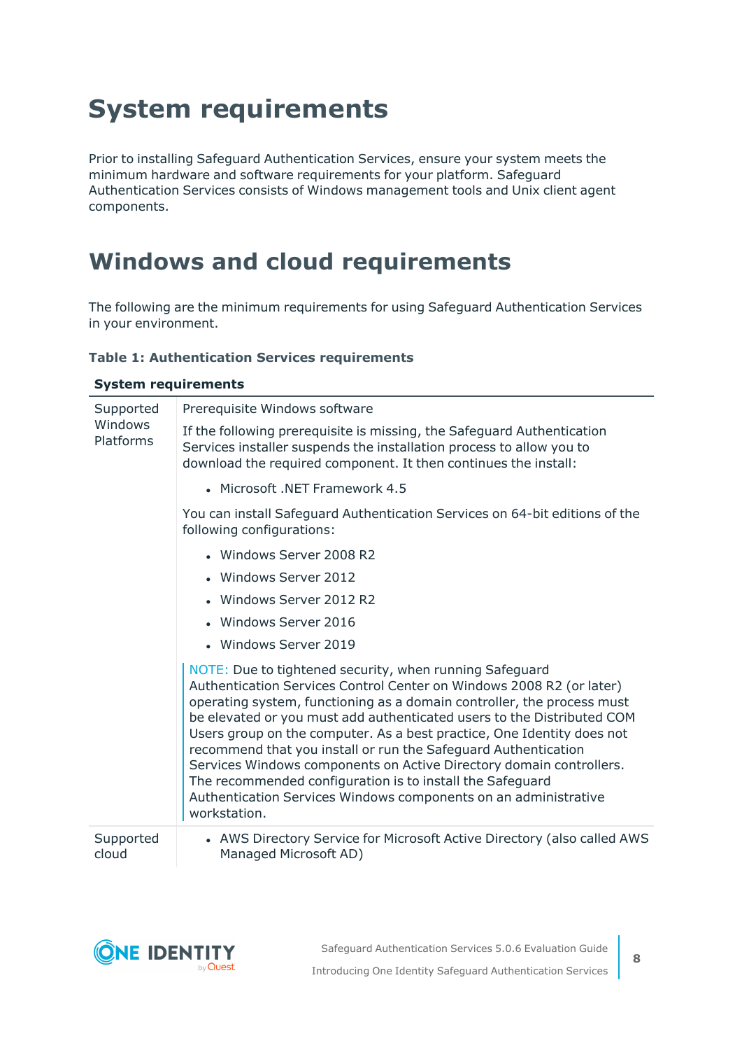# System requirements

Prior to installing Safeguard Authentication Services, ensure your system meets the minimum hardware and software requirements for your platform. Safeguard Authentication Services consists of Windows management tools and Unix client agent components.

## Windows and cloud requirements

The following are the minimum requirements for using Safeguard Authentication Services in your environment.

**Table 1: Authentication Services requirements**

| **System requirements** | |
|---|---|
| Supported Windows Platforms | Prerequisite Windows software<br><br>If the following prerequisite is missing, the Safeguard Authentication Services installer suspends the installation process to allow you to download the required component. It then continues the install:<br><br>• Microsoft .NET Framework 4.5<br><br>You can install Safeguard Authentication Services on 64-bit editions of the following configurations:<br><br>• Windows Server 2008 R2<br>• Windows Server 2012<br>• Windows Server 2012 R2<br>• Windows Server 2016<br>• Windows Server 2019<br><br>NOTE: Due to tightened security, when running Safeguard Authentication Services Control Center on Windows 2008 R2 (or later) operating system, functioning as a domain controller, the process must be elevated or you must add authenticated users to the Distributed COM Users group on the computer. As a best practice, One Identity does not recommend that you install or run the Safeguard Authentication Services Windows components on Active Directory domain controllers. The recommended configuration is to install the Safeguard Authentication Services Windows components on an administrative workstation. |
| Supported cloud | • AWS Directory Service for Microsoft Active Directory (also called AWS Managed Microsoft AD) |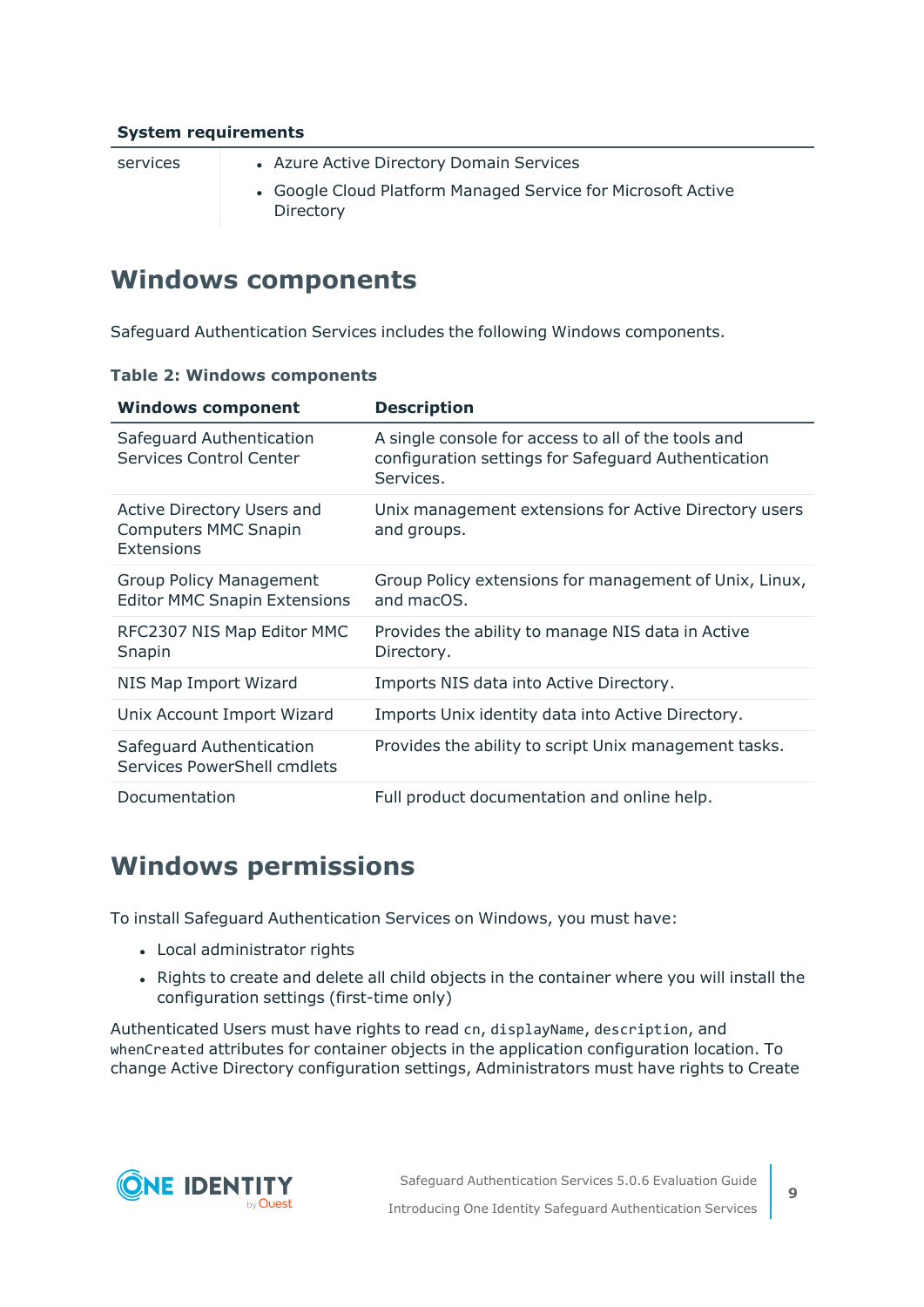| System requirements | |
|---|---|
| services | • Azure Active Directory Domain Services<br>• Google Cloud Platform Managed Service for Microsoft Active Directory |

## Windows components

Safeguard Authentication Services includes the following Windows components.

**Table 2: Windows components**

| Windows component | Description |
|---|---|
| Safeguard Authentication Services Control Center | A single console for access to all of the tools and configuration settings for Safeguard Authentication Services. |
| Active Directory Users and Computers MMC Snapin Extensions | Unix management extensions for Active Directory users and groups. |
| Group Policy Management Editor MMC Snapin Extensions | Group Policy extensions for management of Unix, Linux, and macOS. |
| RFC2307 NIS Map Editor MMC Snapin | Provides the ability to manage NIS data in Active Directory. |
| NIS Map Import Wizard | Imports NIS data into Active Directory. |
| Unix Account Import Wizard | Imports Unix identity data into Active Directory. |
| Safeguard Authentication Services PowerShell cmdlets | Provides the ability to script Unix management tasks. |
| Documentation | Full product documentation and online help. |

## Windows permissions

To install Safeguard Authentication Services on Windows, you must have:

- Local administrator rights
- Rights to create and delete all child objects in the container where you will install the configuration settings (first-time only)

Authenticated Users must have rights to read `cn`, `displayName`, `description`, and `whenCreated` attributes for container objects in the application configuration location. To change Active Directory configuration settings, Administrators must have rights to Create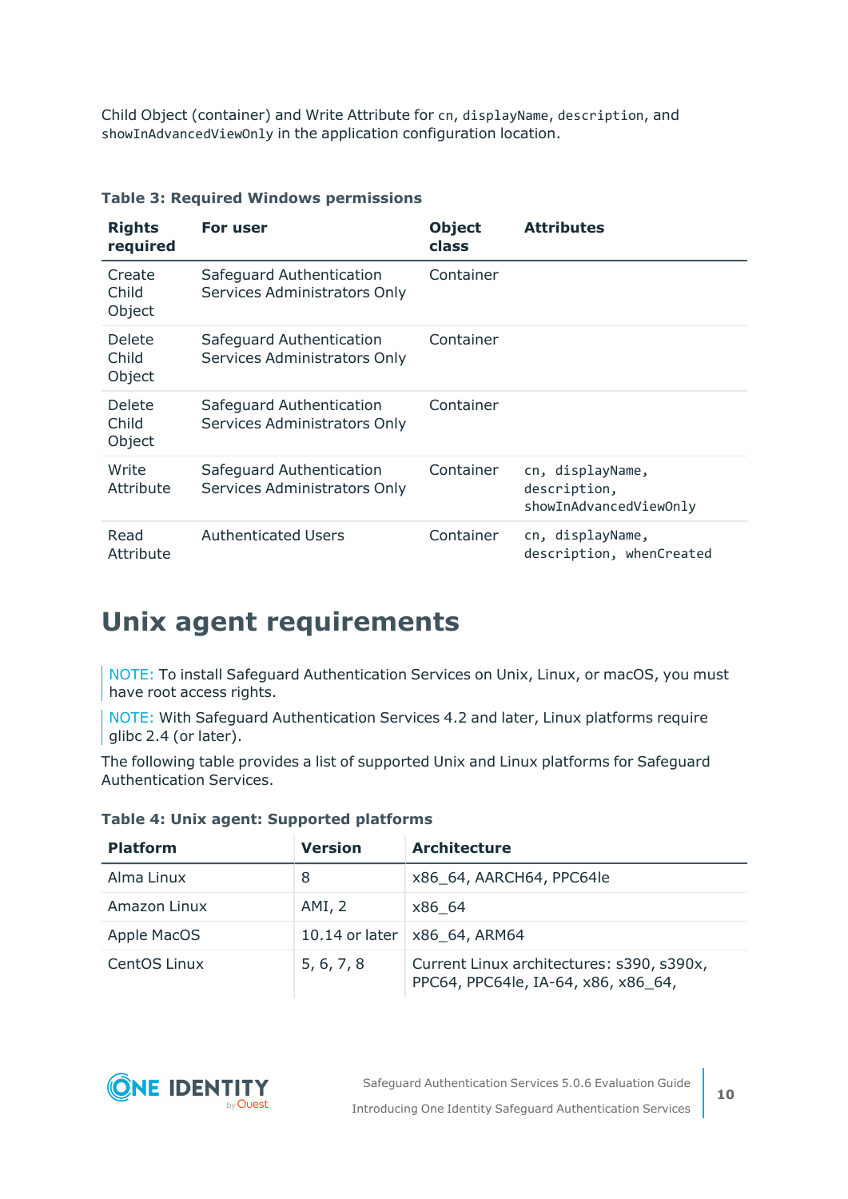Child Object (container) and Write Attribute for `cn`, `displayName`, `description`, and `showInAdvancedViewOnly` in the application configuration location.

**Table 3: Required Windows permissions**

| Rights required | For user | Object class | Attributes |
|---|---|---|---|
| Create Child Object | Safeguard Authentication Services Administrators Only | Container | |
| Delete Child Object | Safeguard Authentication Services Administrators Only | Container | |
| Delete Child Object | Safeguard Authentication Services Administrators Only | Container | |
| Write Attribute | Safeguard Authentication Services Administrators Only | Container | `cn, displayName, description, showInAdvancedViewOnly` |
| Read Attribute | Authenticated Users | Container | `cn, displayName, description, whenCreated` |

# Unix agent requirements

NOTE: To install Safeguard Authentication Services on Unix, Linux, or macOS, you must have root access rights.

NOTE: With Safeguard Authentication Services 4.2 and later, Linux platforms require glibc 2.4 (or later).

The following table provides a list of supported Unix and Linux platforms for Safeguard Authentication Services.

**Table 4: Unix agent: Supported platforms**

| Platform | Version | Architecture |
|---|---|---|
| Alma Linux | 8 | x86_64, AARCH64, PPC64le |
| Amazon Linux | AMI, 2 | x86_64 |
| Apple MacOS | 10.14 or later | x86_64, ARM64 |
| CentOS Linux | 5, 6, 7, 8 | Current Linux architectures: s390, s390x, PPC64, PPC64le, IA-64, x86, x86_64, |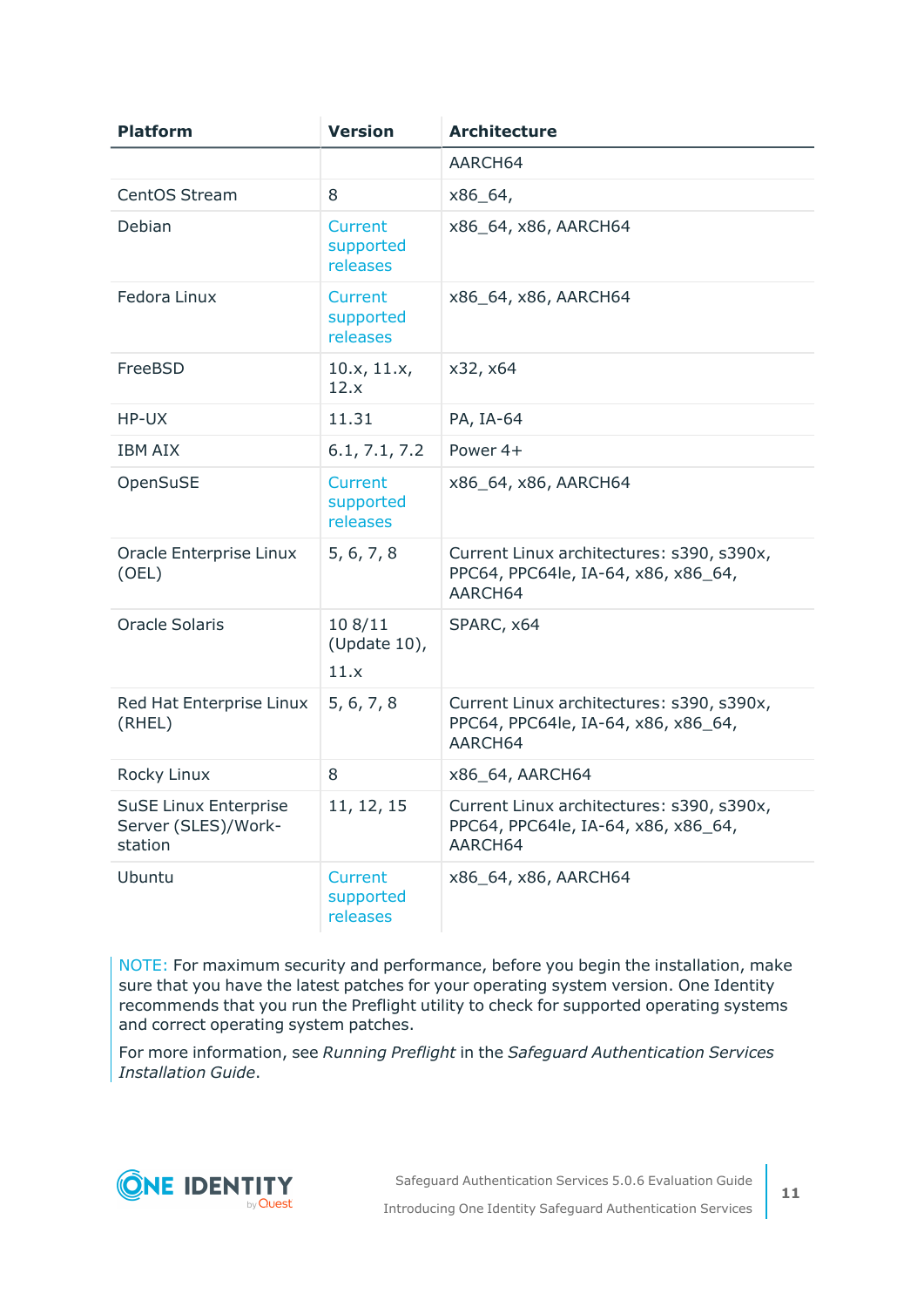| Platform | Version | Architecture |
| --- | --- | --- |
| | | AARCH64 |
| CentOS Stream | 8 | x86_64, |
| Debian | Current supported releases | x86_64, x86, AARCH64 |
| Fedora Linux | Current supported releases | x86_64, x86, AARCH64 |
| FreeBSD | 10.x, 11.x, 12.x | x32, x64 |
| HP-UX | 11.31 | PA, IA-64 |
| IBM AIX | 6.1, 7.1, 7.2 | Power 4+ |
| OpenSuSE | Current supported releases | x86_64, x86, AARCH64 |
| Oracle Enterprise Linux (OEL) | 5, 6, 7, 8 | Current Linux architectures: s390, s390x, PPC64, PPC64le, IA-64, x86, x86_64, AARCH64 |
| Oracle Solaris | 10 8/11 (Update 10), 11.x | SPARC, x64 |
| Red Hat Enterprise Linux (RHEL) | 5, 6, 7, 8 | Current Linux architectures: s390, s390x, PPC64, PPC64le, IA-64, x86, x86_64, AARCH64 |
| Rocky Linux | 8 | x86_64, AARCH64 |
| SuSE Linux Enterprise Server (SLES)/Workstation | 11, 12, 15 | Current Linux architectures: s390, s390x, PPC64, PPC64le, IA-64, x86, x86_64, AARCH64 |
| Ubuntu | Current supported releases | x86_64, x86, AARCH64 |

NOTE: For maximum security and performance, before you begin the installation, make sure that you have the latest patches for your operating system version. One Identity recommends that you run the Preflight utility to check for supported operating systems and correct operating system patches.

For more information, see *Running Preflight* in the *Safeguard Authentication Services Installation Guide*.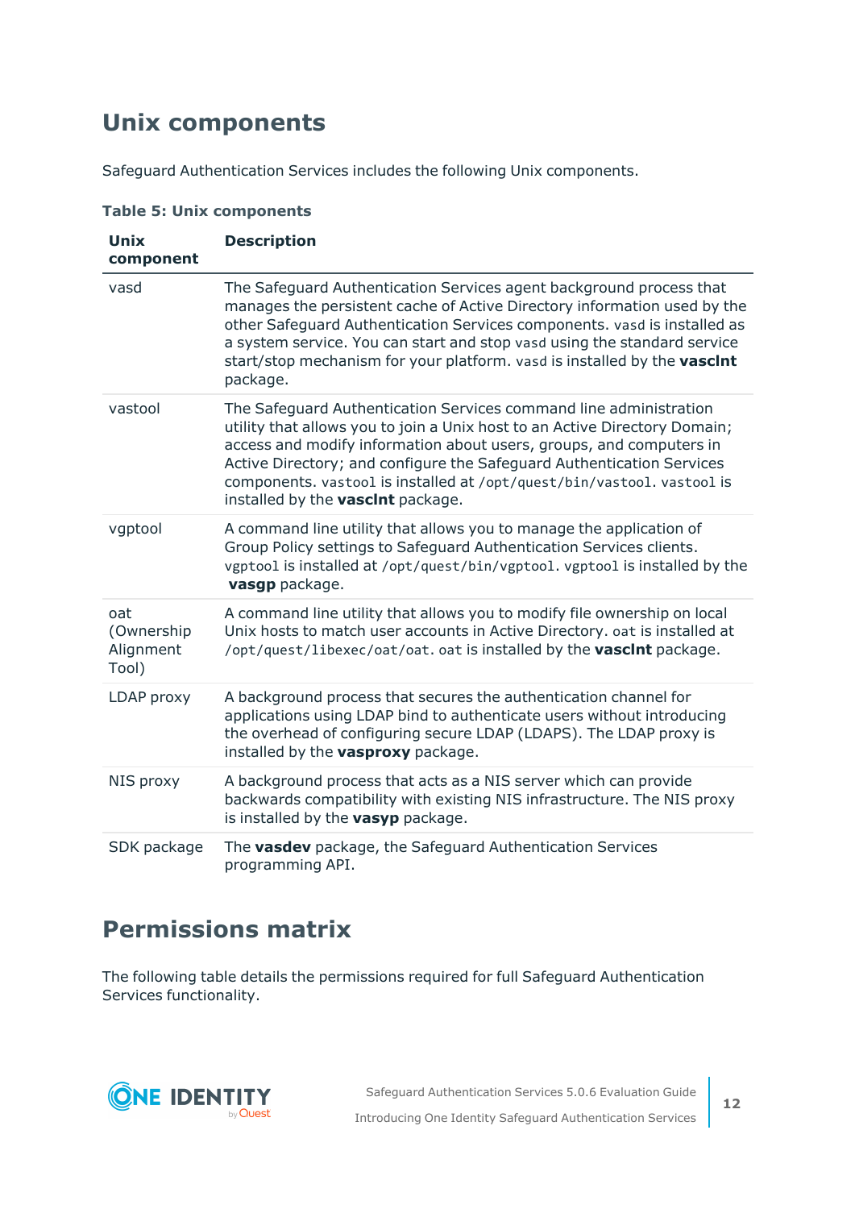# Unix components

Safeguard Authentication Services includes the following Unix components.

**Table 5: Unix components**

| Unix component | Description |
|---|---|
| vasd | The Safeguard Authentication Services agent background process that manages the persistent cache of Active Directory information used by the other Safeguard Authentication Services components. `vasd` is installed as a system service. You can start and stop `vasd` using the standard service start/stop mechanism for your platform. `vasd` is installed by the **vasclnt** package. |
| vastool | The Safeguard Authentication Services command line administration utility that allows you to join a Unix host to an Active Directory Domain; access and modify information about users, groups, and computers in Active Directory; and configure the Safeguard Authentication Services components. `vastool` is installed at `/opt/quest/bin/vastool`. `vastool` is installed by the **vasclnt** package. |
| vgptool | A command line utility that allows you to manage the application of Group Policy settings to Safeguard Authentication Services clients. `vgptool` is installed at `/opt/quest/bin/vgptool`. `vgptool` is installed by the **vasgp** package. |
| oat (Ownership Alignment Tool) | A command line utility that allows you to modify file ownership on local Unix hosts to match user accounts in Active Directory. `oat` is installed at `/opt/quest/libexec/oat/oat`. `oat` is installed by the **vasclnt** package. |
| LDAP proxy | A background process that secures the authentication channel for applications using LDAP bind to authenticate users without introducing the overhead of configuring secure LDAP (LDAPS). The LDAP proxy is installed by the **vasproxy** package. |
| NIS proxy | A background process that acts as a NIS server which can provide backwards compatibility with existing NIS infrastructure. The NIS proxy is installed by the **vasyp** package. |
| SDK package | The **vasdev** package, the Safeguard Authentication Services programming API. |

# Permissions matrix

The following table details the permissions required for full Safeguard Authentication Services functionality.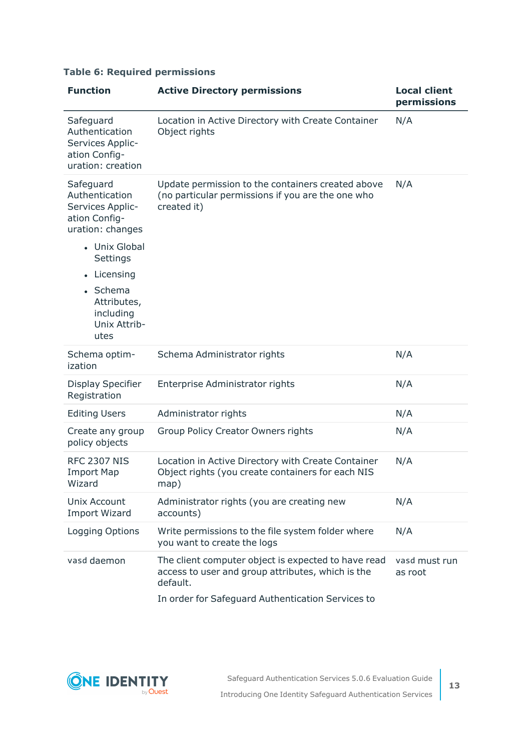**Table 6: Required permissions**

| Function | Active Directory permissions | Local client permissions |
|---|---|---|
| Safeguard Authentication Services Application Configuration: creation | Location in Active Directory with Create Container Object rights | N/A |
| Safeguard Authentication Services Application Configuration: changes<br>• Unix Global Settings<br>• Licensing<br>• Schema Attributes, including Unix Attributes | Update permission to the containers created above (no particular permissions if you are the one who created it) | N/A |
| Schema optimization | Schema Administrator rights | N/A |
| Display Specifier Registration | Enterprise Administrator rights | N/A |
| Editing Users | Administrator rights | N/A |
| Create any group policy objects | Group Policy Creator Owners rights | N/A |
| RFC 2307 NIS Import Map Wizard | Location in Active Directory with Create Container Object rights (you create containers for each NIS map) | N/A |
| Unix Account Import Wizard | Administrator rights (you are creating new accounts) | N/A |
| Logging Options | Write permissions to the file system folder where you want to create the logs | N/A |
| vasd daemon | The client computer object is expected to have read access to user and group attributes, which is the default.<br>In order for Safeguard Authentication Services to | vasd must run as root |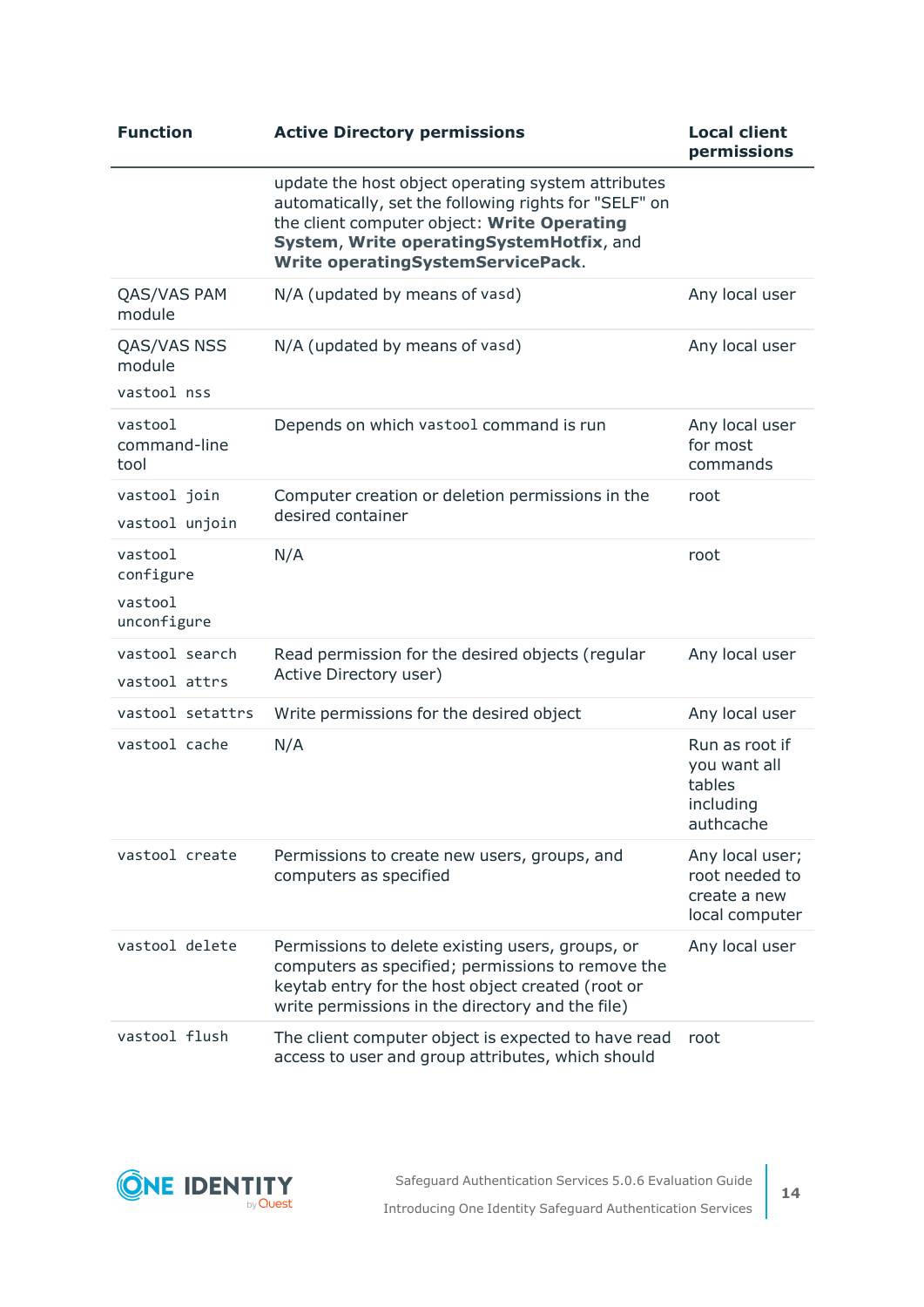| Function | Active Directory permissions | Local client permissions |
|---|---|---|
| | update the host object operating system attributes automatically, set the following rights for "SELF" on the client computer object: **Write Operating System**, **Write operatingSystemHotfix**, and **Write operatingSystemServicePack**. | |
| QAS/VAS PAM module | N/A (updated by means of `vasd`) | Any local user |
| QAS/VAS NSS module<br>`vastool nss` | N/A (updated by means of `vasd`) | Any local user |
| `vastool` command-line tool | Depends on which `vastool` command is run | Any local user for most commands |
| `vastool join`<br>`vastool unjoin` | Computer creation or deletion permissions in the desired container | root |
| `vastool configure`<br>`vastool unconfigure` | N/A | root |
| `vastool search`<br>`vastool attrs` | Read permission for the desired objects (regular Active Directory user) | Any local user |
| `vastool setattrs` | Write permissions for the desired object | Any local user |
| `vastool cache` | N/A | Run as root if you want all tables including authcache |
| `vastool create` | Permissions to create new users, groups, and computers as specified | Any local user; root needed to create a new local computer |
| `vastool delete` | Permissions to delete existing users, groups, or computers as specified; permissions to remove the keytab entry for the host object created (root or write permissions in the directory and the file) | Any local user |
| `vastool flush` | The client computer object is expected to have read access to user and group attributes, which should | root |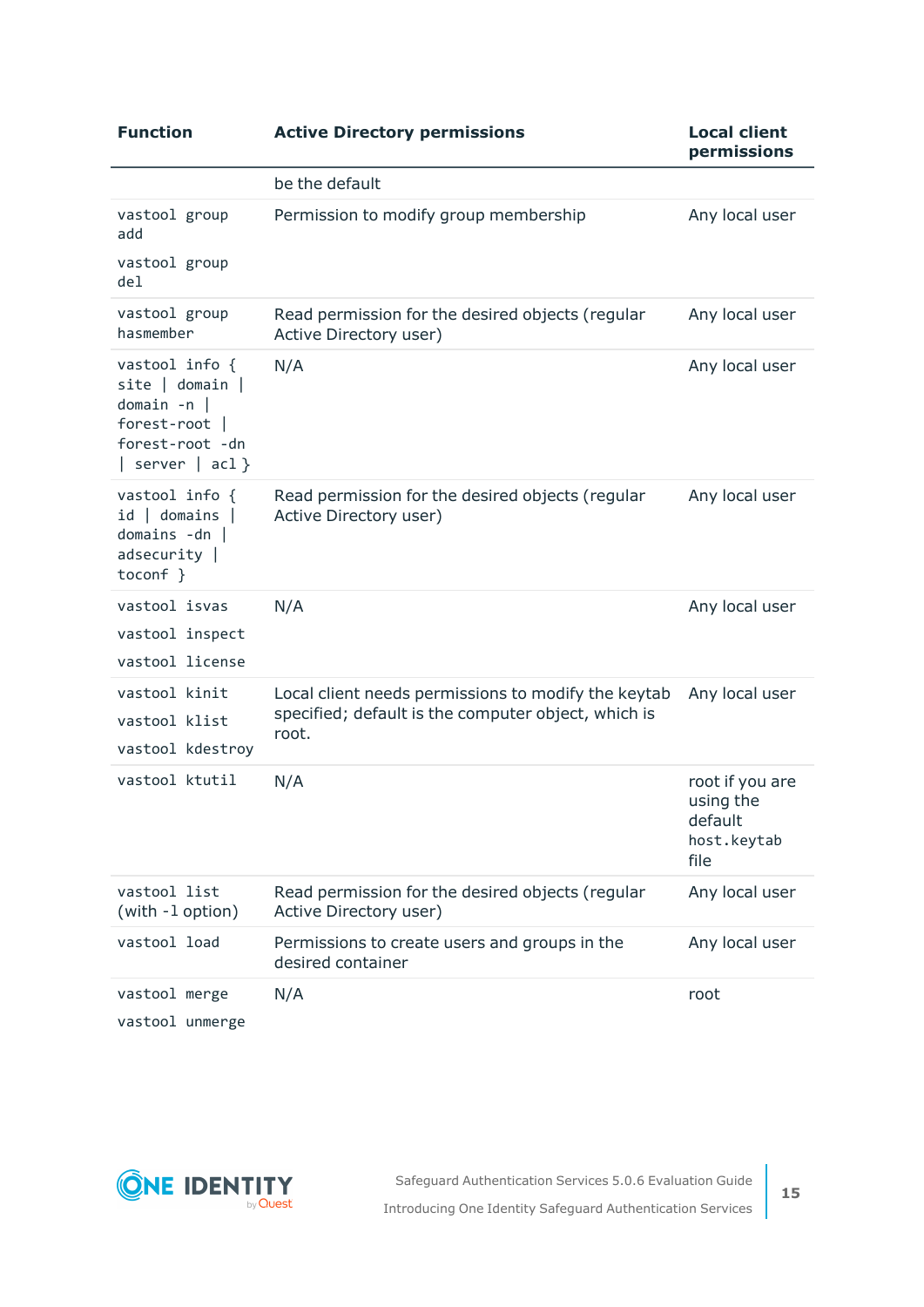| Function | Active Directory permissions | Local client permissions |
|---|---|---|
| | be the default | |
| `vastool group add` <br> `vastool group del` | Permission to modify group membership | Any local user |
| `vastool group hasmember` | Read permission for the desired objects (regular Active Directory user) | Any local user |
| `vastool info { site \| domain \| domain -n \| forest-root \| forest-root -dn \| server \| acl }` | N/A | Any local user |
| `vastool info { id \| domains \| domains -dn \| adsecurity \| toconf }` | Read permission for the desired objects (regular Active Directory user) | Any local user |
| `vastool isvas` <br> `vastool inspect` <br> `vastool license` | N/A | Any local user |
| `vastool kinit` <br> `vastool klist` <br> `vastool kdestroy` | Local client needs permissions to modify the keytab specified; default is the computer object, which is root. | Any local user |
| `vastool ktutil` | N/A | root if you are using the default `host.keytab` file |
| `vastool list` (with `-l` option) | Read permission for the desired objects (regular Active Directory user) | Any local user |
| `vastool load` | Permissions to create users and groups in the desired container | Any local user |
| `vastool merge` <br> `vastool unmerge` | N/A | root |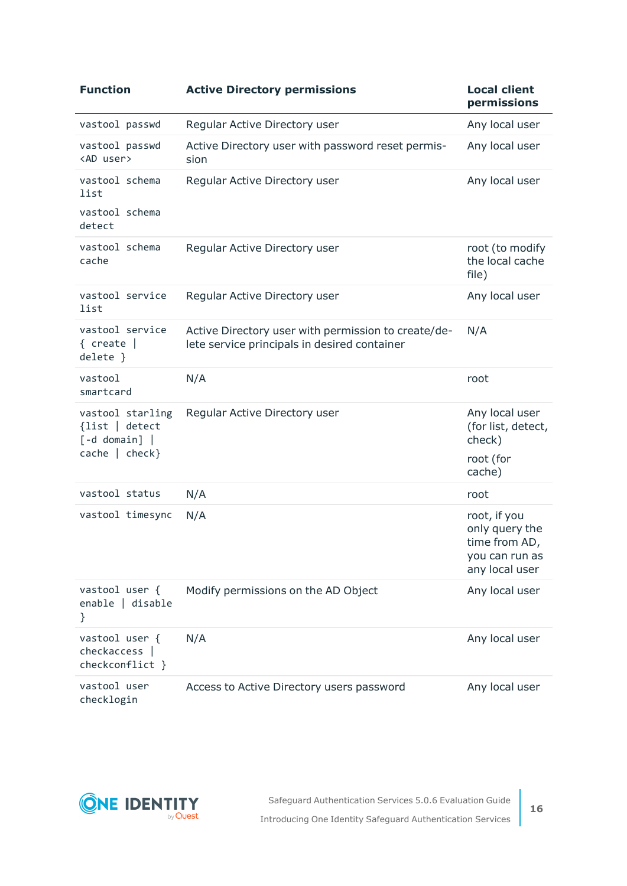| Function | Active Directory permissions | Local client permissions |
|---|---|---|
| `vastool passwd` | Regular Active Directory user | Any local user |
| `vastool passwd <AD user>` | Active Directory user with password reset permission | Any local user |
| `vastool schema list`<br>`vastool schema detect` | Regular Active Directory user | Any local user |
| `vastool schema cache` | Regular Active Directory user | root (to modify the local cache file) |
| `vastool service list` | Regular Active Directory user | Any local user |
| `vastool service { create \| delete }` | Active Directory user with permission to create/delete service principals in desired container | N/A |
| `vastool smartcard` | N/A | root |
| `vastool starling {list \| detect [-d domain] \| cache \| check}` | Regular Active Directory user | Any local user (for list, detect, check)<br>root (for cache) |
| `vastool status` | N/A | root |
| `vastool timesync` | N/A | root, if you only query the time from AD, you can run as any local user |
| `vastool user { enable \| disable }` | Modify permissions on the AD Object | Any local user |
| `vastool user { checkaccess \| checkconflict }` | N/A | Any local user |
| `vastool user checklogin` | Access to Active Directory users password | Any local user |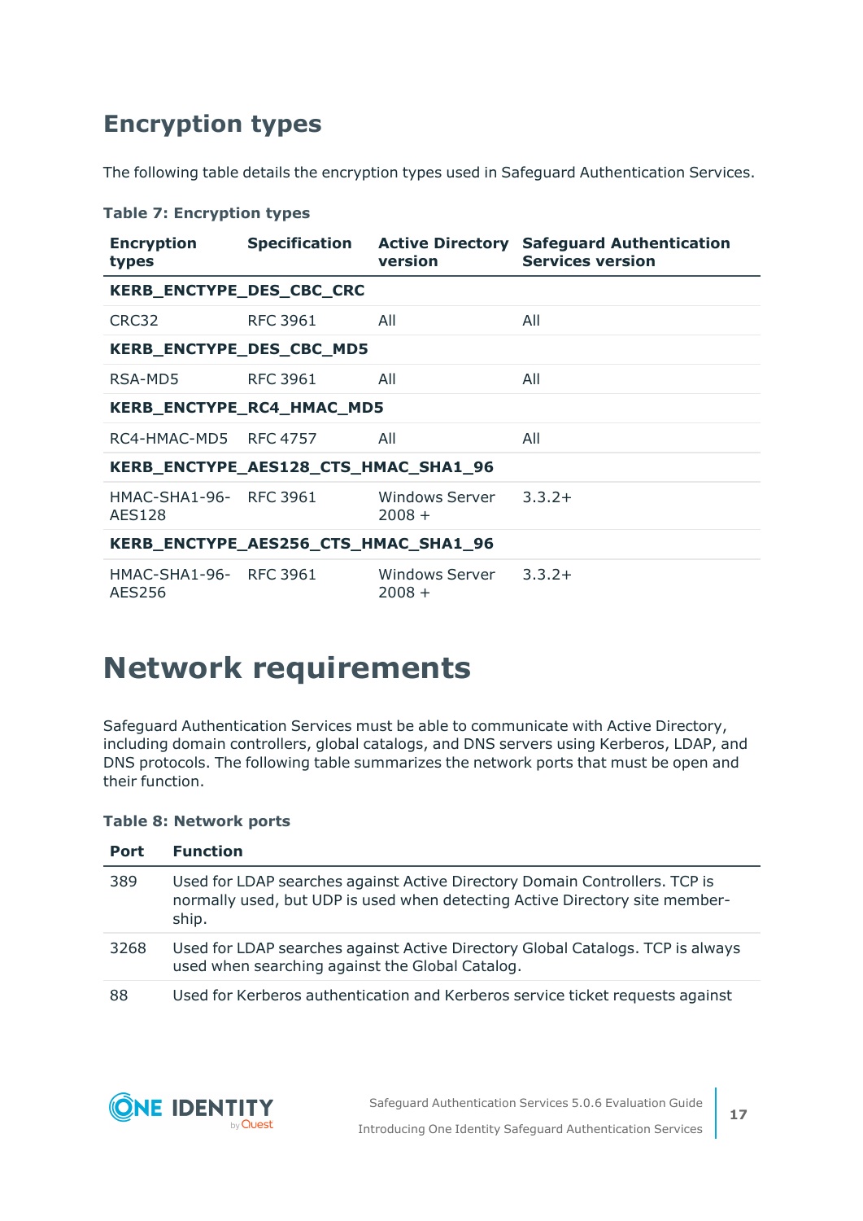## Encryption types

The following table details the encryption types used in Safeguard Authentication Services.

**Table 7: Encryption types**

| Encryption types | Specification | Active Directory version | Safeguard Authentication Services version |
|---|---|---|---|
| **KERB_ENCTYPE_DES_CBC_CRC** | | | |
| CRC32 | RFC 3961 | All | All |
| **KERB_ENCTYPE_DES_CBC_MD5** | | | |
| RSA-MD5 | RFC 3961 | All | All |
| **KERB_ENCTYPE_RC4_HMAC_MD5** | | | |
| RC4-HMAC-MD5 | RFC 4757 | All | All |
| **KERB_ENCTYPE_AES128_CTS_HMAC_SHA1_96** | | | |
| HMAC-SHA1-96-AES128 | RFC 3961 | Windows Server 2008 + | 3.3.2+ |
| **KERB_ENCTYPE_AES256_CTS_HMAC_SHA1_96** | | | |
| HMAC-SHA1-96-AES256 | RFC 3961 | Windows Server 2008 + | 3.3.2+ |

# Network requirements

Safeguard Authentication Services must be able to communicate with Active Directory, including domain controllers, global catalogs, and DNS servers using Kerberos, LDAP, and DNS protocols. The following table summarizes the network ports that must be open and their function.

**Table 8: Network ports**

| Port | Function |
|---|---|
| 389 | Used for LDAP searches against Active Directory Domain Controllers. TCP is normally used, but UDP is used when detecting Active Directory site membership. |
| 3268 | Used for LDAP searches against Active Directory Global Catalogs. TCP is always used when searching against the Global Catalog. |
| 88 | Used for Kerberos authentication and Kerberos service ticket requests against |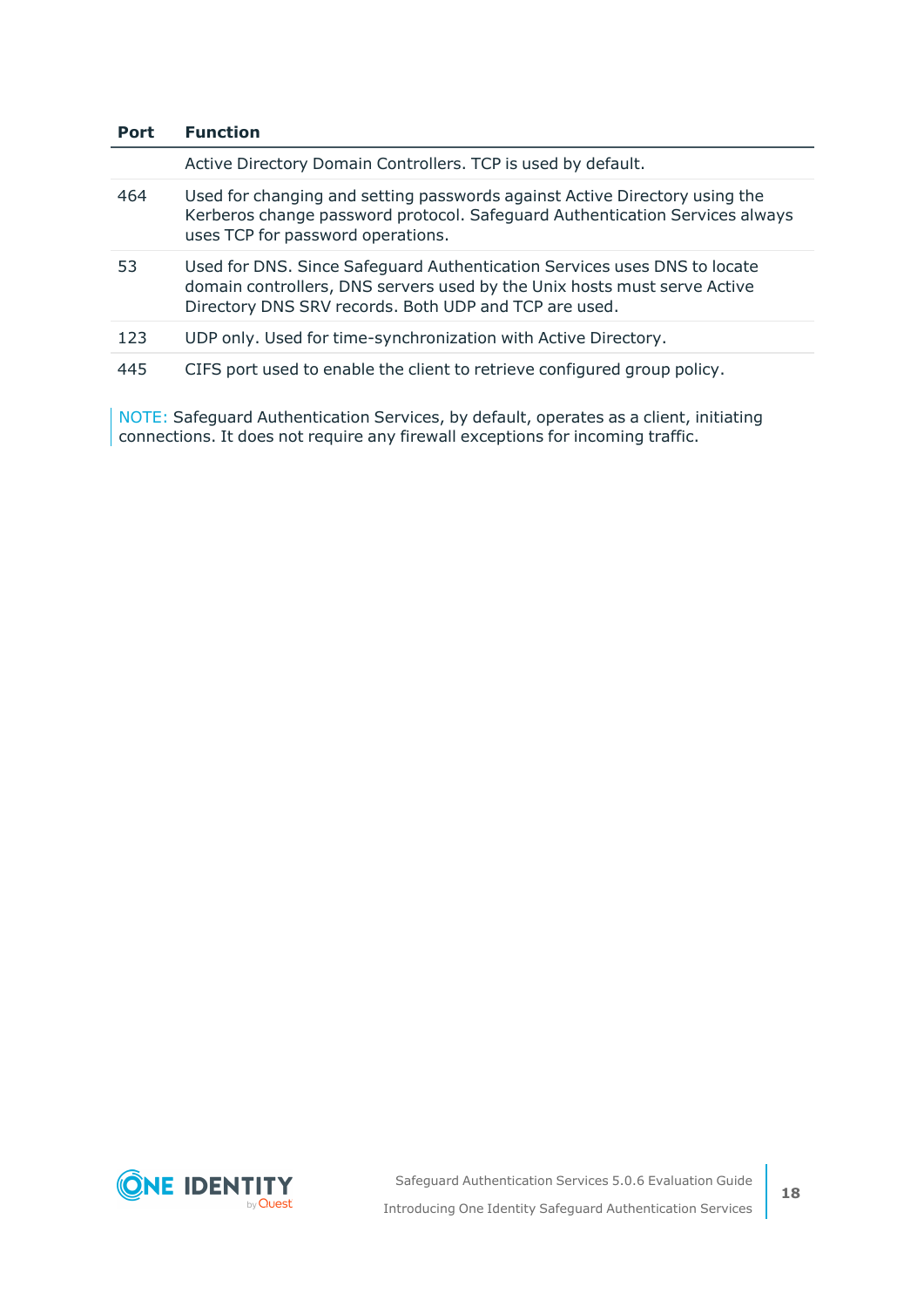| Port | Function |
|---|---|
| | Active Directory Domain Controllers. TCP is used by default. |
| 464 | Used for changing and setting passwords against Active Directory using the Kerberos change password protocol. Safeguard Authentication Services always uses TCP for password operations. |
| 53 | Used for DNS. Since Safeguard Authentication Services uses DNS to locate domain controllers, DNS servers used by the Unix hosts must serve Active Directory DNS SRV records. Both UDP and TCP are used. |
| 123 | UDP only. Used for time-synchronization with Active Directory. |
| 445 | CIFS port used to enable the client to retrieve configured group policy. |

NOTE: Safeguard Authentication Services, by default, operates as a client, initiating connections. It does not require any firewall exceptions for incoming traffic.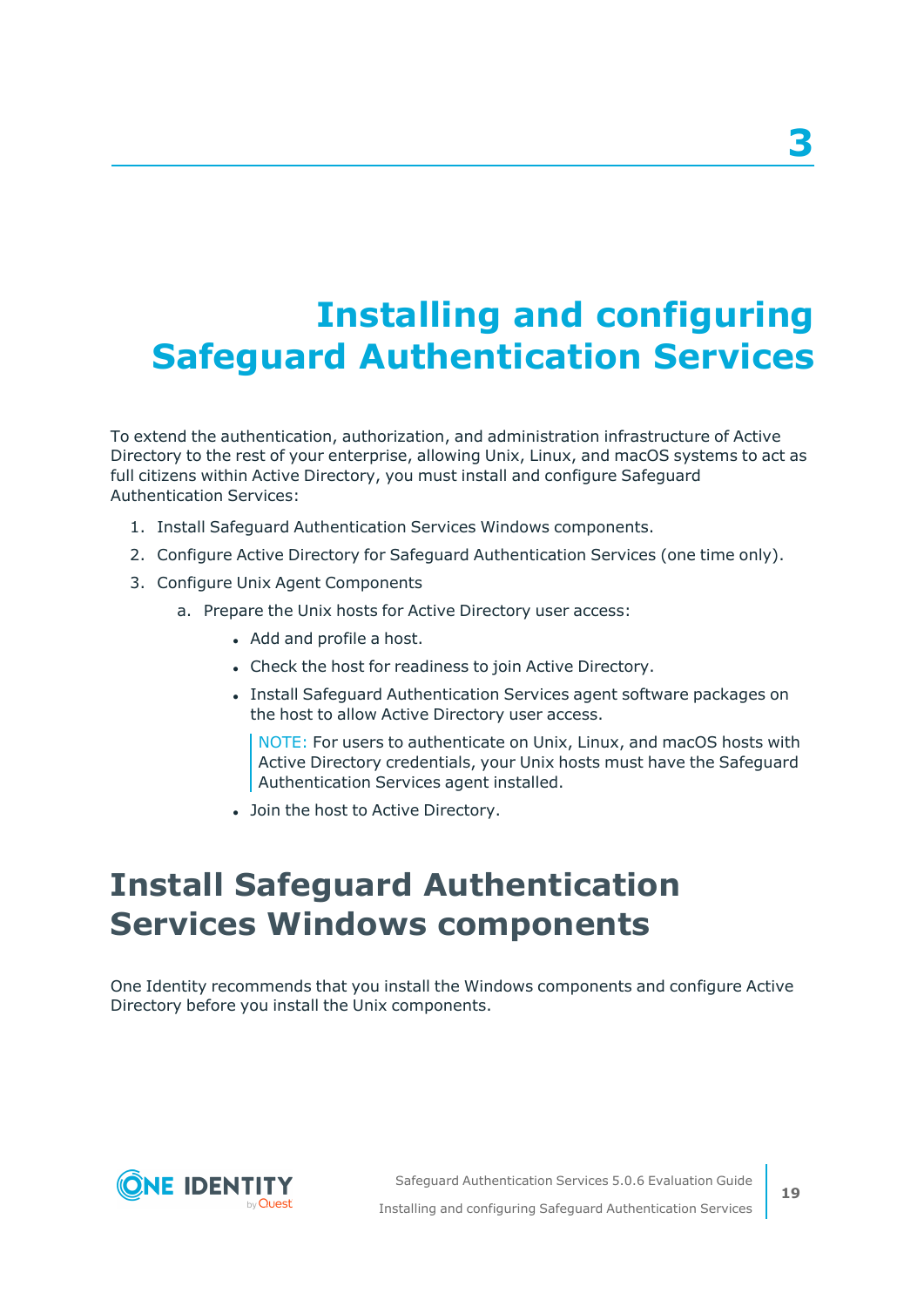# 3 Installing and configuring Safeguard Authentication Services

To extend the authentication, authorization, and administration infrastructure of Active Directory to the rest of your enterprise, allowing Unix, Linux, and macOS systems to act as full citizens within Active Directory, you must install and configure Safeguard Authentication Services:

1. Install Safeguard Authentication Services Windows components.
2. Configure Active Directory for Safeguard Authentication Services (one time only).
3. Configure Unix Agent Components
   a. Prepare the Unix hosts for Active Directory user access:
      - Add and profile a host.
      - Check the host for readiness to join Active Directory.
      - Install Safeguard Authentication Services agent software packages on the host to allow Active Directory user access.

        NOTE: For users to authenticate on Unix, Linux, and macOS hosts with Active Directory credentials, your Unix hosts must have the Safeguard Authentication Services agent installed.
      - Join the host to Active Directory.

## Install Safeguard Authentication Services Windows components

One Identity recommends that you install the Windows components and configure Active Directory before you install the Unix components.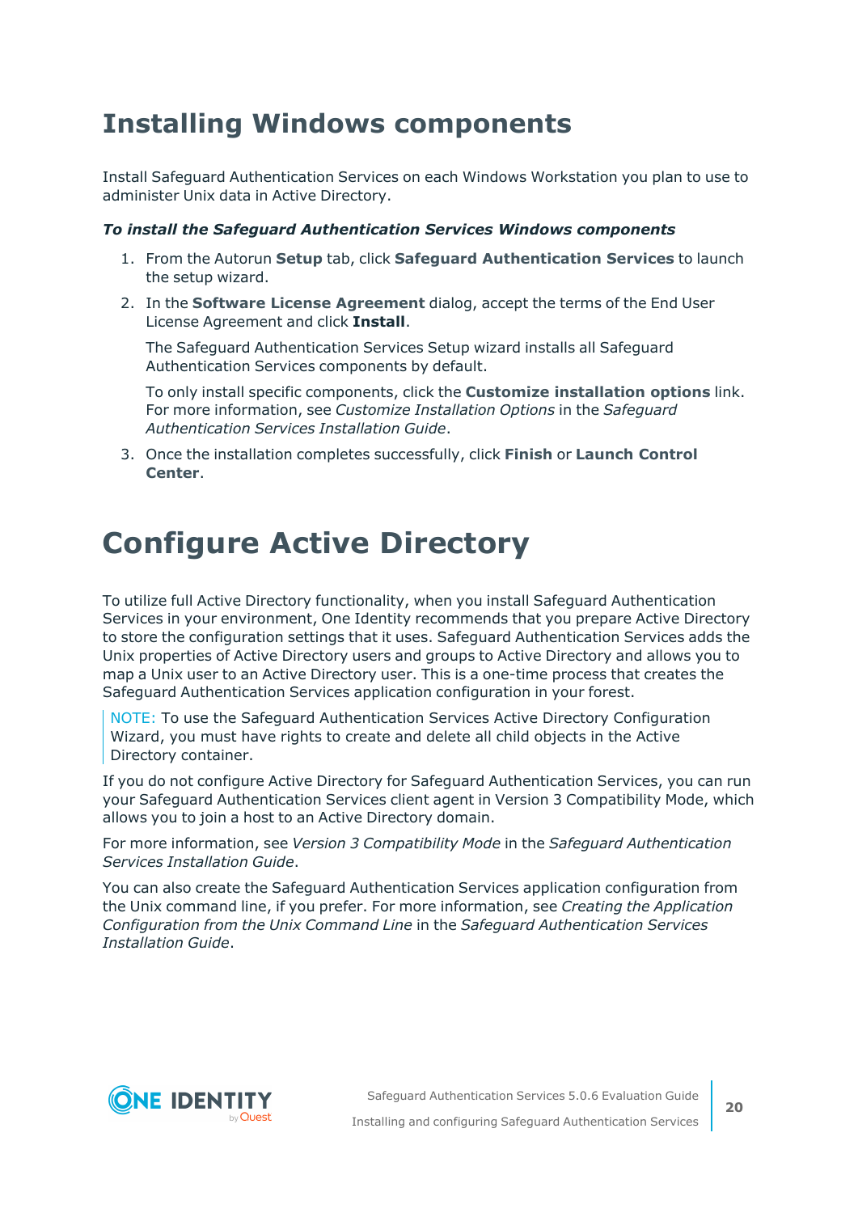# Installing Windows components

Install Safeguard Authentication Services on each Windows Workstation you plan to use to administer Unix data in Active Directory.

***To install the Safeguard Authentication Services Windows components***

1. From the Autorun **Setup** tab, click **Safeguard Authentication Services** to launch the setup wizard.
2. In the **Software License Agreement** dialog, accept the terms of the End User License Agreement and click **Install**.

   The Safeguard Authentication Services Setup wizard installs all Safeguard Authentication Services components by default.

   To only install specific components, click the **Customize installation options** link. For more information, see *Customize Installation Options* in the *Safeguard Authentication Services Installation Guide*.
3. Once the installation completes successfully, click **Finish** or **Launch Control Center**.

# Configure Active Directory

To utilize full Active Directory functionality, when you install Safeguard Authentication Services in your environment, One Identity recommends that you prepare Active Directory to store the configuration settings that it uses. Safeguard Authentication Services adds the Unix properties of Active Directory users and groups to Active Directory and allows you to map a Unix user to an Active Directory user. This is a one-time process that creates the Safeguard Authentication Services application configuration in your forest.

> NOTE: To use the Safeguard Authentication Services Active Directory Configuration Wizard, you must have rights to create and delete all child objects in the Active Directory container.

If you do not configure Active Directory for Safeguard Authentication Services, you can run your Safeguard Authentication Services client agent in Version 3 Compatibility Mode, which allows you to join a host to an Active Directory domain.

For more information, see *Version 3 Compatibility Mode* in the *Safeguard Authentication Services Installation Guide*.

You can also create the Safeguard Authentication Services application configuration from the Unix command line, if you prefer. For more information, see *Creating the Application Configuration from the Unix Command Line* in the *Safeguard Authentication Services Installation Guide*.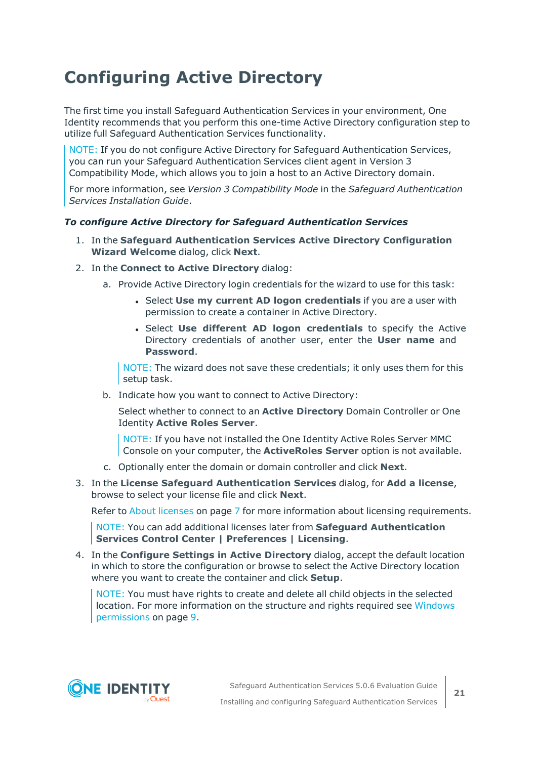# Configuring Active Directory

The first time you install Safeguard Authentication Services in your environment, One Identity recommends that you perform this one-time Active Directory configuration step to utilize full Safeguard Authentication Services functionality.

> NOTE: If you do not configure Active Directory for Safeguard Authentication Services, you can run your Safeguard Authentication Services client agent in Version 3 Compatibility Mode, which allows you to join a host to an Active Directory domain.
>
> For more information, see *Version 3 Compatibility Mode* in the *Safeguard Authentication Services Installation Guide*.

***To configure Active Directory for Safeguard Authentication Services***

1. In the **Safeguard Authentication Services Active Directory Configuration Wizard Welcome** dialog, click **Next**.
2. In the **Connect to Active Directory** dialog:
   a. Provide Active Directory login credentials for the wizard to use for this task:
      - Select **Use my current AD logon credentials** if you are a user with permission to create a container in Active Directory.
      - Select **Use different AD logon credentials** to specify the Active Directory credentials of another user, enter the **User name** and **Password**.

      > NOTE: The wizard does not save these credentials; it only uses them for this setup task.

   b. Indicate how you want to connect to Active Directory:

      Select whether to connect to an **Active Directory** Domain Controller or One Identity **Active Roles Server**.

      > NOTE: If you have not installed the One Identity Active Roles Server MMC Console on your computer, the **ActiveRoles Server** option is not available.

   c. Optionally enter the domain or domain controller and click **Next**.
3. In the **License Safeguard Authentication Services** dialog, for **Add a license**, browse to select your license file and click **Next**.

   Refer to About licenses on page 7 for more information about licensing requirements.

   > NOTE: You can add additional licenses later from **Safeguard Authentication Services Control Center | Preferences | Licensing**.

4. In the **Configure Settings in Active Directory** dialog, accept the default location in which to store the configuration or browse to select the Active Directory location where you want to create the container and click **Setup**.

   > NOTE: You must have rights to create and delete all child objects in the selected location. For more information on the structure and rights required see Windows permissions on page 9.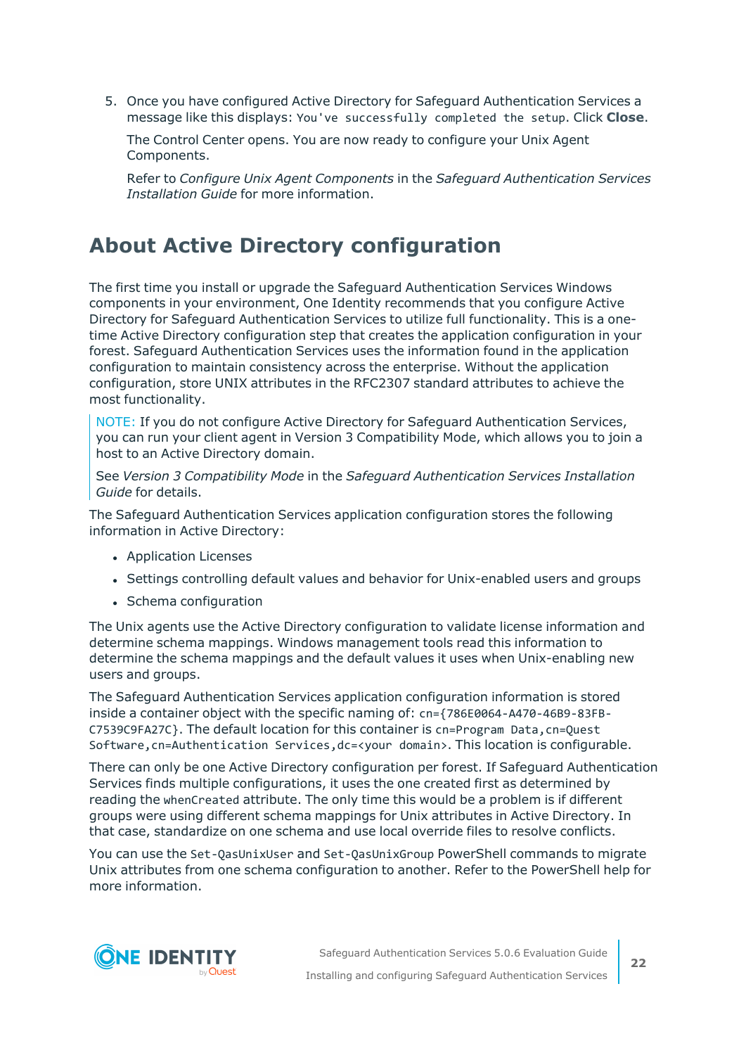5. Once you have configured Active Directory for Safeguard Authentication Services a message like this displays: `You've successfully completed the setup`. Click **Close**.

   The Control Center opens. You are now ready to configure your Unix Agent Components.

   Refer to *Configure Unix Agent Components* in the *Safeguard Authentication Services Installation Guide* for more information.

## About Active Directory configuration

The first time you install or upgrade the Safeguard Authentication Services Windows components in your environment, One Identity recommends that you configure Active Directory for Safeguard Authentication Services to utilize full functionality. This is a one-time Active Directory configuration step that creates the application configuration in your forest. Safeguard Authentication Services uses the information found in the application configuration to maintain consistency across the enterprise. Without the application configuration, store UNIX attributes in the RFC2307 standard attributes to achieve the most functionality.

> NOTE: If you do not configure Active Directory for Safeguard Authentication Services, you can run your client agent in Version 3 Compatibility Mode, which allows you to join a host to an Active Directory domain.
>
> See *Version 3 Compatibility Mode* in the *Safeguard Authentication Services Installation Guide* for details.

The Safeguard Authentication Services application configuration stores the following information in Active Directory:

- Application Licenses
- Settings controlling default values and behavior for Unix-enabled users and groups
- Schema configuration

The Unix agents use the Active Directory configuration to validate license information and determine schema mappings. Windows management tools read this information to determine the schema mappings and the default values it uses when Unix-enabling new users and groups.

The Safeguard Authentication Services application configuration information is stored inside a container object with the specific naming of: `cn={786E0064-A470-46B9-83FB-C7539C9FA27C}`. The default location for this container is `cn=Program Data,cn=Quest Software,cn=Authentication Services,dc=<your domain>`. This location is configurable.

There can only be one Active Directory configuration per forest. If Safeguard Authentication Services finds multiple configurations, it uses the one created first as determined by reading the `whenCreated` attribute. The only time this would be a problem is if different groups were using different schema mappings for Unix attributes in Active Directory. In that case, standardize on one schema and use local override files to resolve conflicts.

You can use the `Set-QasUnixUser` and `Set-QasUnixGroup` PowerShell commands to migrate Unix attributes from one schema configuration to another. Refer to the PowerShell help for more information.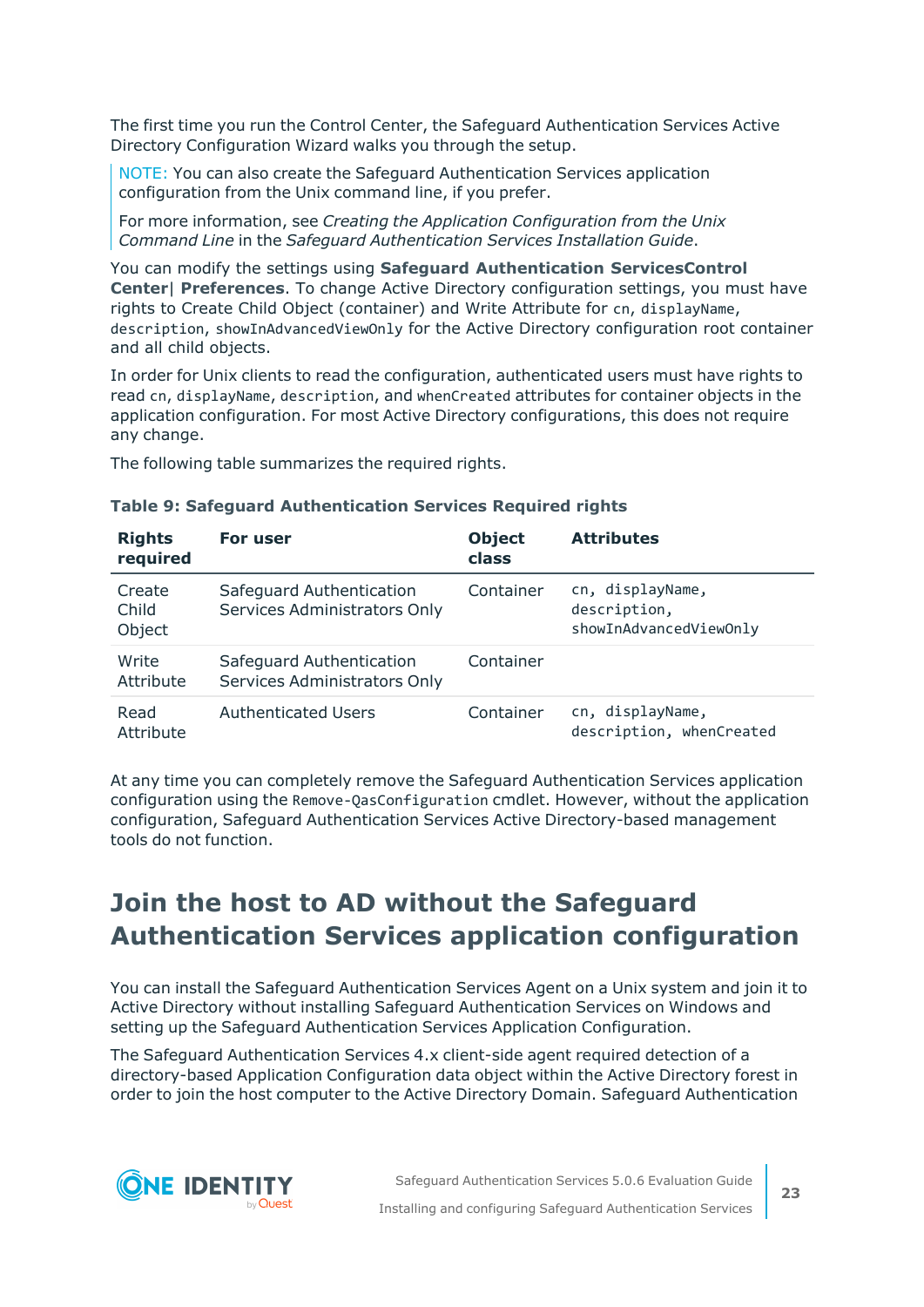The first time you run the Control Center, the Safeguard Authentication Services Active Directory Configuration Wizard walks you through the setup.

> NOTE: You can also create the Safeguard Authentication Services application configuration from the Unix command line, if you prefer.
>
> For more information, see *Creating the Application Configuration from the Unix Command Line* in the *Safeguard Authentication Services Installation Guide*.

You can modify the settings using **Safeguard Authentication ServicesControl Center| Preferences**. To change Active Directory configuration settings, you must have rights to Create Child Object (container) and Write Attribute for `cn`, `displayName`, `description`, `showInAdvancedViewOnly` for the Active Directory configuration root container and all child objects.

In order for Unix clients to read the configuration, authenticated users must have rights to read `cn`, `displayName`, `description`, and `whenCreated` attributes for container objects in the application configuration. For most Active Directory configurations, this does not require any change.

The following table summarizes the required rights.

**Table 9: Safeguard Authentication Services Required rights**

| Rights required | For user | Object class | Attributes |
|---|---|---|---|
| Create Child Object | Safeguard Authentication Services Administrators Only | Container | `cn, displayName, description, showInAdvancedViewOnly` |
| Write Attribute | Safeguard Authentication Services Administrators Only | Container | |
| Read Attribute | Authenticated Users | Container | `cn, displayName, description, whenCreated` |

At any time you can completely remove the Safeguard Authentication Services application configuration using the `Remove-QasConfiguration` cmdlet. However, without the application configuration, Safeguard Authentication Services Active Directory-based management tools do not function.

## Join the host to AD without the Safeguard Authentication Services application configuration

You can install the Safeguard Authentication Services Agent on a Unix system and join it to Active Directory without installing Safeguard Authentication Services on Windows and setting up the Safeguard Authentication Services Application Configuration.

The Safeguard Authentication Services 4.x client-side agent required detection of a directory-based Application Configuration data object within the Active Directory forest in order to join the host computer to the Active Directory Domain. Safeguard Authentication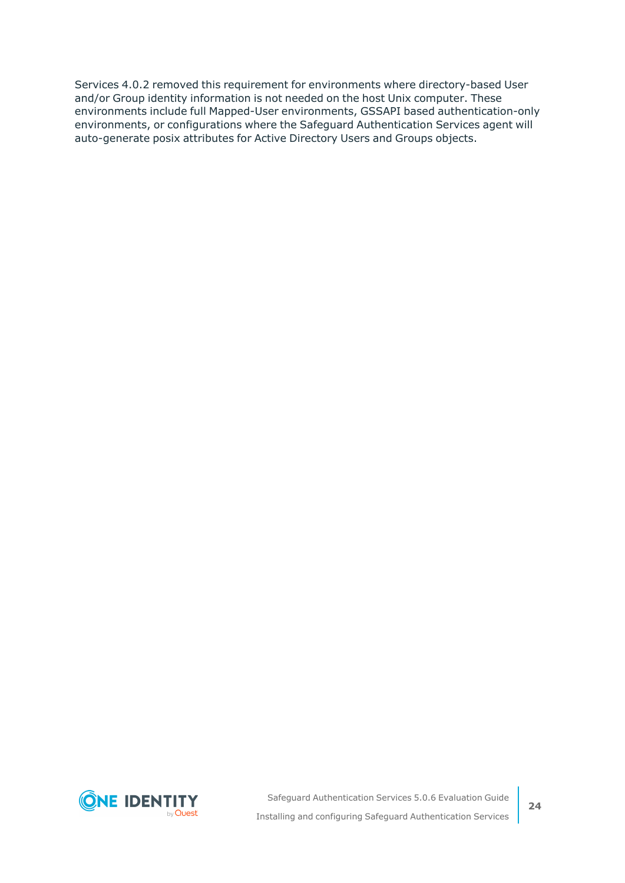Services 4.0.2 removed this requirement for environments where directory-based User and/or Group identity information is not needed on the host Unix computer. These environments include full Mapped-User environments, GSSAPI based authentication-only environments, or configurations where the Safeguard Authentication Services agent will auto-generate posix attributes for Active Directory Users and Groups objects.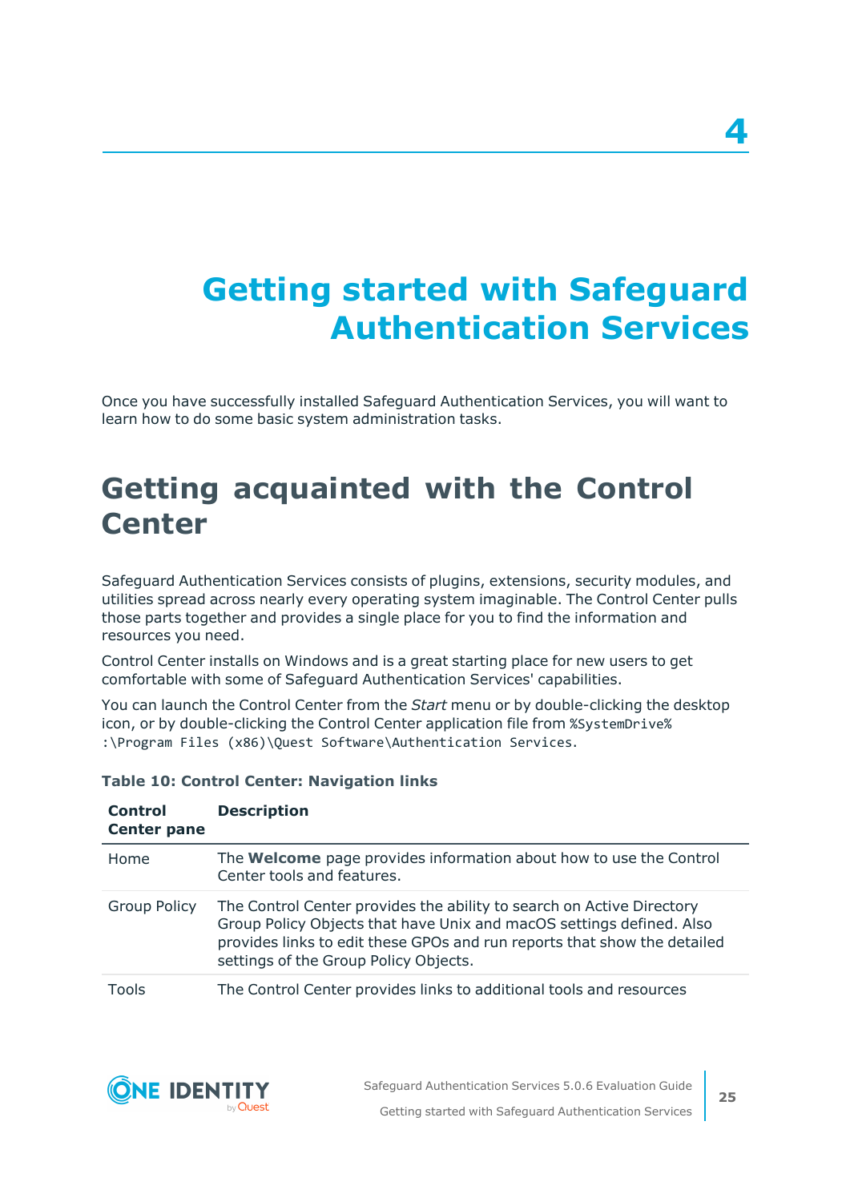# 4

# Getting started with Safeguard Authentication Services

Once you have successfully installed Safeguard Authentication Services, you will want to learn how to do some basic system administration tasks.

## Getting acquainted with the Control Center

Safeguard Authentication Services consists of plugins, extensions, security modules, and utilities spread across nearly every operating system imaginable. The Control Center pulls those parts together and provides a single place for you to find the information and resources you need.

Control Center installs on Windows and is a great starting place for new users to get comfortable with some of Safeguard Authentication Services' capabilities.

You can launch the Control Center from the *Start* menu or by double-clicking the desktop icon, or by double-clicking the Control Center application file from `%SystemDrive%:\Program Files (x86)\Quest Software\Authentication Services`.

**Table 10: Control Center: Navigation links**

| Control Center pane | Description |
|---|---|
| Home | The **Welcome** page provides information about how to use the Control Center tools and features. |
| Group Policy | The Control Center provides the ability to search on Active Directory Group Policy Objects that have Unix and macOS settings defined. Also provides links to edit these GPOs and run reports that show the detailed settings of the Group Policy Objects. |
| Tools | The Control Center provides links to additional tools and resources |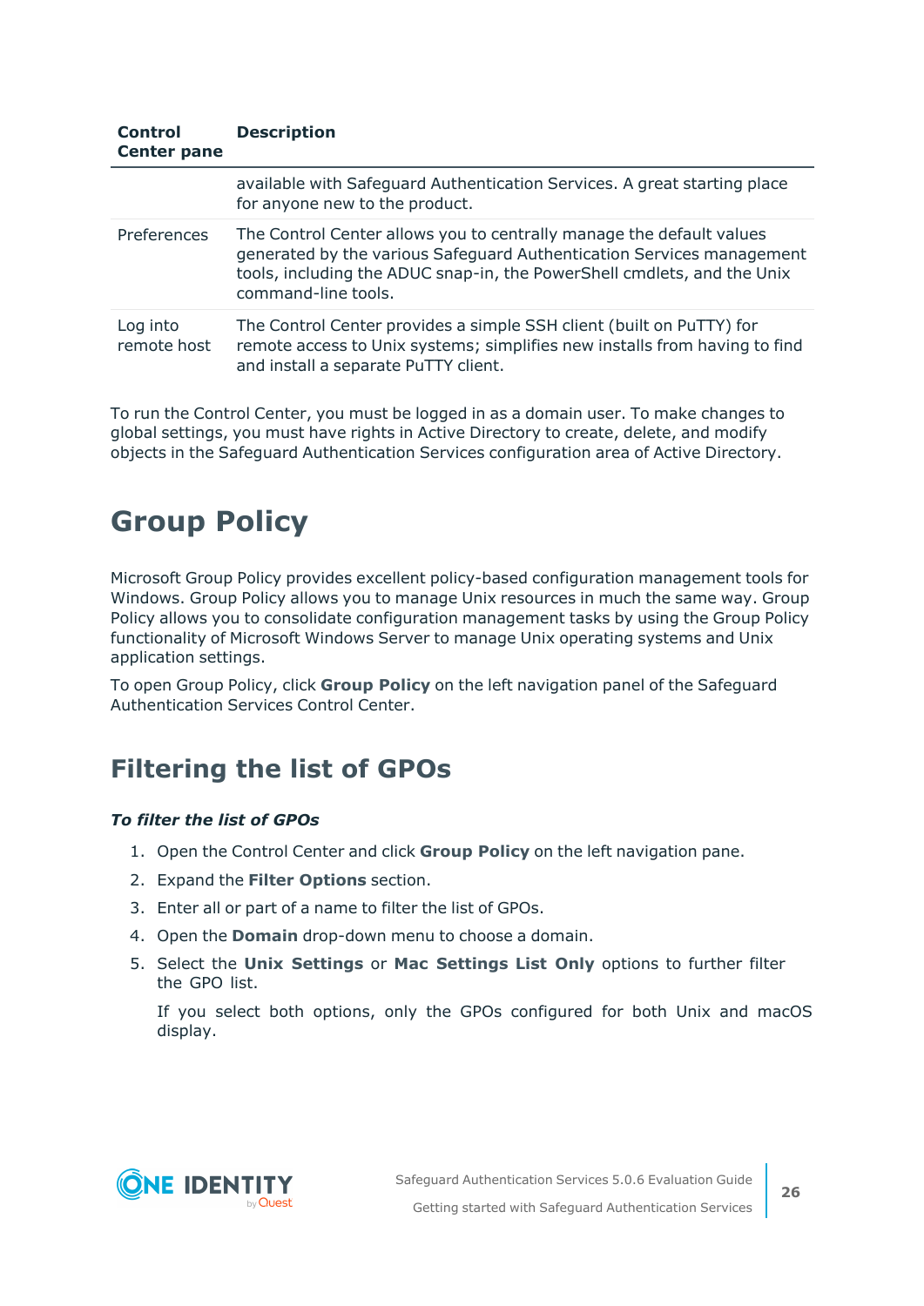| Control Center pane | Description |
|---|---|
| | available with Safeguard Authentication Services. A great starting place for anyone new to the product. |
| Preferences | The Control Center allows you to centrally manage the default values generated by the various Safeguard Authentication Services management tools, including the ADUC snap-in, the PowerShell cmdlets, and the Unix command-line tools. |
| Log into remote host | The Control Center provides a simple SSH client (built on PuTTY) for remote access to Unix systems; simplifies new installs from having to find and install a separate PuTTY client. |

To run the Control Center, you must be logged in as a domain user. To make changes to global settings, you must have rights in Active Directory to create, delete, and modify objects in the Safeguard Authentication Services configuration area of Active Directory.

# Group Policy

Microsoft Group Policy provides excellent policy-based configuration management tools for Windows. Group Policy allows you to manage Unix resources in much the same way. Group Policy allows you to consolidate configuration management tasks by using the Group Policy functionality of Microsoft Windows Server to manage Unix operating systems and Unix application settings.

To open Group Policy, click **Group Policy** on the left navigation panel of the Safeguard Authentication Services Control Center.

## Filtering the list of GPOs

***To filter the list of GPOs***

1. Open the Control Center and click **Group Policy** on the left navigation pane.
2. Expand the **Filter Options** section.
3. Enter all or part of a name to filter the list of GPOs.
4. Open the **Domain** drop-down menu to choose a domain.
5. Select the **Unix Settings** or **Mac Settings List Only** options to further filter the GPO list.

   If you select both options, only the GPOs configured for both Unix and macOS display.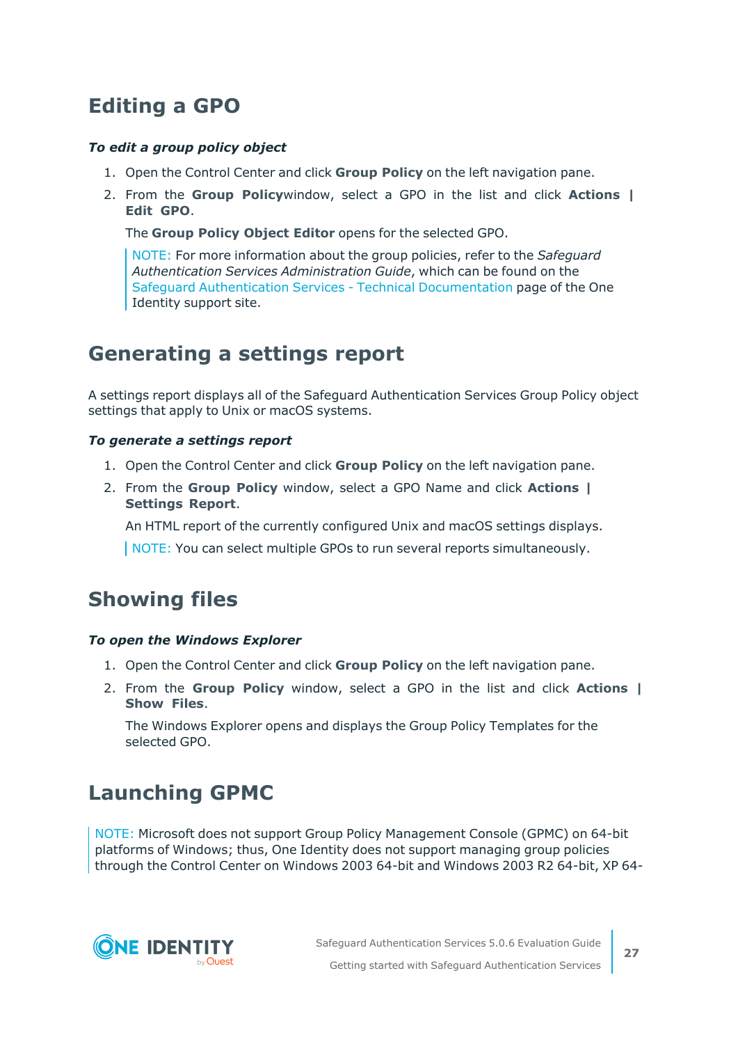## Editing a GPO

***To edit a group policy object***

1. Open the Control Center and click **Group Policy** on the left navigation pane.
2. From the **Group Policy**window, select a GPO in the list and click **Actions | Edit GPO**.

   The **Group Policy Object Editor** opens for the selected GPO.

   NOTE: For more information about the group policies, refer to the *Safeguard Authentication Services Administration Guide*, which can be found on the Safeguard Authentication Services - Technical Documentation page of the One Identity support site.

## Generating a settings report

A settings report displays all of the Safeguard Authentication Services Group Policy object settings that apply to Unix or macOS systems.

***To generate a settings report***

1. Open the Control Center and click **Group Policy** on the left navigation pane.
2. From the **Group Policy** window, select a GPO Name and click **Actions | Settings Report**.

   An HTML report of the currently configured Unix and macOS settings displays.

   NOTE: You can select multiple GPOs to run several reports simultaneously.

## Showing files

***To open the Windows Explorer***

1. Open the Control Center and click **Group Policy** on the left navigation pane.
2. From the **Group Policy** window, select a GPO in the list and click **Actions | Show Files**.

   The Windows Explorer opens and displays the Group Policy Templates for the selected GPO.

## Launching GPMC

NOTE: Microsoft does not support Group Policy Management Console (GPMC) on 64-bit platforms of Windows; thus, One Identity does not support managing group policies through the Control Center on Windows 2003 64-bit and Windows 2003 R2 64-bit, XP 64-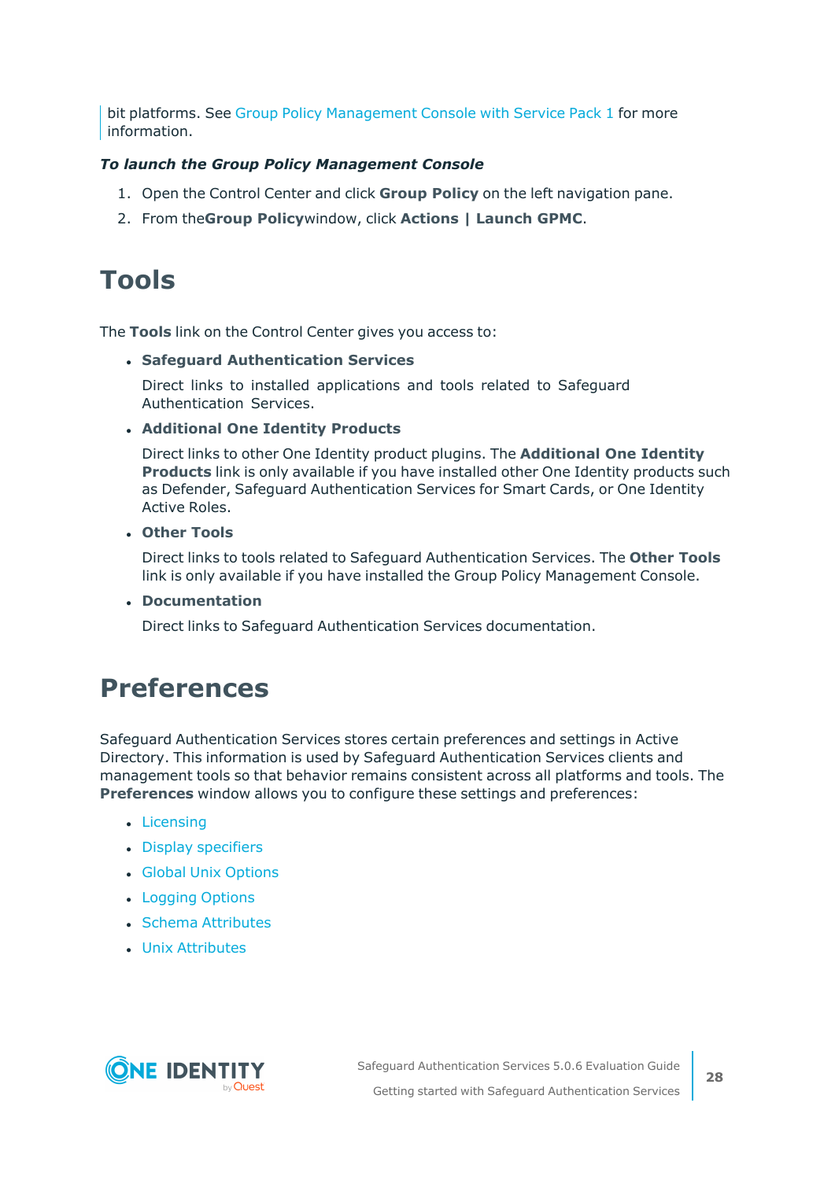bit platforms. See Group Policy Management Console with Service Pack 1 for more information.

***To launch the Group Policy Management Console***

1. Open the Control Center and click **Group Policy** on the left navigation pane.
2. From the**Group Policy**window, click **Actions | Launch GPMC**.

# Tools

The **Tools** link on the Control Center gives you access to:

- **Safeguard Authentication Services**

  Direct links to installed applications and tools related to Safeguard Authentication Services.

- **Additional One Identity Products**

  Direct links to other One Identity product plugins. The **Additional One Identity Products** link is only available if you have installed other One Identity products such as Defender, Safeguard Authentication Services for Smart Cards, or One Identity Active Roles.

- **Other Tools**

  Direct links to tools related to Safeguard Authentication Services. The **Other Tools** link is only available if you have installed the Group Policy Management Console.

- **Documentation**

  Direct links to Safeguard Authentication Services documentation.

# Preferences

Safeguard Authentication Services stores certain preferences and settings in Active Directory. This information is used by Safeguard Authentication Services clients and management tools so that behavior remains consistent across all platforms and tools. The **Preferences** window allows you to configure these settings and preferences:

- Licensing
- Display specifiers
- Global Unix Options
- Logging Options
- Schema Attributes
- Unix Attributes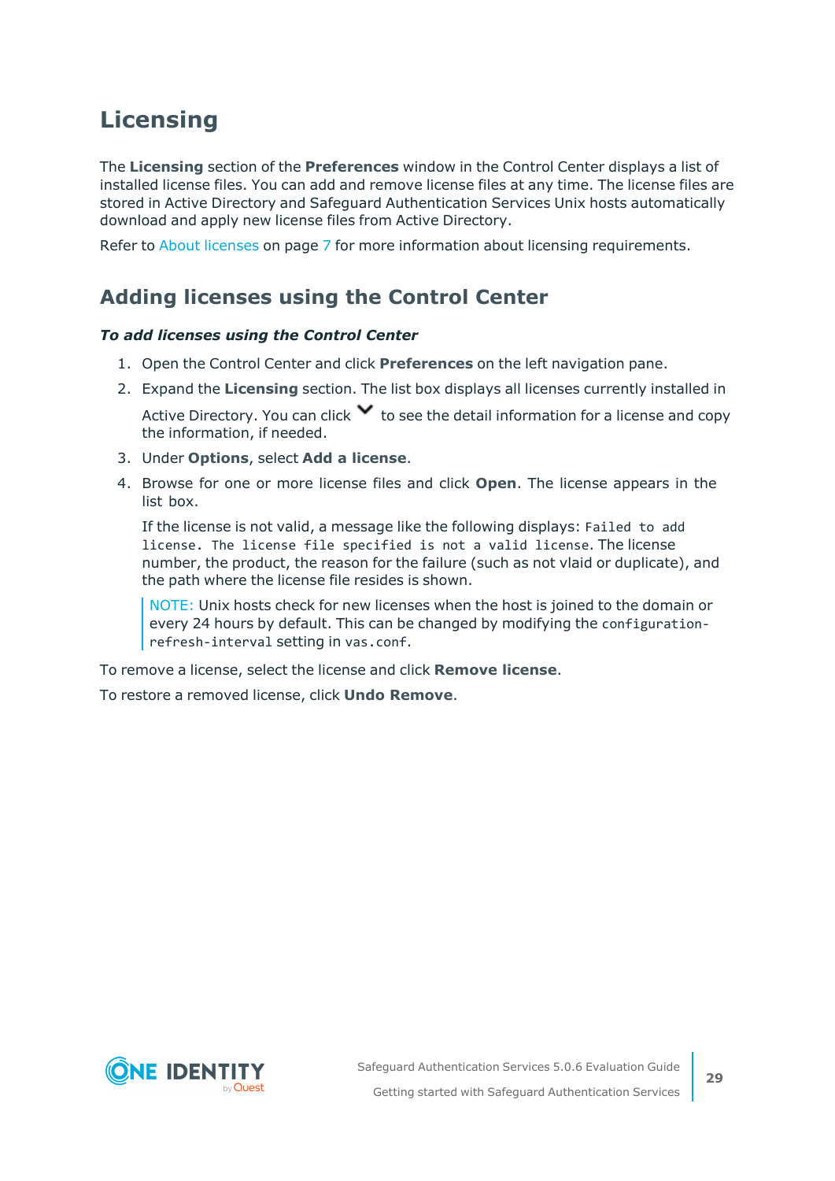# Licensing

The **Licensing** section of the **Preferences** window in the Control Center displays a list of installed license files. You can add and remove license files at any time. The license files are stored in Active Directory and Safeguard Authentication Services Unix hosts automatically download and apply new license files from Active Directory.

Refer to About licenses on page 7 for more information about licensing requirements.

## Adding licenses using the Control Center

***To add licenses using the Control Center***

1. Open the Control Center and click **Preferences** on the left navigation pane.
2. Expand the **Licensing** section. The list box displays all licenses currently installed in Active Directory. You can click ⌄ to see the detail information for a license and copy the information, if needed.
3. Under **Options**, select **Add a license**.
4. Browse for one or more license files and click **Open**. The license appears in the list box.

   If the license is not valid, a message like the following displays: `Failed to add license. The license file specified is not a valid license.` The license number, the product, the reason for the failure (such as not vlaid or duplicate), and the path where the license file resides is shown.

   > NOTE: Unix hosts check for new licenses when the host is joined to the domain or every 24 hours by default. This can be changed by modifying the `configuration-refresh-interval` setting in `vas.conf`.

To remove a license, select the license and click **Remove license**.

To restore a removed license, click **Undo Remove**.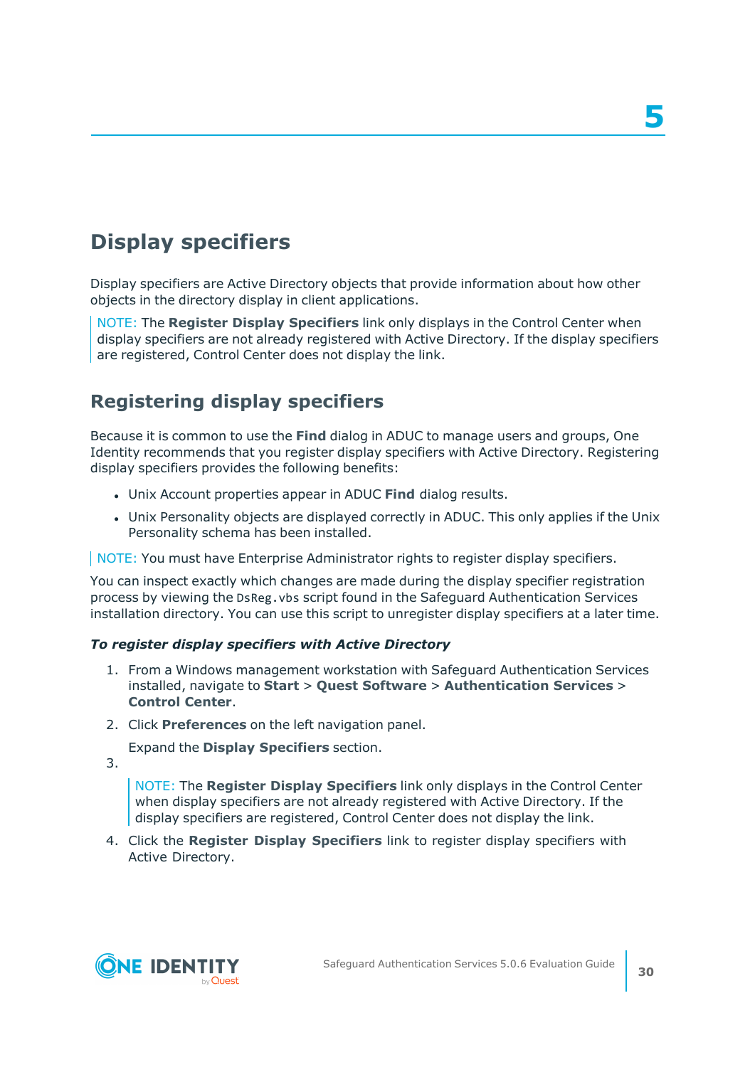# 5

# Display specifiers

Display specifiers are Active Directory objects that provide information about how other objects in the directory display in client applications.

> NOTE: The **Register Display Specifiers** link only displays in the Control Center when display specifiers are not already registered with Active Directory. If the display specifiers are registered, Control Center does not display the link.

## Registering display specifiers

Because it is common to use the **Find** dialog in ADUC to manage users and groups, One Identity recommends that you register display specifiers with Active Directory. Registering display specifiers provides the following benefits:

- Unix Account properties appear in ADUC **Find** dialog results.
- Unix Personality objects are displayed correctly in ADUC. This only applies if the Unix Personality schema has been installed.

> NOTE: You must have Enterprise Administrator rights to register display specifiers.

You can inspect exactly which changes are made during the display specifier registration process by viewing the `DsReg.vbs` script found in the Safeguard Authentication Services installation directory. You can use this script to unregister display specifiers at a later time.

***To register display specifiers with Active Directory***

1. From a Windows management workstation with Safeguard Authentication Services installed, navigate to **Start** > **Quest Software** > **Authentication Services** > **Control Center**.
2. Click **Preferences** on the left navigation panel.
3. Expand the **Display Specifiers** section.

   > NOTE: The **Register Display Specifiers** link only displays in the Control Center when display specifiers are not already registered with Active Directory. If the display specifiers are registered, Control Center does not display the link.

4. Click the **Register Display Specifiers** link to register display specifiers with Active Directory.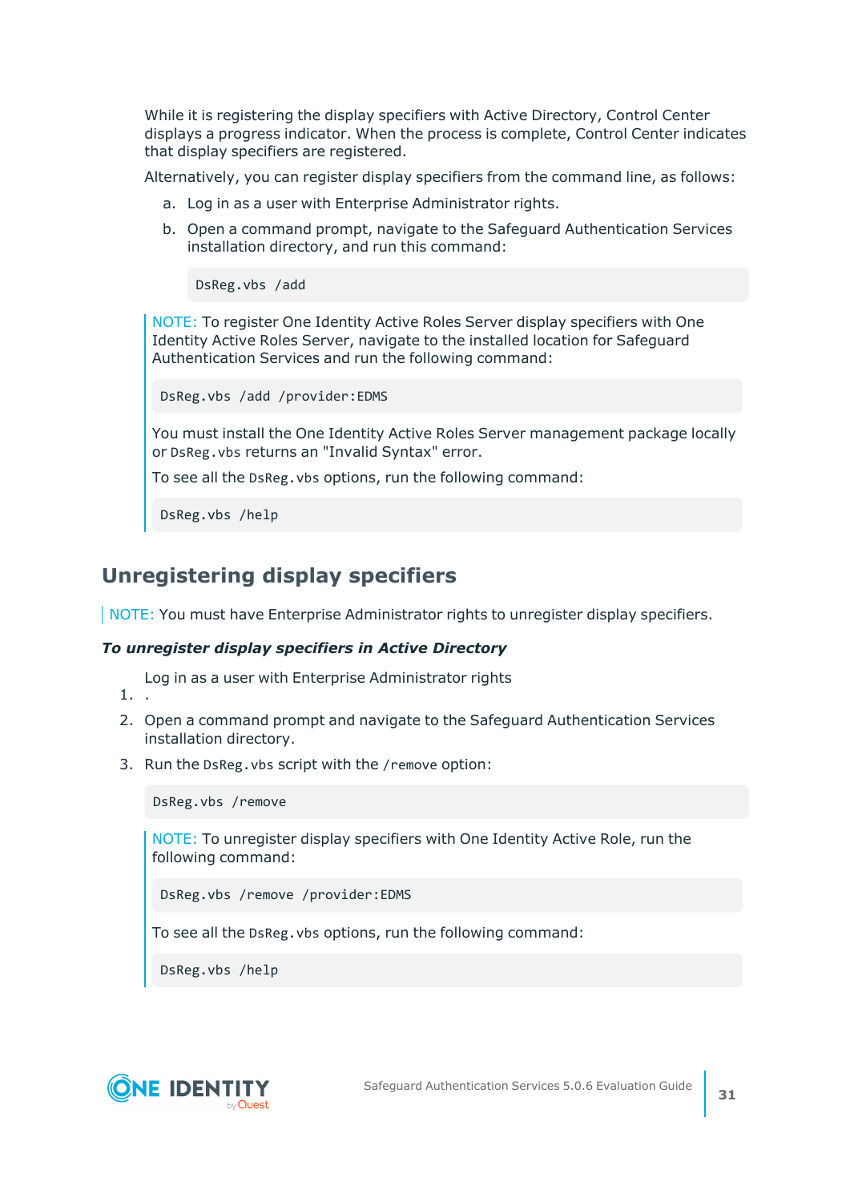While it is registering the display specifiers with Active Directory, Control Center displays a progress indicator. When the process is complete, Control Center indicates that display specifiers are registered.

Alternatively, you can register display specifiers from the command line, as follows:

a. Log in as a user with Enterprise Administrator rights.

b. Open a command prompt, navigate to the Safeguard Authentication Services installation directory, and run this command:

```
DsReg.vbs /add
```

> NOTE: To register One Identity Active Roles Server display specifiers with One Identity Active Roles Server, navigate to the installed location for Safeguard Authentication Services and run the following command:
>
> ```
> DsReg.vbs /add /provider:EDMS
> ```
>
> You must install the One Identity Active Roles Server management package locally or `DsReg.vbs` returns an "Invalid Syntax" error.
>
> To see all the `DsReg.vbs` options, run the following command:
>
> ```
> DsReg.vbs /help
> ```

## Unregistering display specifiers

> NOTE: You must have Enterprise Administrator rights to unregister display specifiers.

***To unregister display specifiers in Active Directory***

1. Log in as a user with Enterprise Administrator rights
   .
2. Open a command prompt and navigate to the Safeguard Authentication Services installation directory.
3. Run the `DsReg.vbs` script with the `/remove` option:

   ```
   DsReg.vbs /remove
   ```

   > NOTE: To unregister display specifiers with One Identity Active Role, run the following command:
   >
   > ```
   > DsReg.vbs /remove /provider:EDMS
   > ```
   >
   > To see all the `DsReg.vbs` options, run the following command:
   >
   > ```
   > DsReg.vbs /help
   > ```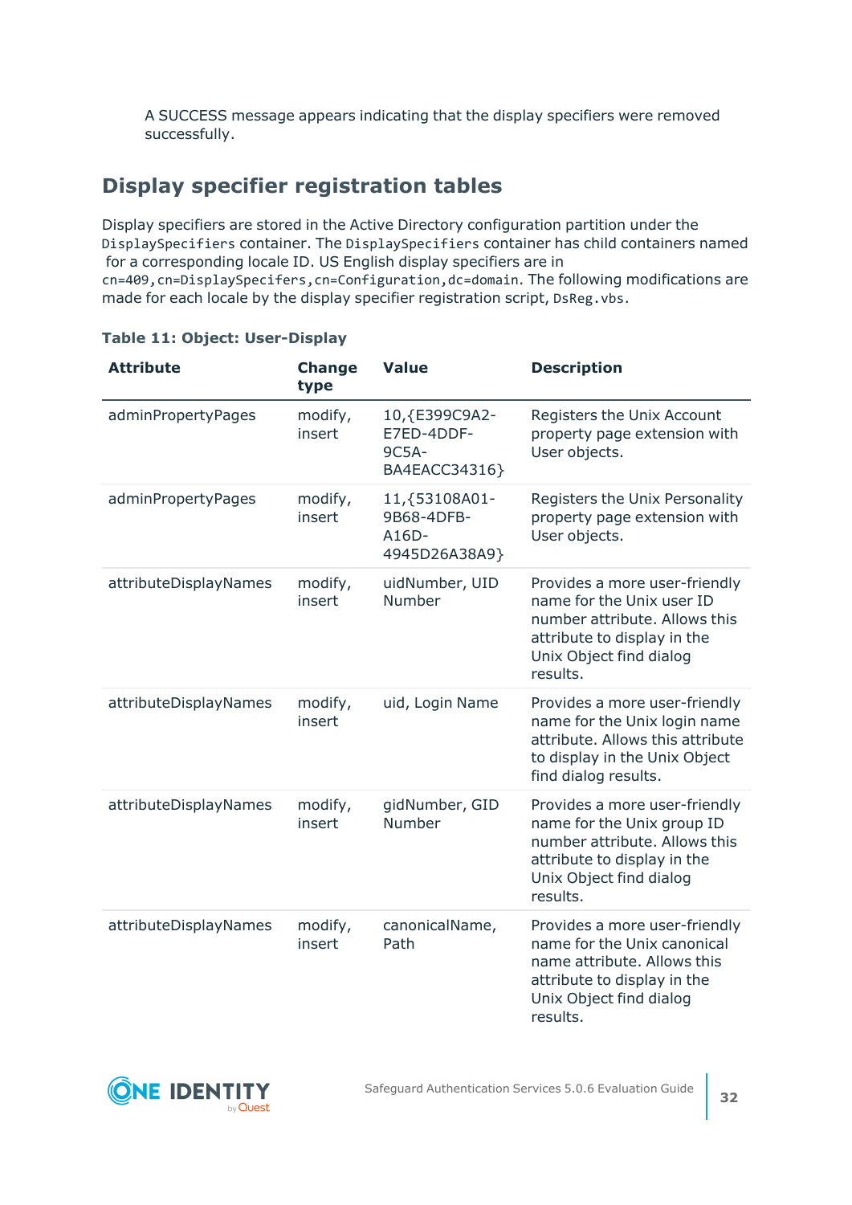A SUCCESS message appears indicating that the display specifiers were removed successfully.

## Display specifier registration tables

Display specifiers are stored in the Active Directory configuration partition under the `DisplaySpecifiers` container. The `DisplaySpecifiers` container has child containers named for a corresponding locale ID. US English display specifiers are in `cn=409,cn=DisplaySpecifers,cn=Configuration,dc=domain`. The following modifications are made for each locale by the display specifier registration script, `DsReg.vbs`.

**Table 11: Object: User-Display**

| Attribute | Change type | Value | Description |
|---|---|---|---|
| adminPropertyPages | modify, insert | 10,{E399C9A2-E7ED-4DDF-9C5A-BA4EACC34316} | Registers the Unix Account property page extension with User objects. |
| adminPropertyPages | modify, insert | 11,{53108A01-9B68-4DFB-A16D-4945D26A38A9} | Registers the Unix Personality property page extension with User objects. |
| attributeDisplayNames | modify, insert | uidNumber, UID Number | Provides a more user-friendly name for the Unix user ID number attribute. Allows this attribute to display in the Unix Object find dialog results. |
| attributeDisplayNames | modify, insert | uid, Login Name | Provides a more user-friendly name for the Unix login name attribute. Allows this attribute to display in the Unix Object find dialog results. |
| attributeDisplayNames | modify, insert | gidNumber, GID Number | Provides a more user-friendly name for the Unix group ID number attribute. Allows this attribute to display in the Unix Object find dialog results. |
| attributeDisplayNames | modify, insert | canonicalName, Path | Provides a more user-friendly name for the Unix canonical name attribute. Allows this attribute to display in the Unix Object find dialog results. |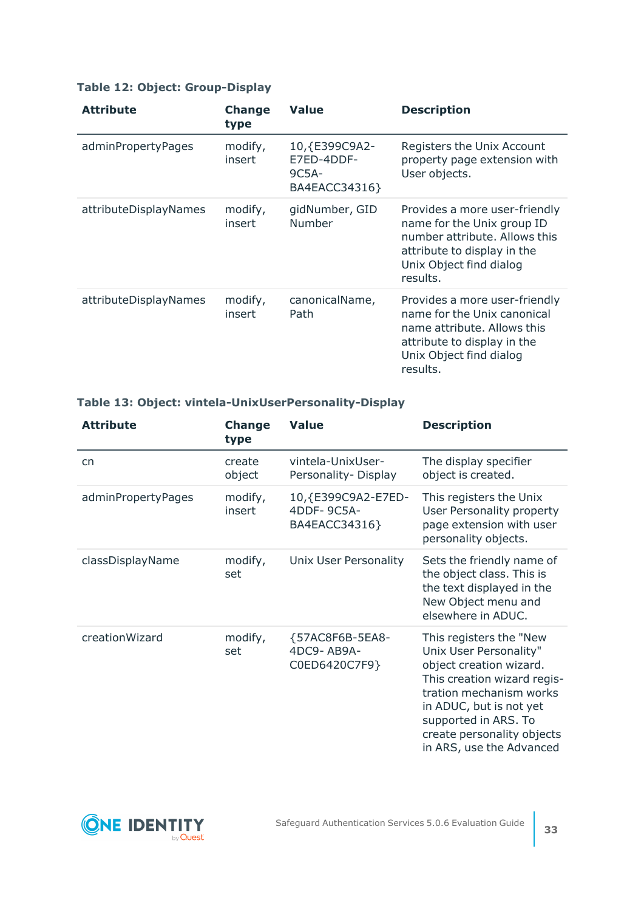**Table 12: Object: Group-Display**

| Attribute | Change type | Value | Description |
|---|---|---|---|
| adminPropertyPages | modify, insert | 10,{E399C9A2-E7ED-4DDF-9C5A-BA4EACC34316} | Registers the Unix Account property page extension with User objects. |
| attributeDisplayNames | modify, insert | gidNumber, GID Number | Provides a more user-friendly name for the Unix group ID number attribute. Allows this attribute to display in the Unix Object find dialog results. |
| attributeDisplayNames | modify, insert | canonicalName, Path | Provides a more user-friendly name for the Unix canonical name attribute. Allows this attribute to display in the Unix Object find dialog results. |

**Table 13: Object: vintela-UnixUserPersonality-Display**

| Attribute | Change type | Value | Description |
|---|---|---|---|
| cn | create object | vintela-UnixUser-Personality- Display | The display specifier object is created. |
| adminPropertyPages | modify, insert | 10,{E399C9A2-E7ED-4DDF- 9C5A-BA4EACC34316} | This registers the Unix User Personality property page extension with user personality objects. |
| classDisplayName | modify, set | Unix User Personality | Sets the friendly name of the object class. This is the text displayed in the New Object menu and elsewhere in ADUC. |
| creationWizard | modify, set | {57AC8F6B-5EA8-4DC9- AB9A-C0ED6420C7F9} | This registers the "New Unix User Personality" object creation wizard. This creation wizard registration mechanism works in ADUC, but is not yet supported in ARS. To create personality objects in ARS, use the Advanced |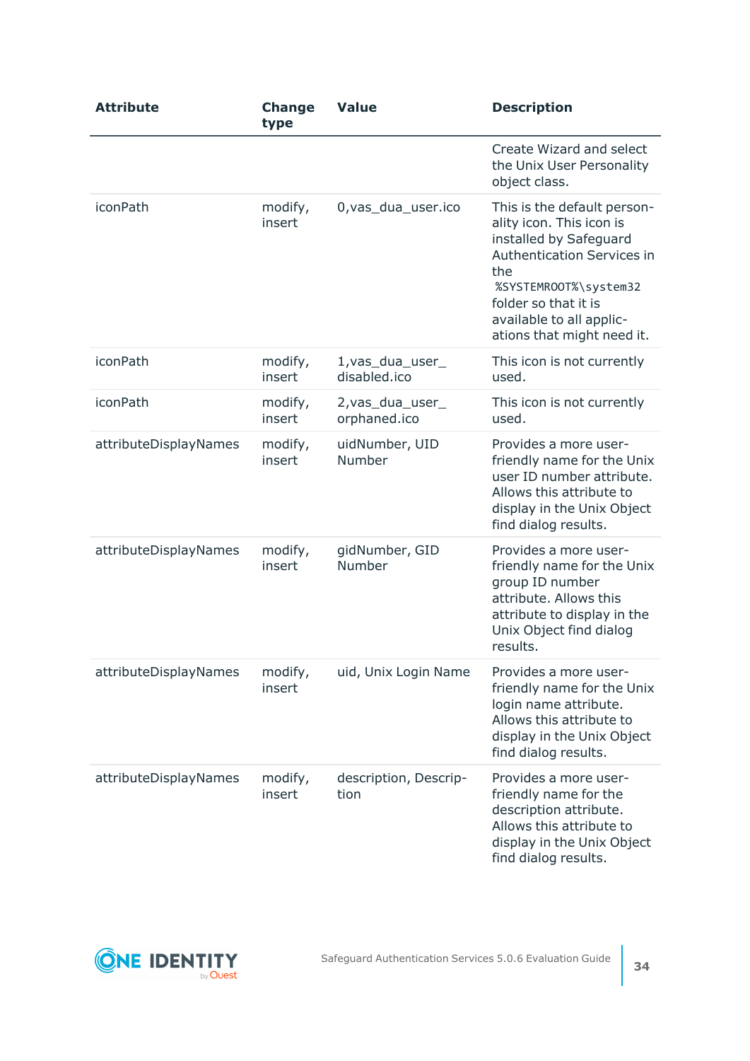| Attribute | Change type | Value | Description |
| --- | --- | --- | --- |
| | | | Create Wizard and select the Unix User Personality object class. |
| iconPath | modify, insert | 0,vas_dua_user.ico | This is the default personality icon. This icon is installed by Safeguard Authentication Services in the `%SYSTEMROOT%\system32` folder so that it is available to all applications that might need it. |
| iconPath | modify, insert | 1,vas_dua_user_disabled.ico | This icon is not currently used. |
| iconPath | modify, insert | 2,vas_dua_user_orphaned.ico | This icon is not currently used. |
| attributeDisplayNames | modify, insert | uidNumber, UID Number | Provides a more user-friendly name for the Unix user ID number attribute. Allows this attribute to display in the Unix Object find dialog results. |
| attributeDisplayNames | modify, insert | gidNumber, GID Number | Provides a more user-friendly name for the Unix group ID number attribute. Allows this attribute to display in the Unix Object find dialog results. |
| attributeDisplayNames | modify, insert | uid, Unix Login Name | Provides a more user-friendly name for the Unix login name attribute. Allows this attribute to display in the Unix Object find dialog results. |
| attributeDisplayNames | modify, insert | description, Description | Provides a more user-friendly name for the description attribute. Allows this attribute to display in the Unix Object find dialog results. |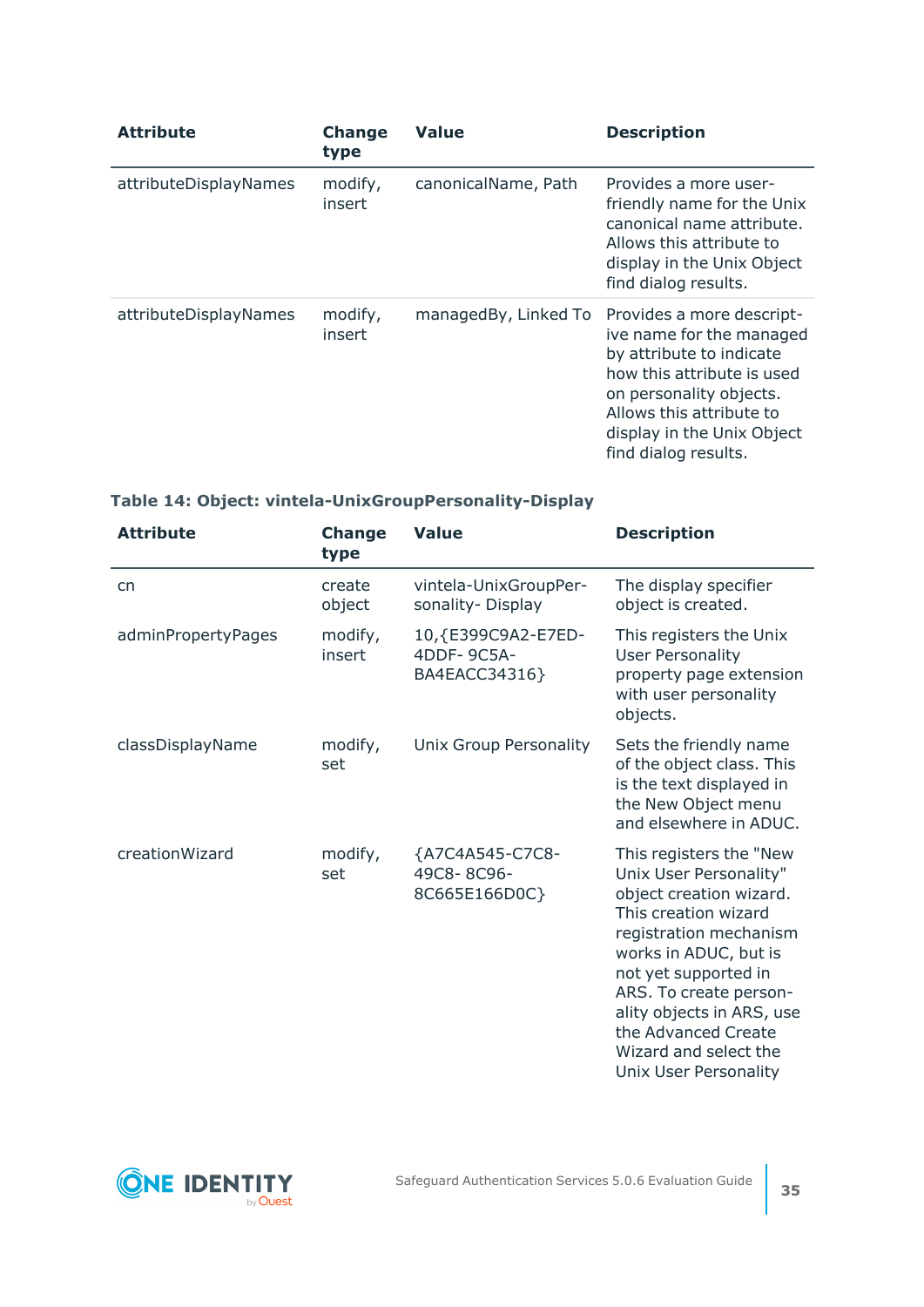| Attribute | Change type | Value | Description |
|---|---|---|---|
| attributeDisplayNames | modify, insert | canonicalName, Path | Provides a more user-friendly name for the Unix canonical name attribute. Allows this attribute to display in the Unix Object find dialog results. |
| attributeDisplayNames | modify, insert | managedBy, Linked To | Provides a more descriptive name for the managed by attribute to indicate how this attribute is used on personality objects. Allows this attribute to display in the Unix Object find dialog results. |

**Table 14: Object: vintela-UnixGroupPersonality-Display**

| Attribute | Change type | Value | Description |
|---|---|---|---|
| cn | create object | vintela-UnixGroupPersonality- Display | The display specifier object is created. |
| adminPropertyPages | modify, insert | 10,{E399C9A2-E7ED-4DDF- 9C5A-BA4EACC34316} | This registers the Unix User Personality property page extension with user personality objects. |
| classDisplayName | modify, set | Unix Group Personality | Sets the friendly name of the object class. This is the text displayed in the New Object menu and elsewhere in ADUC. |
| creationWizard | modify, set | {A7C4A545-C7C8-49C8- 8C96-8C665E166D0C} | This registers the "New Unix User Personality" object creation wizard. This creation wizard registration mechanism works in ADUC, but is not yet supported in ARS. To create personality objects in ARS, use the Advanced Create Wizard and select the Unix User Personality |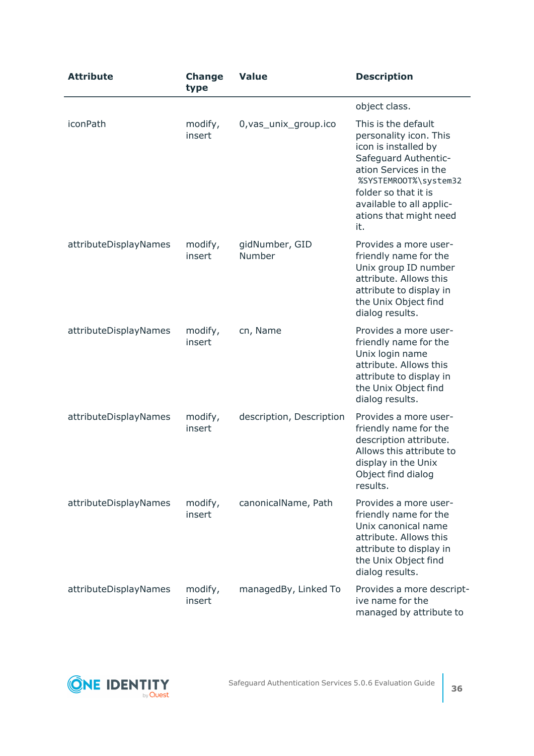| Attribute | Change type | Value | Description |
|---|---|---|---|
| | | | object class. |
| iconPath | modify, insert | 0,vas_unix_group.ico | This is the default personality icon. This icon is installed by Safeguard Authentication Services in the `%SYSTEMROOT%\system32` folder so that it is available to all applications that might need it. |
| attributeDisplayNames | modify, insert | gidNumber, GID Number | Provides a more user-friendly name for the Unix group ID number attribute. Allows this attribute to display in the Unix Object find dialog results. |
| attributeDisplayNames | modify, insert | cn, Name | Provides a more user-friendly name for the Unix login name attribute. Allows this attribute to display in the Unix Object find dialog results. |
| attributeDisplayNames | modify, insert | description, Description | Provides a more user-friendly name for the description attribute. Allows this attribute to display in the Unix Object find dialog results. |
| attributeDisplayNames | modify, insert | canonicalName, Path | Provides a more user-friendly name for the Unix canonical name attribute. Allows this attribute to display in the Unix Object find dialog results. |
| attributeDisplayNames | modify, insert | managedBy, Linked To | Provides a more descriptive name for the managed by attribute to |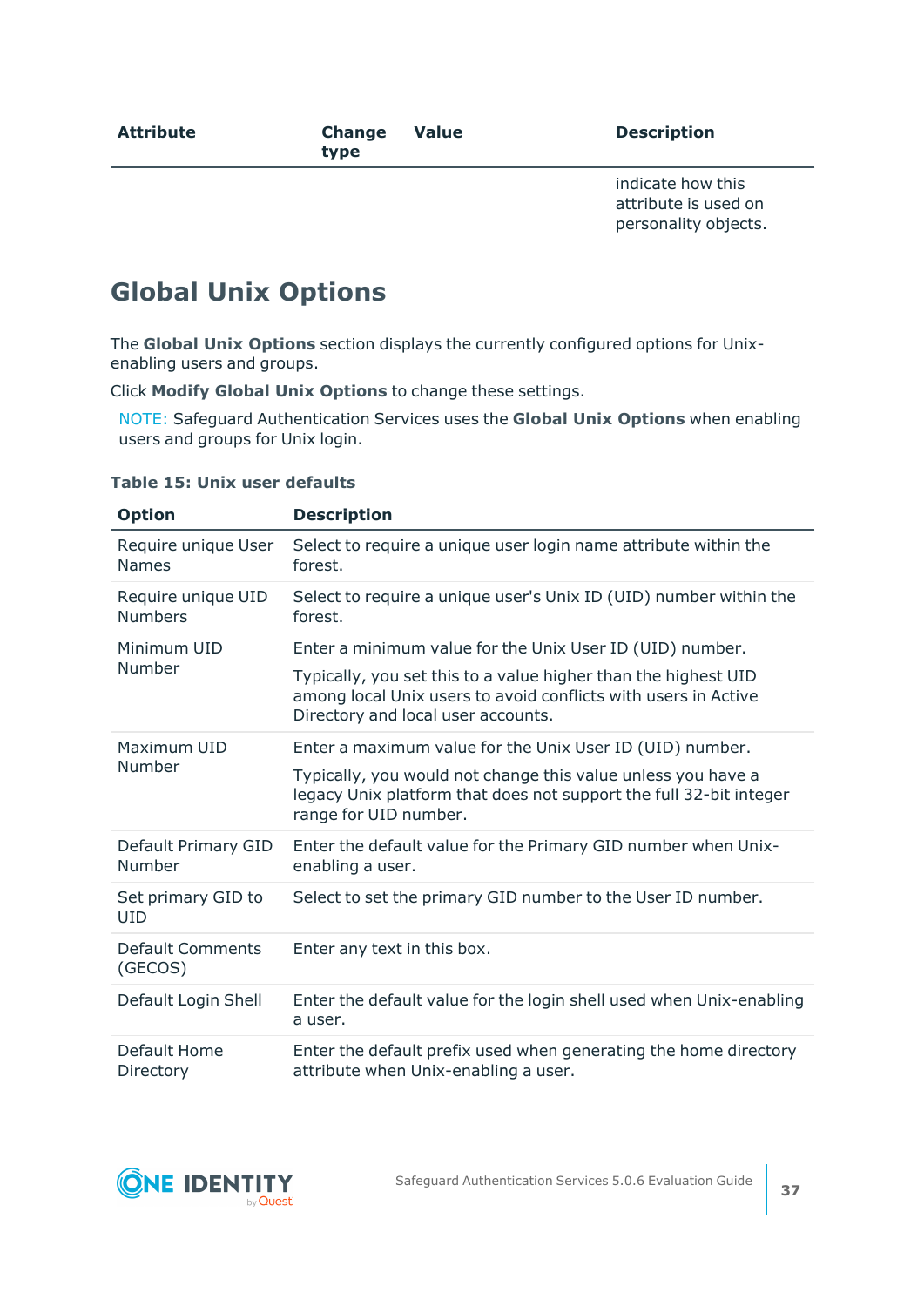| Attribute | Change type | Value | Description |
|---|---|---|---|
| | | | indicate how this attribute is used on personality objects. |

## Global Unix Options

The **Global Unix Options** section displays the currently configured options for Unix-enabling users and groups.

Click **Modify Global Unix Options** to change these settings.

> NOTE: Safeguard Authentication Services uses the **Global Unix Options** when enabling users and groups for Unix login.

**Table 15: Unix user defaults**

| Option | Description |
|---|---|
| Require unique User Names | Select to require a unique user login name attribute within the forest. |
| Require unique UID Numbers | Select to require a unique user's Unix ID (UID) number within the forest. |
| Minimum UID Number | Enter a minimum value for the Unix User ID (UID) number.<br><br>Typically, you set this to a value higher than the highest UID among local Unix users to avoid conflicts with users in Active Directory and local user accounts. |
| Maximum UID Number | Enter a maximum value for the Unix User ID (UID) number.<br><br>Typically, you would not change this value unless you have a legacy Unix platform that does not support the full 32-bit integer range for UID number. |
| Default Primary GID Number | Enter the default value for the Primary GID number when Unix-enabling a user. |
| Set primary GID to UID | Select to set the primary GID number to the User ID number. |
| Default Comments (GECOS) | Enter any text in this box. |
| Default Login Shell | Enter the default value for the login shell used when Unix-enabling a user. |
| Default Home Directory | Enter the default prefix used when generating the home directory attribute when Unix-enabling a user. |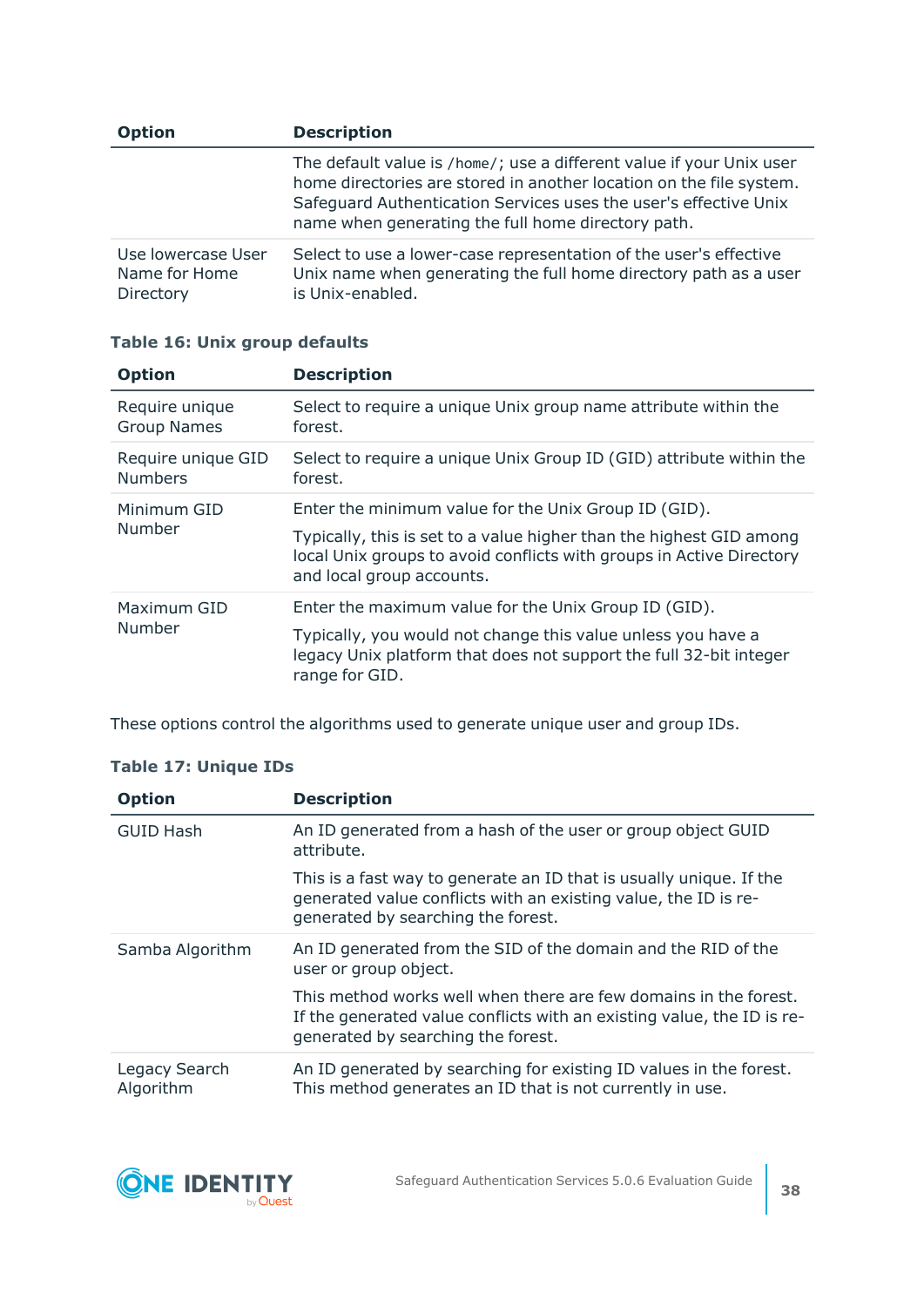| Option | Description |
| --- | --- |
| | The default value is `/home/`; use a different value if your Unix user home directories are stored in another location on the file system. Safeguard Authentication Services uses the user's effective Unix name when generating the full home directory path. |
| Use lowercase User Name for Home Directory | Select to use a lower-case representation of the user's effective Unix name when generating the full home directory path as a user is Unix-enabled. |

**Table 16: Unix group defaults**

| Option | Description |
| --- | --- |
| Require unique Group Names | Select to require a unique Unix group name attribute within the forest. |
| Require unique GID Numbers | Select to require a unique Unix Group ID (GID) attribute within the forest. |
| Minimum GID Number | Enter the minimum value for the Unix Group ID (GID).<br><br>Typically, this is set to a value higher than the highest GID among local Unix groups to avoid conflicts with groups in Active Directory and local group accounts. |
| Maximum GID Number | Enter the maximum value for the Unix Group ID (GID).<br><br>Typically, you would not change this value unless you have a legacy Unix platform that does not support the full 32-bit integer range for GID. |

These options control the algorithms used to generate unique user and group IDs.

**Table 17: Unique IDs**

| Option | Description |
| --- | --- |
| GUID Hash | An ID generated from a hash of the user or group object GUID attribute.<br><br>This is a fast way to generate an ID that is usually unique. If the generated value conflicts with an existing value, the ID is re-generated by searching the forest. |
| Samba Algorithm | An ID generated from the SID of the domain and the RID of the user or group object.<br><br>This method works well when there are few domains in the forest. If the generated value conflicts with an existing value, the ID is re-generated by searching the forest. |
| Legacy Search Algorithm | An ID generated by searching for existing ID values in the forest. This method generates an ID that is not currently in use. |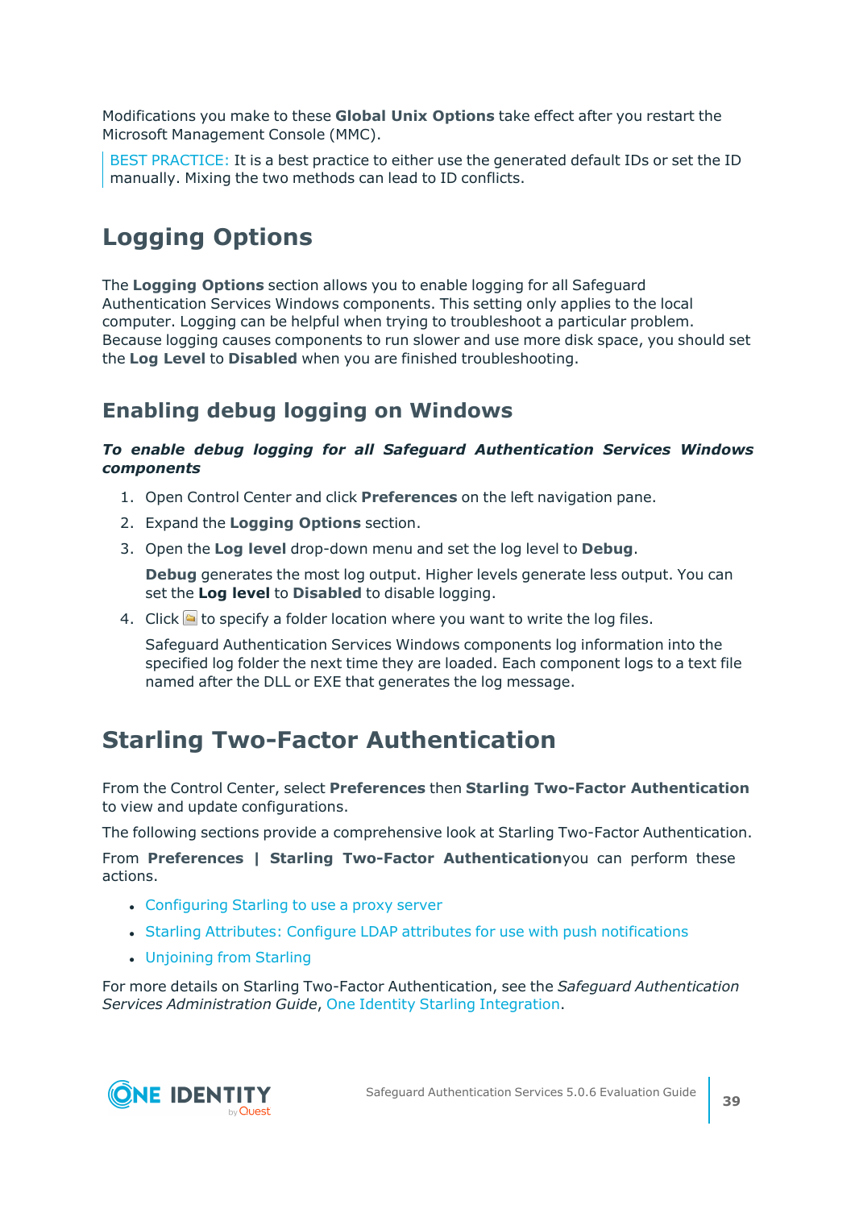Modifications you make to these **Global Unix Options** take effect after you restart the Microsoft Management Console (MMC).

> BEST PRACTICE: It is a best practice to either use the generated default IDs or set the ID manually. Mixing the two methods can lead to ID conflicts.

# Logging Options

The **Logging Options** section allows you to enable logging for all Safeguard Authentication Services Windows components. This setting only applies to the local computer. Logging can be helpful when trying to troubleshoot a particular problem. Because logging causes components to run slower and use more disk space, you should set the **Log Level** to **Disabled** when you are finished troubleshooting.

## Enabling debug logging on Windows

***To enable debug logging for all Safeguard Authentication Services Windows components***

1. Open Control Center and click **Preferences** on the left navigation pane.
2. Expand the **Logging Options** section.
3. Open the **Log level** drop-down menu and set the log level to **Debug**.

   **Debug** generates the most log output. Higher levels generate less output. You can set the **Log level** to **Disabled** to disable logging.
4. Click to specify a folder location where you want to write the log files.

   Safeguard Authentication Services Windows components log information into the specified log folder the next time they are loaded. Each component logs to a text file named after the DLL or EXE that generates the log message.

# Starling Two-Factor Authentication

From the Control Center, select **Preferences** then **Starling Two-Factor Authentication** to view and update configurations.

The following sections provide a comprehensive look at Starling Two-Factor Authentication.

From **Preferences | Starling Two-Factor Authentication**you can perform these actions.

- Configuring Starling to use a proxy server
- Starling Attributes: Configure LDAP attributes for use with push notifications
- Unjoining from Starling

For more details on Starling Two-Factor Authentication, see the *Safeguard Authentication Services Administration Guide*, One Identity Starling Integration.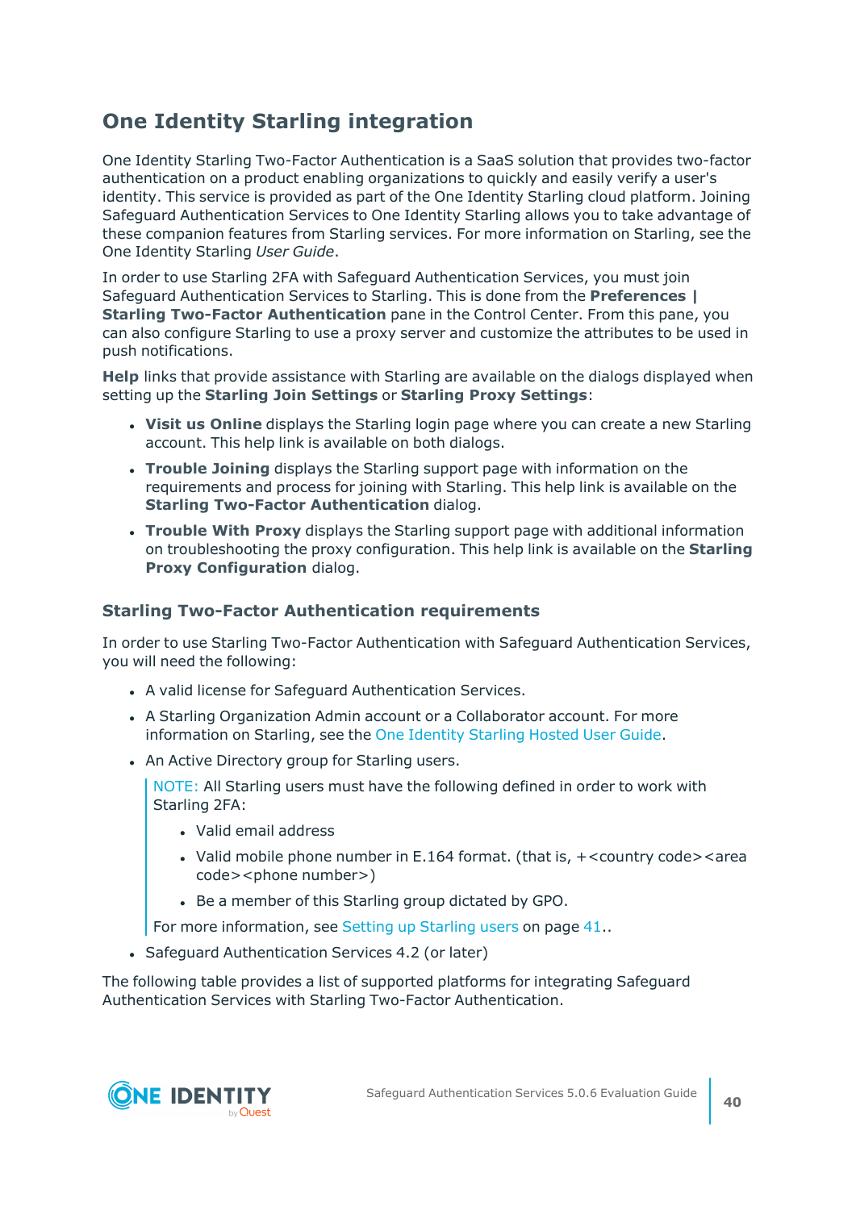## One Identity Starling integration

One Identity Starling Two-Factor Authentication is a SaaS solution that provides two-factor authentication on a product enabling organizations to quickly and easily verify a user's identity. This service is provided as part of the One Identity Starling cloud platform. Joining Safeguard Authentication Services to One Identity Starling allows you to take advantage of these companion features from Starling services. For more information on Starling, see the One Identity Starling *User Guide*.

In order to use Starling 2FA with Safeguard Authentication Services, you must join Safeguard Authentication Services to Starling. This is done from the **Preferences | Starling Two-Factor Authentication** pane in the Control Center. From this pane, you can also configure Starling to use a proxy server and customize the attributes to be used in push notifications.

**Help** links that provide assistance with Starling are available on the dialogs displayed when setting up the **Starling Join Settings** or **Starling Proxy Settings**:

- **Visit us Online** displays the Starling login page where you can create a new Starling account. This help link is available on both dialogs.
- **Trouble Joining** displays the Starling support page with information on the requirements and process for joining with Starling. This help link is available on the **Starling Two-Factor Authentication** dialog.
- **Trouble With Proxy** displays the Starling support page with additional information on troubleshooting the proxy configuration. This help link is available on the **Starling Proxy Configuration** dialog.

### Starling Two-Factor Authentication requirements

In order to use Starling Two-Factor Authentication with Safeguard Authentication Services, you will need the following:

- A valid license for Safeguard Authentication Services.
- A Starling Organization Admin account or a Collaborator account. For more information on Starling, see the One Identity Starling Hosted User Guide.
- An Active Directory group for Starling users.

  NOTE: All Starling users must have the following defined in order to work with Starling 2FA:

  - Valid email address
  - Valid mobile phone number in E.164 format. (that is, +<country code><area code><phone number>)
  - Be a member of this Starling group dictated by GPO.

  For more information, see Setting up Starling users on page 41..

- Safeguard Authentication Services 4.2 (or later)

The following table provides a list of supported platforms for integrating Safeguard Authentication Services with Starling Two-Factor Authentication.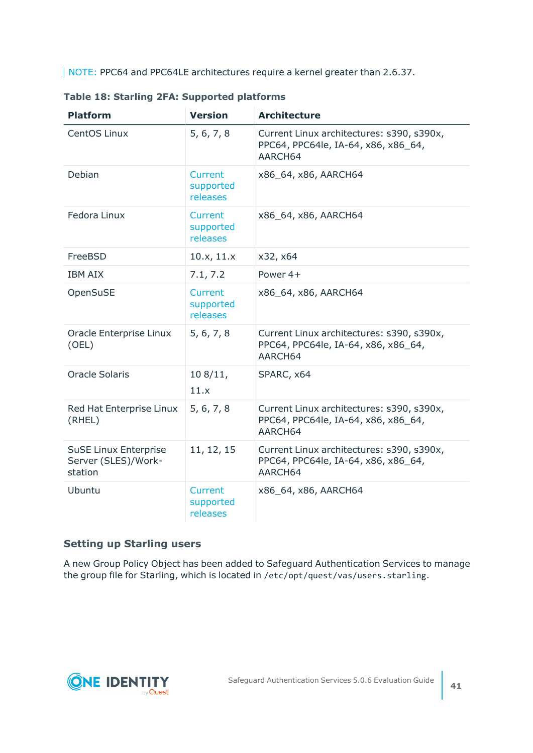NOTE: PPC64 and PPC64LE architectures require a kernel greater than 2.6.37.

**Table 18: Starling 2FA: Supported platforms**

| Platform | Version | Architecture |
| --- | --- | --- |
| CentOS Linux | 5, 6, 7, 8 | Current Linux architectures: s390, s390x, PPC64, PPC64le, IA-64, x86, x86_64, AARCH64 |
| Debian | Current supported releases | x86_64, x86, AARCH64 |
| Fedora Linux | Current supported releases | x86_64, x86, AARCH64 |
| FreeBSD | 10.x, 11.x | x32, x64 |
| IBM AIX | 7.1, 7.2 | Power 4+ |
| OpenSuSE | Current supported releases | x86_64, x86, AARCH64 |
| Oracle Enterprise Linux (OEL) | 5, 6, 7, 8 | Current Linux architectures: s390, s390x, PPC64, PPC64le, IA-64, x86, x86_64, AARCH64 |
| Oracle Solaris | 10 8/11, 11.x | SPARC, x64 |
| Red Hat Enterprise Linux (RHEL) | 5, 6, 7, 8 | Current Linux architectures: s390, s390x, PPC64, PPC64le, IA-64, x86, x86_64, AARCH64 |
| SuSE Linux Enterprise Server (SLES)/Work-station | 11, 12, 15 | Current Linux architectures: s390, s390x, PPC64, PPC64le, IA-64, x86, x86_64, AARCH64 |
| Ubuntu | Current supported releases | x86_64, x86, AARCH64 |

### Setting up Starling users

A new Group Policy Object has been added to Safeguard Authentication Services to manage the group file for Starling, which is located in `/etc/opt/quest/vas/users.starling`.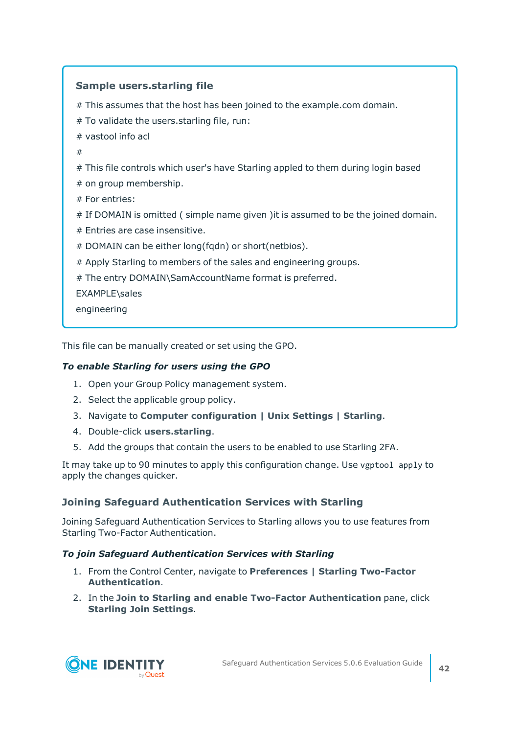**Sample users.starling file**

```
# This assumes that the host has been joined to the example.com domain.
# To validate the users.starling file, run:
# vastool info acl
#
# This file controls which user's have Starling appled to them during login based
# on group membership.
# For entries:
# If DOMAIN is omitted ( simple name given )it is assumed to be the joined domain.
# Entries are case insensitive.
# DOMAIN can be either long(fqdn) or short(netbios).
# Apply Starling to members of the sales and engineering groups.
# The entry DOMAIN\SamAccountName format is preferred.
EXAMPLE\sales
engineering
```

This file can be manually created or set using the GPO.

***To enable Starling for users using the GPO***

1. Open your Group Policy management system.
2. Select the applicable group policy.
3. Navigate to **Computer configuration | Unix Settings | Starling**.
4. Double-click **users.starling**.
5. Add the groups that contain the users to be enabled to use Starling 2FA.

It may take up to 90 minutes to apply this configuration change. Use `vgptool apply` to apply the changes quicker.

### Joining Safeguard Authentication Services with Starling

Joining Safeguard Authentication Services to Starling allows you to use features from Starling Two-Factor Authentication.

***To join Safeguard Authentication Services with Starling***

1. From the Control Center, navigate to **Preferences | Starling Two-Factor Authentication**.
2. In the **Join to Starling and enable Two-Factor Authentication** pane, click **Starling Join Settings**.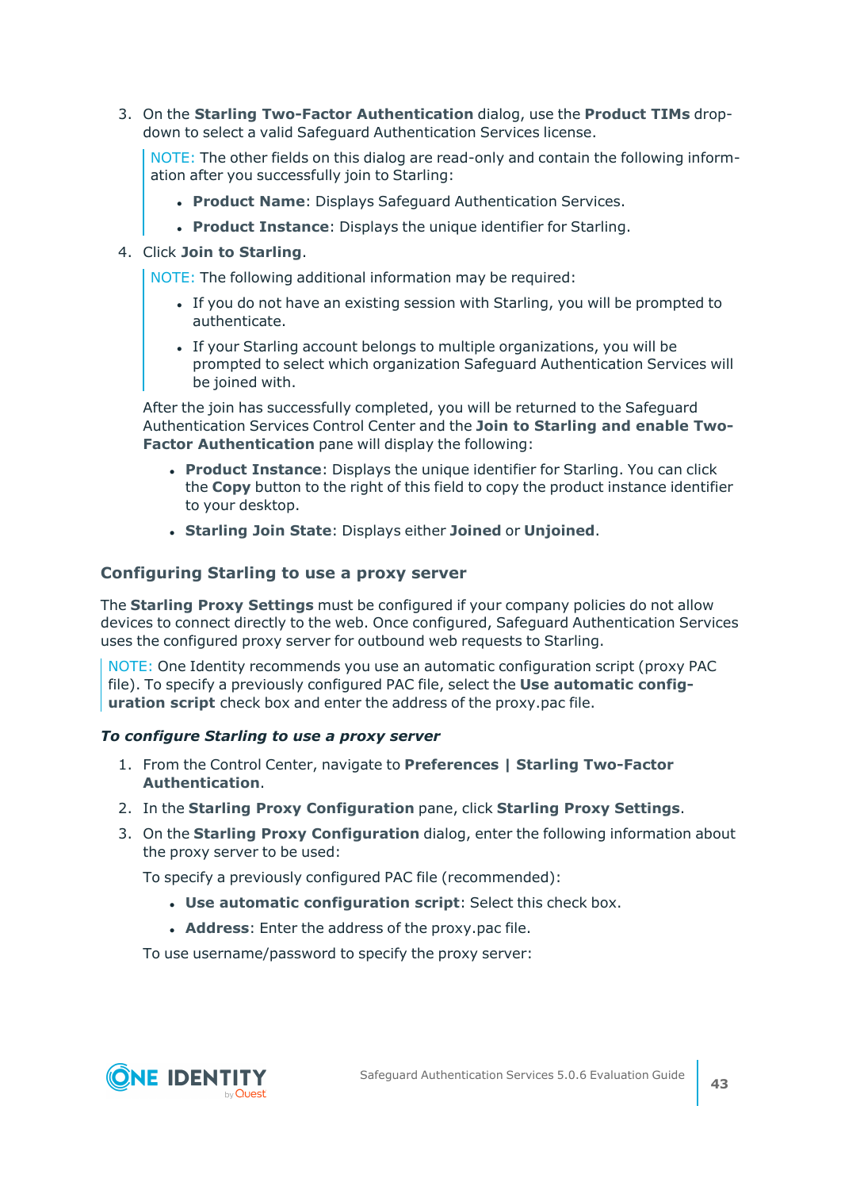3. On the **Starling Two-Factor Authentication** dialog, use the **Product TIMs** drop-down to select a valid Safeguard Authentication Services license.

   > NOTE: The other fields on this dialog are read-only and contain the following information after you successfully join to Starling:
   >
   > - **Product Name**: Displays Safeguard Authentication Services.
   > - **Product Instance**: Displays the unique identifier for Starling.

4. Click **Join to Starling**.

   > NOTE: The following additional information may be required:
   >
   > - If you do not have an existing session with Starling, you will be prompted to authenticate.
   > - If your Starling account belongs to multiple organizations, you will be prompted to select which organization Safeguard Authentication Services will be joined with.

   After the join has successfully completed, you will be returned to the Safeguard Authentication Services Control Center and the **Join to Starling and enable Two-Factor Authentication** pane will display the following:

   - **Product Instance**: Displays the unique identifier for Starling. You can click the **Copy** button to the right of this field to copy the product instance identifier to your desktop.
   - **Starling Join State**: Displays either **Joined** or **Unjoined**.

### Configuring Starling to use a proxy server

The **Starling Proxy Settings** must be configured if your company policies do not allow devices to connect directly to the web. Once configured, Safeguard Authentication Services uses the configured proxy server for outbound web requests to Starling.

> NOTE: One Identity recommends you use an automatic configuration script (proxy PAC file). To specify a previously configured PAC file, select the **Use automatic configuration script** check box and enter the address of the proxy.pac file.

***To configure Starling to use a proxy server***

1. From the Control Center, navigate to **Preferences | Starling Two-Factor Authentication**.
2. In the **Starling Proxy Configuration** pane, click **Starling Proxy Settings**.
3. On the **Starling Proxy Configuration** dialog, enter the following information about the proxy server to be used:

   To specify a previously configured PAC file (recommended):

   - **Use automatic configuration script**: Select this check box.
   - **Address**: Enter the address of the proxy.pac file.

   To use username/password to specify the proxy server: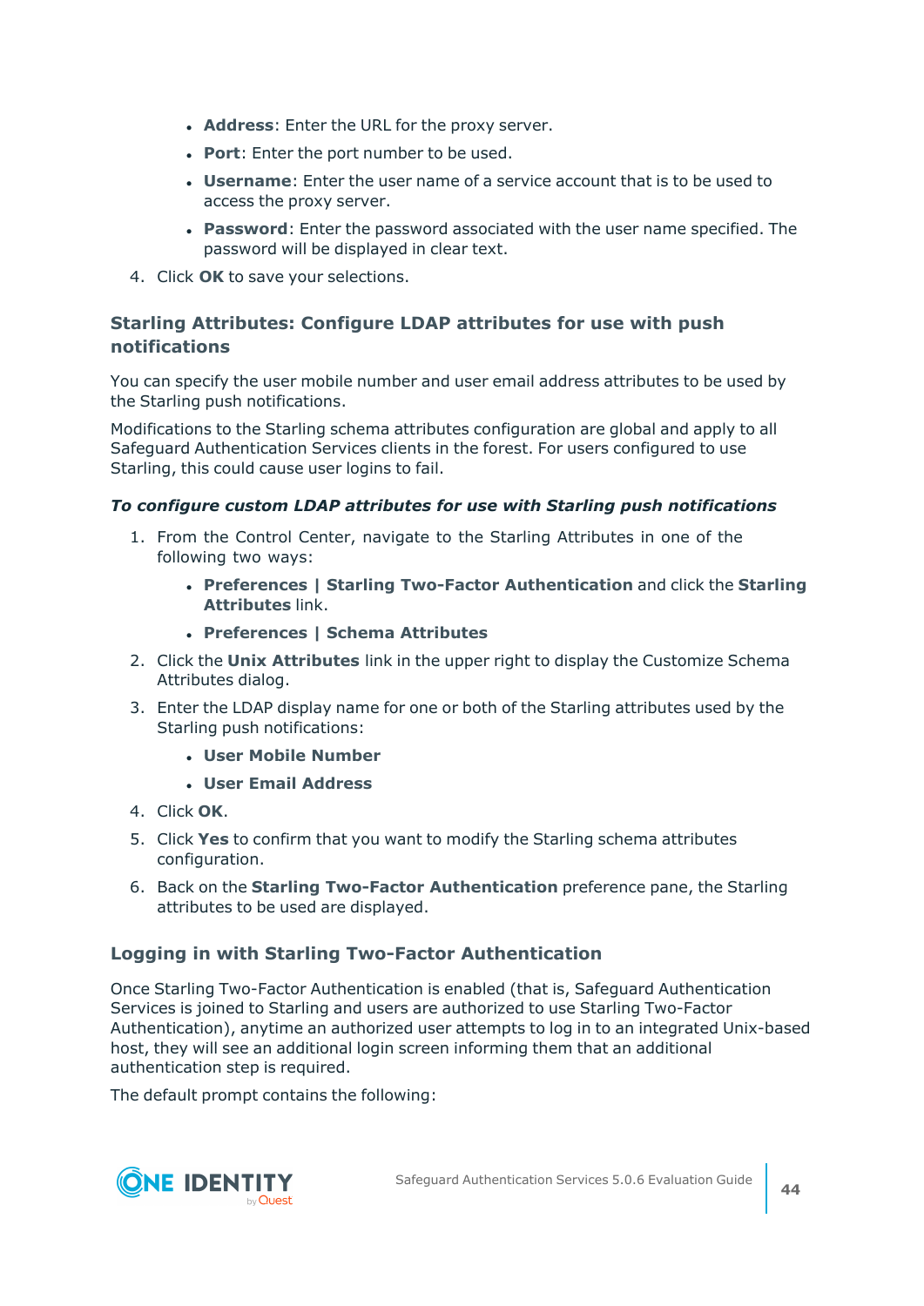- **Address**: Enter the URL for the proxy server.
- **Port**: Enter the port number to be used.
- **Username**: Enter the user name of a service account that is to be used to access the proxy server.
- **Password**: Enter the password associated with the user name specified. The password will be displayed in clear text.

4. Click **OK** to save your selections.

### Starling Attributes: Configure LDAP attributes for use with push notifications

You can specify the user mobile number and user email address attributes to be used by the Starling push notifications.

Modifications to the Starling schema attributes configuration are global and apply to all Safeguard Authentication Services clients in the forest. For users configured to use Starling, this could cause user logins to fail.

***To configure custom LDAP attributes for use with Starling push notifications***

1. From the Control Center, navigate to the Starling Attributes in one of the following two ways:
   - **Preferences | Starling Two-Factor Authentication** and click the **Starling Attributes** link.
   - **Preferences | Schema Attributes**
2. Click the **Unix Attributes** link in the upper right to display the Customize Schema Attributes dialog.
3. Enter the LDAP display name for one or both of the Starling attributes used by the Starling push notifications:
   - **User Mobile Number**
   - **User Email Address**
4. Click **OK**.
5. Click **Yes** to confirm that you want to modify the Starling schema attributes configuration.
6. Back on the **Starling Two-Factor Authentication** preference pane, the Starling attributes to be used are displayed.

### Logging in with Starling Two-Factor Authentication

Once Starling Two-Factor Authentication is enabled (that is, Safeguard Authentication Services is joined to Starling and users are authorized to use Starling Two-Factor Authentication), anytime an authorized user attempts to log in to an integrated Unix-based host, they will see an additional login screen informing them that an additional authentication step is required.

The default prompt contains the following: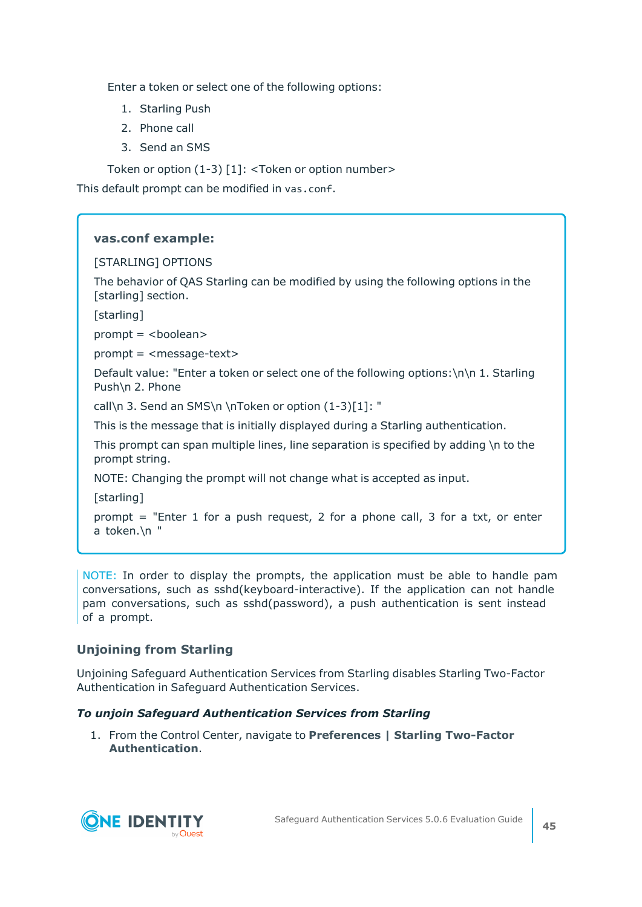Enter a token or select one of the following options:

1. Starling Push
2. Phone call
3. Send an SMS

Token or option (1-3) [1]: <Token or option number>

This default prompt can be modified in `vas.conf`.

> **vas.conf example:**
>
> [STARLING] OPTIONS
>
> The behavior of QAS Starling can be modified by using the following options in the [starling] section.
>
> [starling]
>
> prompt = <boolean>
>
> prompt = <message-text>
>
> Default value: "Enter a token or select one of the following options:\n\n 1. Starling Push\n 2. Phone
>
> call\n 3. Send an SMS\n \nToken or option (1-3)[1]: "
>
> This is the message that is initially displayed during a Starling authentication.
>
> This prompt can span multiple lines, line separation is specified by adding \n to the prompt string.
>
> NOTE: Changing the prompt will not change what is accepted as input.
>
> [starling]
>
> prompt = "Enter 1 for a push request, 2 for a phone call, 3 for a txt, or enter a token.\n "

NOTE: In order to display the prompts, the application must be able to handle pam conversations, such as sshd(keyboard-interactive). If the application can not handle pam conversations, such as sshd(password), a push authentication is sent instead of a prompt.

### Unjoining from Starling

Unjoining Safeguard Authentication Services from Starling disables Starling Two-Factor Authentication in Safeguard Authentication Services.

***To unjoin Safeguard Authentication Services from Starling***

1. From the Control Center, navigate to **Preferences | Starling Two-Factor Authentication**.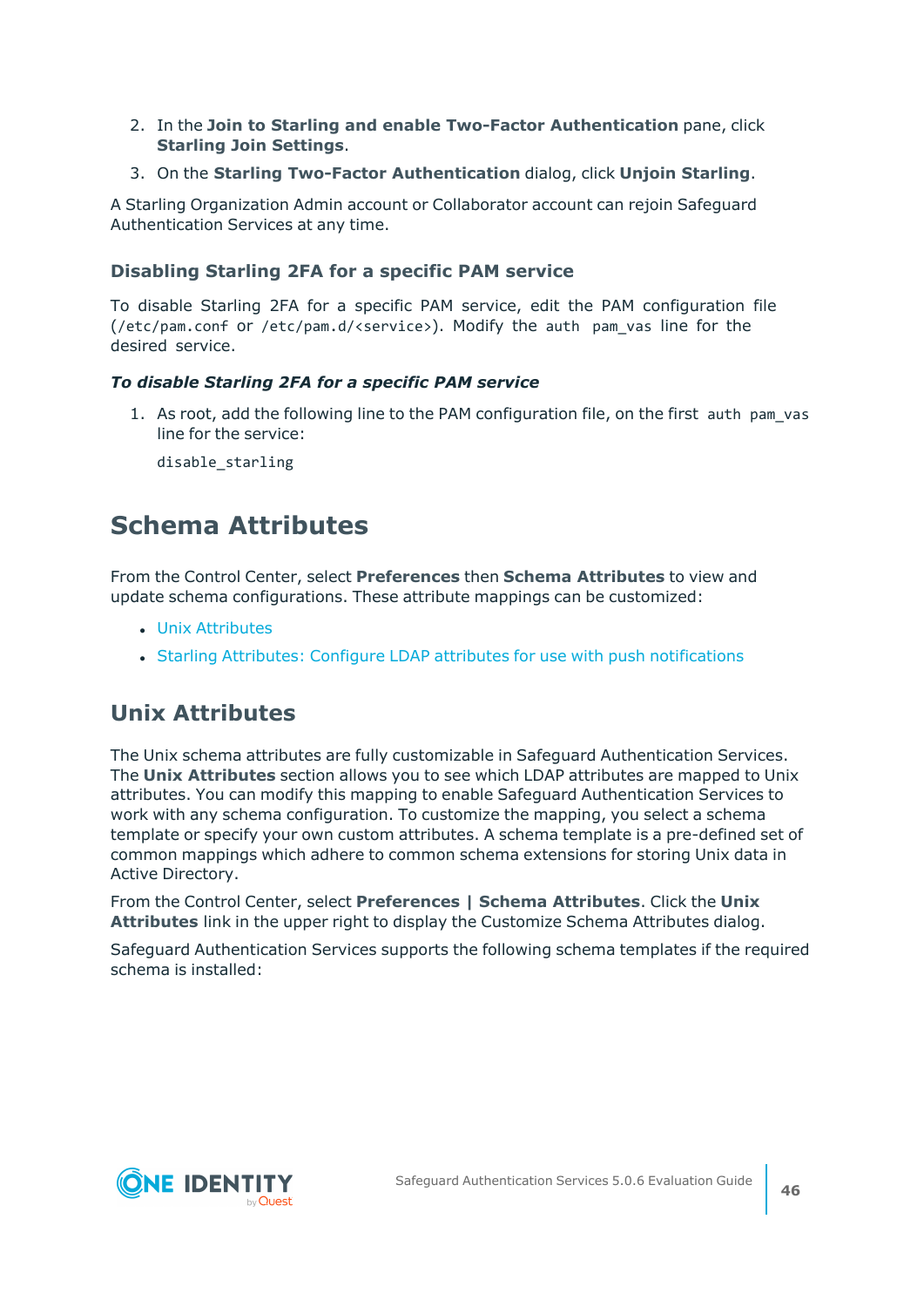2. In the **Join to Starling and enable Two-Factor Authentication** pane, click **Starling Join Settings**.
3. On the **Starling Two-Factor Authentication** dialog, click **Unjoin Starling**.

A Starling Organization Admin account or Collaborator account can rejoin Safeguard Authentication Services at any time.

### Disabling Starling 2FA for a specific PAM service

To disable Starling 2FA for a specific PAM service, edit the PAM configuration file (`/etc/pam.conf` or `/etc/pam.d/<service>`). Modify the `auth pam_vas` line for the desired service.

***To disable Starling 2FA for a specific PAM service***

1. As root, add the following line to the PAM configuration file, on the first `auth pam_vas` line for the service:

   ```
   disable_starling
   ```

# Schema Attributes

From the Control Center, select **Preferences** then **Schema Attributes** to view and update schema configurations. These attribute mappings can be customized:

- Unix Attributes
- Starling Attributes: Configure LDAP attributes for use with push notifications

## Unix Attributes

The Unix schema attributes are fully customizable in Safeguard Authentication Services. The **Unix Attributes** section allows you to see which LDAP attributes are mapped to Unix attributes. You can modify this mapping to enable Safeguard Authentication Services to work with any schema configuration. To customize the mapping, you select a schema template or specify your own custom attributes. A schema template is a pre-defined set of common mappings which adhere to common schema extensions for storing Unix data in Active Directory.

From the Control Center, select **Preferences | Schema Attributes**. Click the **Unix Attributes** link in the upper right to display the Customize Schema Attributes dialog.

Safeguard Authentication Services supports the following schema templates if the required schema is installed: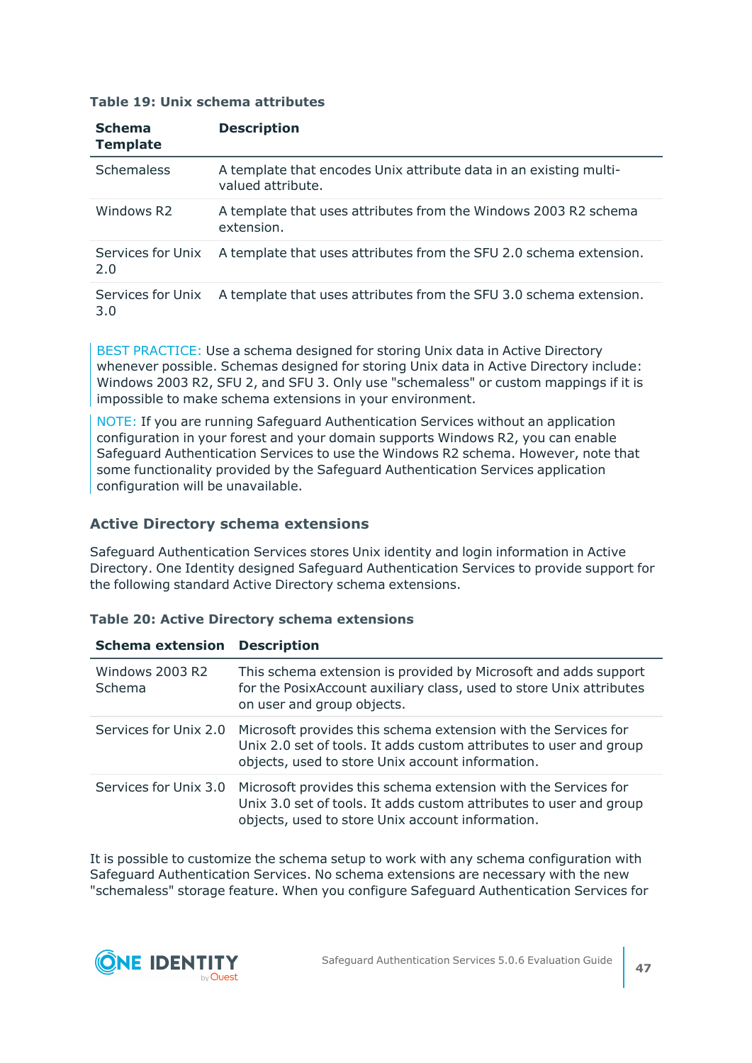**Table 19: Unix schema attributes**

| Schema Template | Description |
|---|---|
| Schemaless | A template that encodes Unix attribute data in an existing multi-valued attribute. |
| Windows R2 | A template that uses attributes from the Windows 2003 R2 schema extension. |
| Services for Unix 2.0 | A template that uses attributes from the SFU 2.0 schema extension. |
| Services for Unix 3.0 | A template that uses attributes from the SFU 3.0 schema extension. |

BEST PRACTICE: Use a schema designed for storing Unix data in Active Directory whenever possible. Schemas designed for storing Unix data in Active Directory include: Windows 2003 R2, SFU 2, and SFU 3. Only use "schemaless" or custom mappings if it is impossible to make schema extensions in your environment.

NOTE: If you are running Safeguard Authentication Services without an application configuration in your forest and your domain supports Windows R2, you can enable Safeguard Authentication Services to use the Windows R2 schema. However, note that some functionality provided by the Safeguard Authentication Services application configuration will be unavailable.

### Active Directory schema extensions

Safeguard Authentication Services stores Unix identity and login information in Active Directory. One Identity designed Safeguard Authentication Services to provide support for the following standard Active Directory schema extensions.

**Table 20: Active Directory schema extensions**

| Schema extension | Description |
|---|---|
| Windows 2003 R2 Schema | This schema extension is provided by Microsoft and adds support for the PosixAccount auxiliary class, used to store Unix attributes on user and group objects. |
| Services for Unix 2.0 | Microsoft provides this schema extension with the Services for Unix 2.0 set of tools. It adds custom attributes to user and group objects, used to store Unix account information. |
| Services for Unix 3.0 | Microsoft provides this schema extension with the Services for Unix 3.0 set of tools. It adds custom attributes to user and group objects, used to store Unix account information. |

It is possible to customize the schema setup to work with any schema configuration with Safeguard Authentication Services. No schema extensions are necessary with the new "schemaless" storage feature. When you configure Safeguard Authentication Services for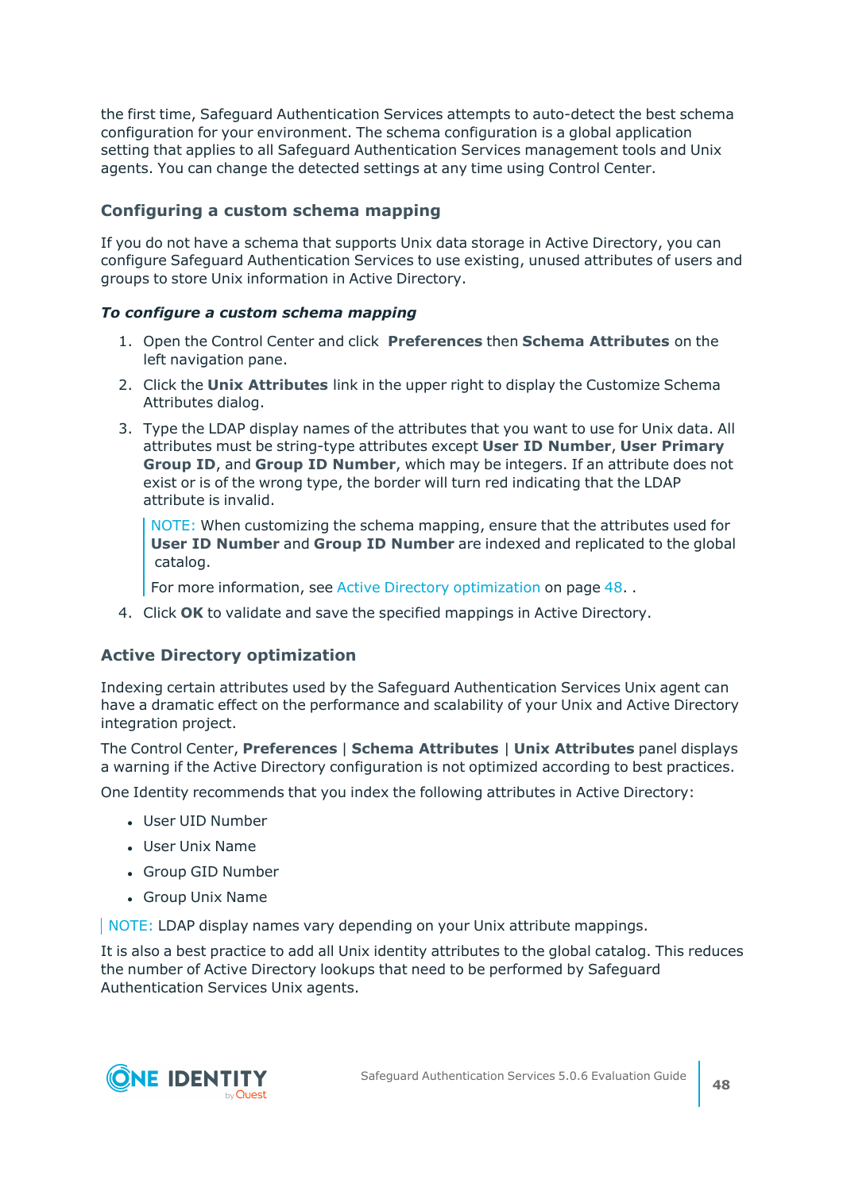the first time, Safeguard Authentication Services attempts to auto-detect the best schema configuration for your environment. The schema configuration is a global application setting that applies to all Safeguard Authentication Services management tools and Unix agents. You can change the detected settings at any time using Control Center.

### Configuring a custom schema mapping

If you do not have a schema that supports Unix data storage in Active Directory, you can configure Safeguard Authentication Services to use existing, unused attributes of users and groups to store Unix information in Active Directory.

***To configure a custom schema mapping***

1. Open the Control Center and click **Preferences** then **Schema Attributes** on the left navigation pane.
2. Click the **Unix Attributes** link in the upper right to display the Customize Schema Attributes dialog.
3. Type the LDAP display names of the attributes that you want to use for Unix data. All attributes must be string-type attributes except **User ID Number**, **User Primary Group ID**, and **Group ID Number**, which may be integers. If an attribute does not exist or is of the wrong type, the border will turn red indicating that the LDAP attribute is invalid.

   NOTE: When customizing the schema mapping, ensure that the attributes used for **User ID Number** and **Group ID Number** are indexed and replicated to the global catalog.

   For more information, see Active Directory optimization on page 48. .
4. Click **OK** to validate and save the specified mappings in Active Directory.

### Active Directory optimization

Indexing certain attributes used by the Safeguard Authentication Services Unix agent can have a dramatic effect on the performance and scalability of your Unix and Active Directory integration project.

The Control Center, **Preferences** | **Schema Attributes** | **Unix Attributes** panel displays a warning if the Active Directory configuration is not optimized according to best practices.

One Identity recommends that you index the following attributes in Active Directory:

- User UID Number
- User Unix Name
- Group GID Number
- Group Unix Name

NOTE: LDAP display names vary depending on your Unix attribute mappings.

It is also a best practice to add all Unix identity attributes to the global catalog. This reduces the number of Active Directory lookups that need to be performed by Safeguard Authentication Services Unix agents.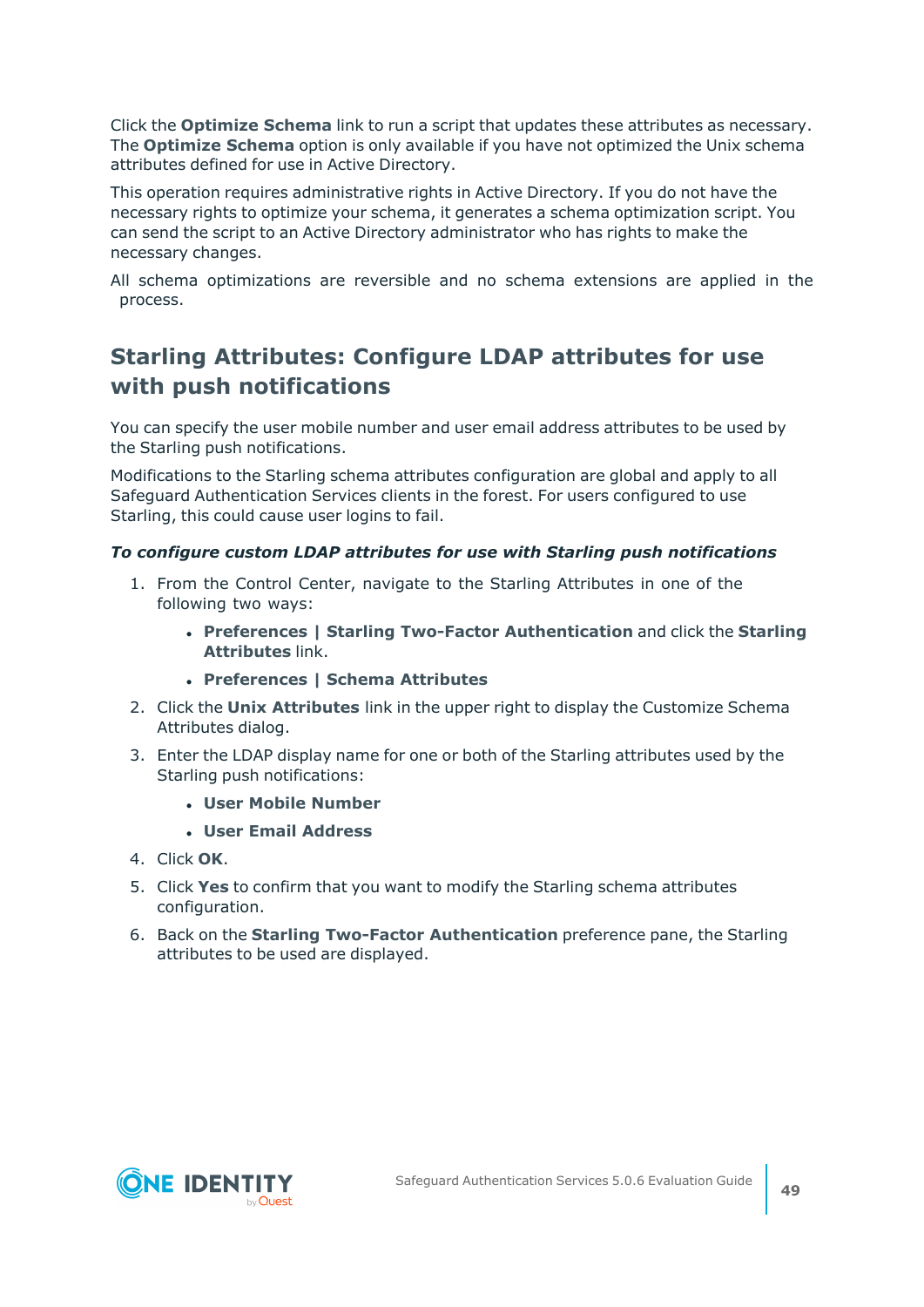Click the **Optimize Schema** link to run a script that updates these attributes as necessary. The **Optimize Schema** option is only available if you have not optimized the Unix schema attributes defined for use in Active Directory.

This operation requires administrative rights in Active Directory. If you do not have the necessary rights to optimize your schema, it generates a schema optimization script. You can send the script to an Active Directory administrator who has rights to make the necessary changes.

All schema optimizations are reversible and no schema extensions are applied in the process.

## Starling Attributes: Configure LDAP attributes for use with push notifications

You can specify the user mobile number and user email address attributes to be used by the Starling push notifications.

Modifications to the Starling schema attributes configuration are global and apply to all Safeguard Authentication Services clients in the forest. For users configured to use Starling, this could cause user logins to fail.

***To configure custom LDAP attributes for use with Starling push notifications***

1. From the Control Center, navigate to the Starling Attributes in one of the following two ways:
   - **Preferences | Starling Two-Factor Authentication** and click the **Starling Attributes** link.
   - **Preferences | Schema Attributes**
2. Click the **Unix Attributes** link in the upper right to display the Customize Schema Attributes dialog.
3. Enter the LDAP display name for one or both of the Starling attributes used by the Starling push notifications:
   - **User Mobile Number**
   - **User Email Address**
4. Click **OK**.
5. Click **Yes** to confirm that you want to modify the Starling schema attributes configuration.
6. Back on the **Starling Two-Factor Authentication** preference pane, the Starling attributes to be used are displayed.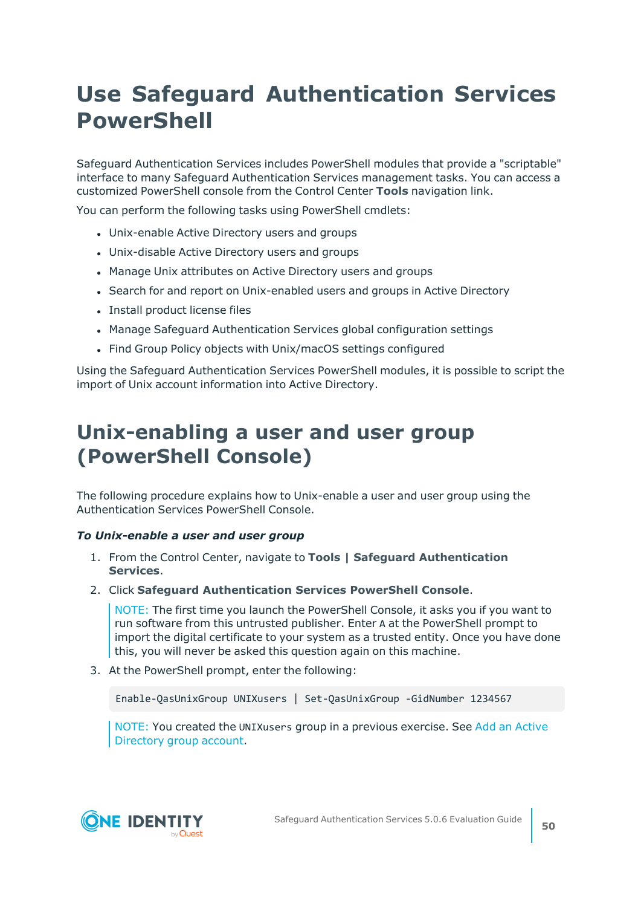# Use Safeguard Authentication Services PowerShell

Safeguard Authentication Services includes PowerShell modules that provide a "scriptable" interface to many Safeguard Authentication Services management tasks. You can access a customized PowerShell console from the Control Center **Tools** navigation link.

You can perform the following tasks using PowerShell cmdlets:

- Unix-enable Active Directory users and groups
- Unix-disable Active Directory users and groups
- Manage Unix attributes on Active Directory users and groups
- Search for and report on Unix-enabled users and groups in Active Directory
- Install product license files
- Manage Safeguard Authentication Services global configuration settings
- Find Group Policy objects with Unix/macOS settings configured

Using the Safeguard Authentication Services PowerShell modules, it is possible to script the import of Unix account information into Active Directory.

# Unix-enabling a user and user group (PowerShell Console)

The following procedure explains how to Unix-enable a user and user group using the Authentication Services PowerShell Console.

***To Unix-enable a user and user group***

1. From the Control Center, navigate to **Tools | Safeguard Authentication Services**.
2. Click **Safeguard Authentication Services PowerShell Console**.

   NOTE: The first time you launch the PowerShell Console, it asks you if you want to run software from this untrusted publisher. Enter `A` at the PowerShell prompt to import the digital certificate to your system as a trusted entity. Once you have done this, you will never be asked this question again on this machine.

3. At the PowerShell prompt, enter the following:

   ```
   Enable-QasUnixGroup UNIXusers | Set-QasUnixGroup -GidNumber 1234567
   ```

   NOTE: You created the `UNIXusers` group in a previous exercise. See Add an Active Directory group account.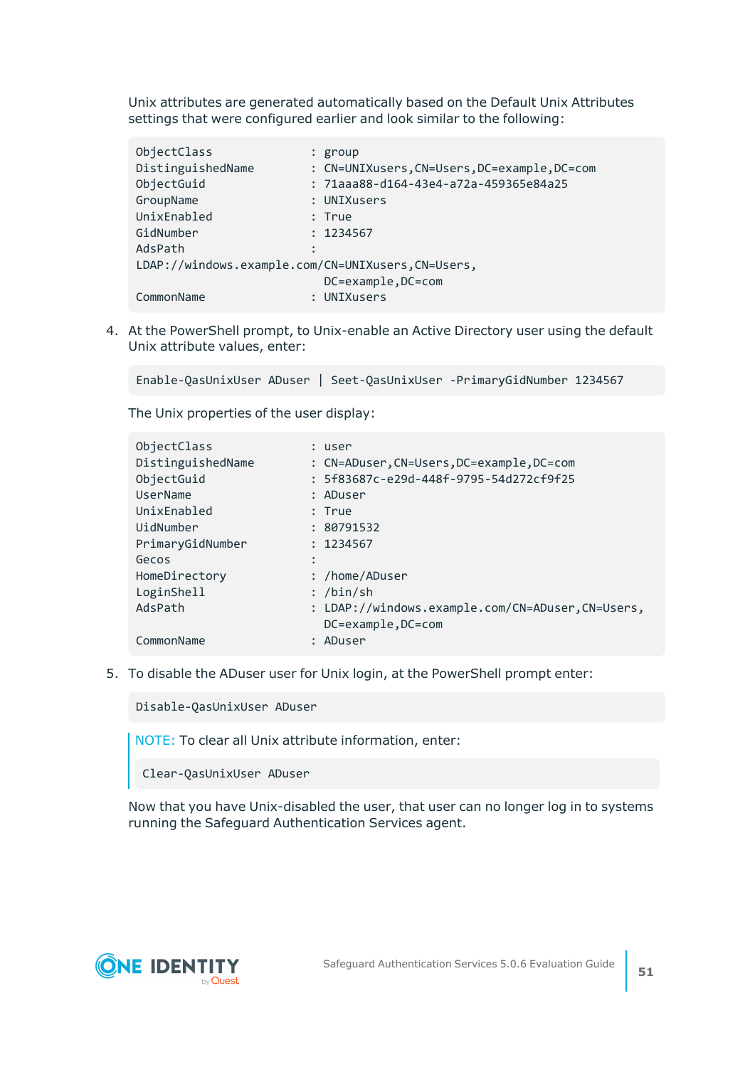Unix attributes are generated automatically based on the Default Unix Attributes settings that were configured earlier and look similar to the following:

```
ObjectClass                 : group
DistinguishedName           : CN=UNIXusers,CN=Users,DC=example,DC=com
ObjectGuid                  : 71aaa88-d164-43e4-a72a-459365e84a25
GroupName                   : UNIXusers
UnixEnabled                 : True
GidNumber                   : 1234567
AdsPath                     :
LDAP://windows.example.com/CN=UNIXusers,CN=Users,
                              DC=example,DC=com
CommonName                  : UNIXusers
```

4. At the PowerShell prompt, to Unix-enable an Active Directory user using the default Unix attribute values, enter:

```
Enable-QasUnixUser ADuser | Seet-QasUnixUser -PrimaryGidNumber 1234567
```

The Unix properties of the user display:

```
ObjectClass                 : user
DistinguishedName           : CN=ADuser,CN=Users,DC=example,DC=com
ObjectGuid                  : 5f83687c-e29d-448f-9795-54d272cf9f25
UserName                    : ADuser
UnixEnabled                 : True
UidNumber                   : 80791532
PrimaryGidNumber            : 1234567
Gecos                       :
HomeDirectory               : /home/ADuser
LoginShell                  : /bin/sh
AdsPath                     : LDAP://windows.example.com/CN=ADuser,CN=Users,
                              DC=example,DC=com
CommonName                  : ADuser
```

5. To disable the ADuser user for Unix login, at the PowerShell prompt enter:

```
Disable-QasUnixUser ADuser
```

> NOTE: To clear all Unix attribute information, enter:
>
> ```
> Clear-QasUnixUser ADuser
> ```

Now that you have Unix-disabled the user, that user can no longer log in to systems running the Safeguard Authentication Services agent.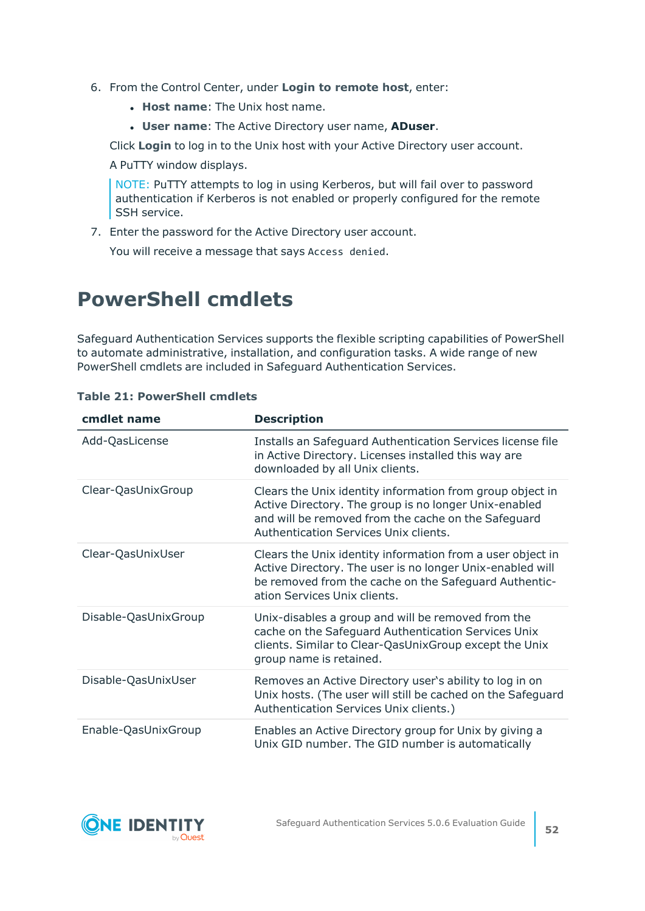6. From the Control Center, under **Login to remote host**, enter:
   - **Host name**: The Unix host name.
   - **User name**: The Active Directory user name, **ADuser**.

   Click **Login** to log in to the Unix host with your Active Directory user account.

   A PuTTY window displays.

   NOTE: PuTTY attempts to log in using Kerberos, but will fail over to password authentication if Kerberos is not enabled or properly configured for the remote SSH service.

7. Enter the password for the Active Directory user account.

   You will receive a message that says `Access denied`.

# PowerShell cmdlets

Safeguard Authentication Services supports the flexible scripting capabilities of PowerShell to automate administrative, installation, and configuration tasks. A wide range of new PowerShell cmdlets are included in Safeguard Authentication Services.

**Table 21: PowerShell cmdlets**

| cmdlet name | Description |
|---|---|
| Add-QasLicense | Installs an Safeguard Authentication Services license file in Active Directory. Licenses installed this way are downloaded by all Unix clients. |
| Clear-QasUnixGroup | Clears the Unix identity information from group object in Active Directory. The group is no longer Unix-enabled and will be removed from the cache on the Safeguard Authentication Services Unix clients. |
| Clear-QasUnixUser | Clears the Unix identity information from a user object in Active Directory. The user is no longer Unix-enabled will be removed from the cache on the Safeguard Authentication Services Unix clients. |
| Disable-QasUnixGroup | Unix-disables a group and will be removed from the cache on the Safeguard Authentication Services Unix clients. Similar to Clear-QasUnixGroup except the Unix group name is retained. |
| Disable-QasUnixUser | Removes an Active Directory user's ability to log in on Unix hosts. (The user will still be cached on the Safeguard Authentication Services Unix clients.) |
| Enable-QasUnixGroup | Enables an Active Directory group for Unix by giving a Unix GID number. The GID number is automatically |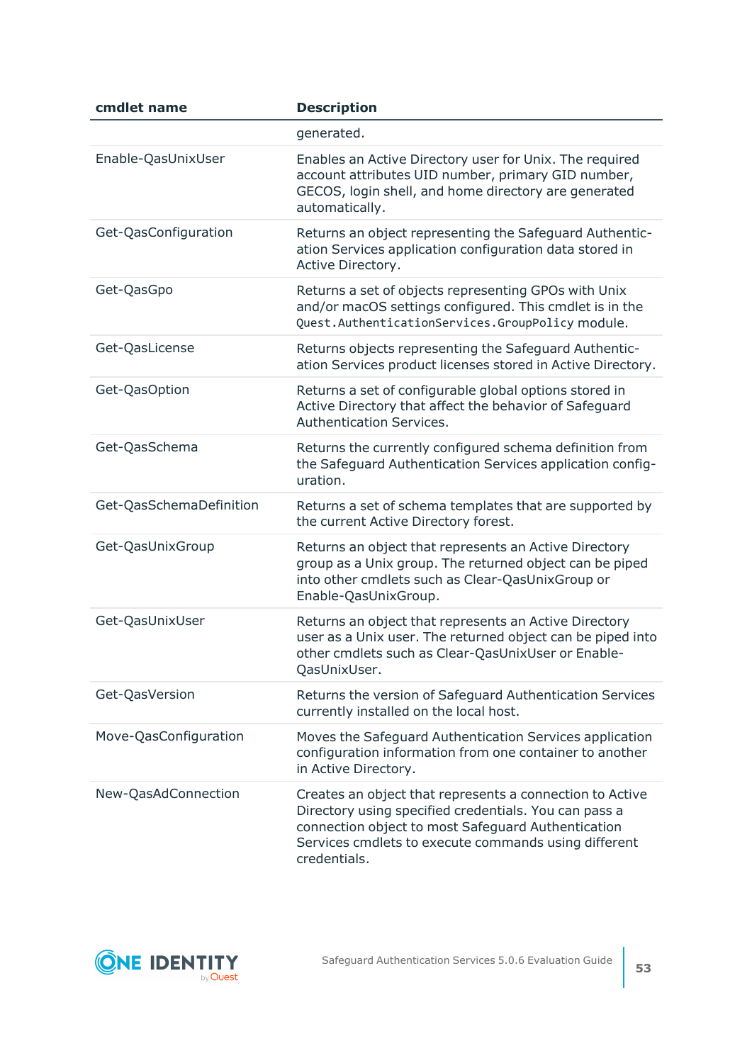| cmdlet name | Description |
| --- | --- |
| | generated. |
| Enable-QasUnixUser | Enables an Active Directory user for Unix. The required account attributes UID number, primary GID number, GECOS, login shell, and home directory are generated automatically. |
| Get-QasConfiguration | Returns an object representing the Safeguard Authentication Services application configuration data stored in Active Directory. |
| Get-QasGpo | Returns a set of objects representing GPOs with Unix and/or macOS settings configured. This cmdlet is in the `Quest.AuthenticationServices.GroupPolicy` module. |
| Get-QasLicense | Returns objects representing the Safeguard Authentication Services product licenses stored in Active Directory. |
| Get-QasOption | Returns a set of configurable global options stored in Active Directory that affect the behavior of Safeguard Authentication Services. |
| Get-QasSchema | Returns the currently configured schema definition from the Safeguard Authentication Services application configuration. |
| Get-QasSchemaDefinition | Returns a set of schema templates that are supported by the current Active Directory forest. |
| Get-QasUnixGroup | Returns an object that represents an Active Directory group as a Unix group. The returned object can be piped into other cmdlets such as Clear-QasUnixGroup or Enable-QasUnixGroup. |
| Get-QasUnixUser | Returns an object that represents an Active Directory user as a Unix user. The returned object can be piped into other cmdlets such as Clear-QasUnixUser or Enable-QasUnixUser. |
| Get-QasVersion | Returns the version of Safeguard Authentication Services currently installed on the local host. |
| Move-QasConfiguration | Moves the Safeguard Authentication Services application configuration information from one container to another in Active Directory. |
| New-QasAdConnection | Creates an object that represents a connection to Active Directory using specified credentials. You can pass a connection object to most Safeguard Authentication Services cmdlets to execute commands using different credentials. |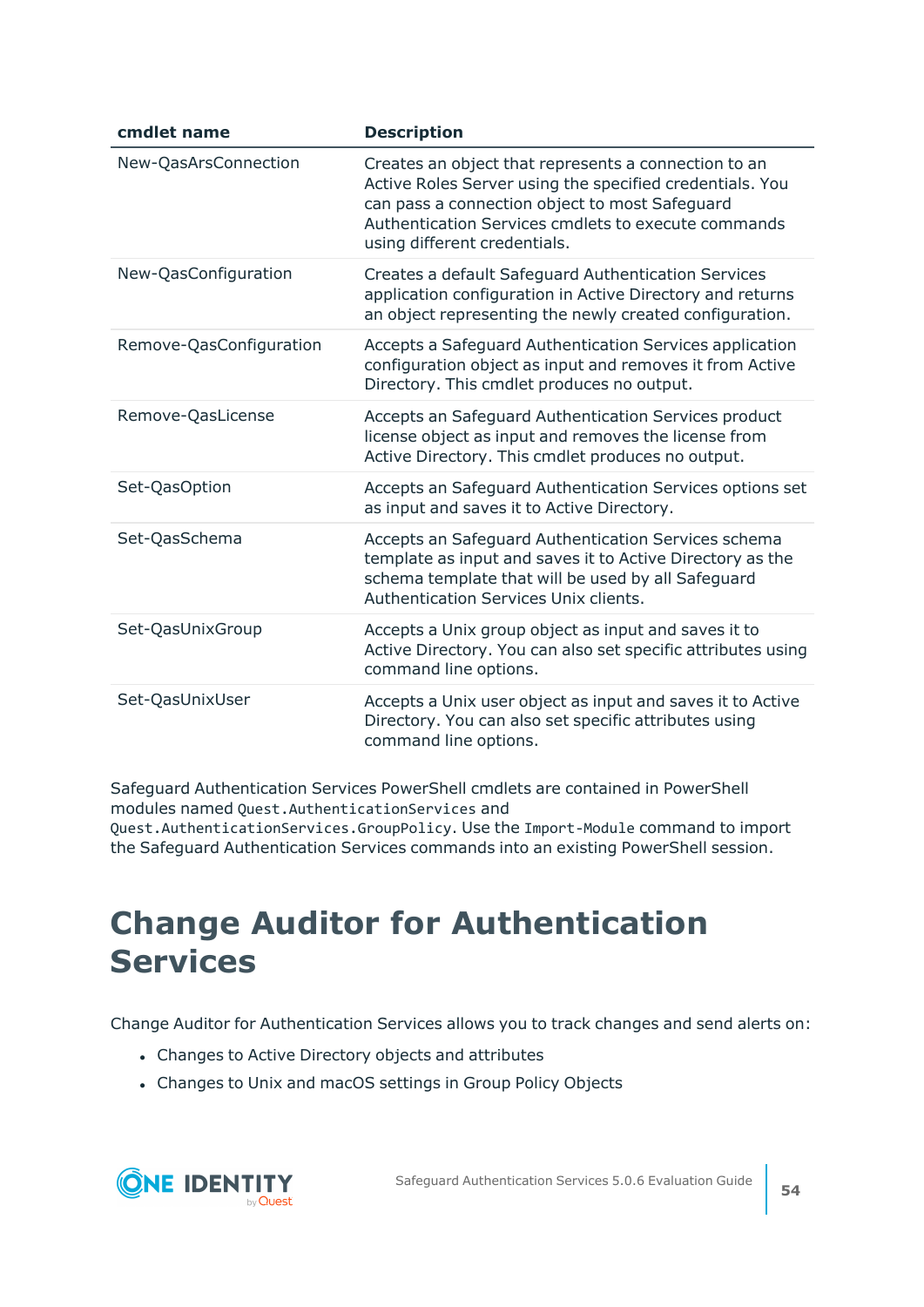| cmdlet name | Description |
|---|---|
| New-QasArsConnection | Creates an object that represents a connection to an Active Roles Server using the specified credentials. You can pass a connection object to most Safeguard Authentication Services cmdlets to execute commands using different credentials. |
| New-QasConfiguration | Creates a default Safeguard Authentication Services application configuration in Active Directory and returns an object representing the newly created configuration. |
| Remove-QasConfiguration | Accepts a Safeguard Authentication Services application configuration object as input and removes it from Active Directory. This cmdlet produces no output. |
| Remove-QasLicense | Accepts an Safeguard Authentication Services product license object as input and removes the license from Active Directory. This cmdlet produces no output. |
| Set-QasOption | Accepts an Safeguard Authentication Services options set as input and saves it to Active Directory. |
| Set-QasSchema | Accepts an Safeguard Authentication Services schema template as input and saves it to Active Directory as the schema template that will be used by all Safeguard Authentication Services Unix clients. |
| Set-QasUnixGroup | Accepts a Unix group object as input and saves it to Active Directory. You can also set specific attributes using command line options. |
| Set-QasUnixUser | Accepts a Unix user object as input and saves it to Active Directory. You can also set specific attributes using command line options. |

Safeguard Authentication Services PowerShell cmdlets are contained in PowerShell modules named `Quest.AuthenticationServices` and `Quest.AuthenticationServices.GroupPolicy`. Use the `Import-Module` command to import the Safeguard Authentication Services commands into an existing PowerShell session.

# Change Auditor for Authentication Services

Change Auditor for Authentication Services allows you to track changes and send alerts on:

- Changes to Active Directory objects and attributes
- Changes to Unix and macOS settings in Group Policy Objects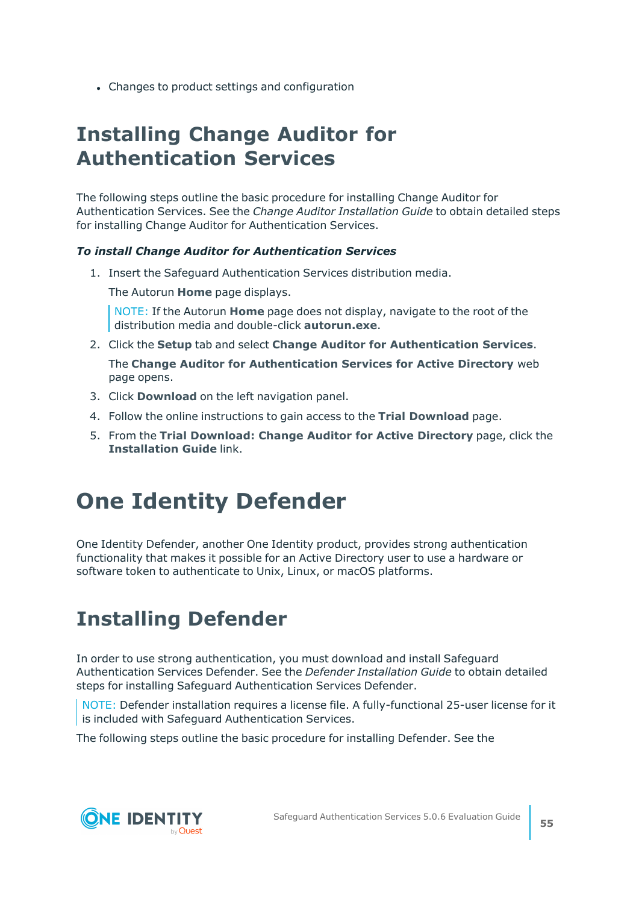- Changes to product settings and configuration

# Installing Change Auditor for Authentication Services

The following steps outline the basic procedure for installing Change Auditor for Authentication Services. See the *Change Auditor Installation Guide* to obtain detailed steps for installing Change Auditor for Authentication Services.

***To install Change Auditor for Authentication Services***

1. Insert the Safeguard Authentication Services distribution media.

   The Autorun **Home** page displays.

   > NOTE: If the Autorun **Home** page does not display, navigate to the root of the distribution media and double-click **autorun.exe**.

2. Click the **Setup** tab and select **Change Auditor for Authentication Services**.

   The **Change Auditor for Authentication Services for Active Directory** web page opens.

3. Click **Download** on the left navigation panel.
4. Follow the online instructions to gain access to the **Trial Download** page.
5. From the **Trial Download: Change Auditor for Active Directory** page, click the **Installation Guide** link.

# One Identity Defender

One Identity Defender, another One Identity product, provides strong authentication functionality that makes it possible for an Active Directory user to use a hardware or software token to authenticate to Unix, Linux, or macOS platforms.

# Installing Defender

In order to use strong authentication, you must download and install Safeguard Authentication Services Defender. See the *Defender Installation Guide* to obtain detailed steps for installing Safeguard Authentication Services Defender.

> NOTE: Defender installation requires a license file. A fully-functional 25-user license for it is included with Safeguard Authentication Services.

The following steps outline the basic procedure for installing Defender. See the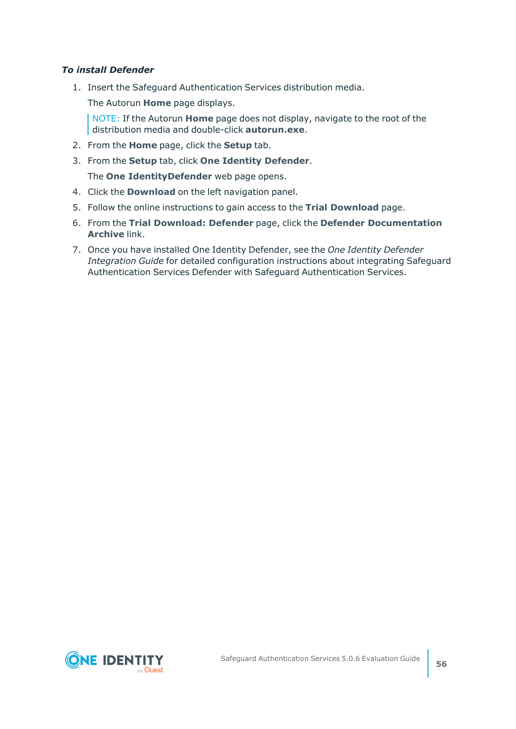***To install Defender***

1. Insert the Safeguard Authentication Services distribution media.

   The Autorun **Home** page displays.

   > NOTE: If the Autorun **Home** page does not display, navigate to the root of the distribution media and double-click **autorun.exe**.

2. From the **Home** page, click the **Setup** tab.
3. From the **Setup** tab, click **One Identity Defender**.

   The **One IdentityDefender** web page opens.

4. Click the **Download** on the left navigation panel.
5. Follow the online instructions to gain access to the **Trial Download** page.
6. From the **Trial Download: Defender** page, click the **Defender Documentation Archive** link.
7. Once you have installed One Identity Defender, see the *One Identity Defender Integration Guide* for detailed configuration instructions about integrating Safeguard Authentication Services Defender with Safeguard Authentication Services.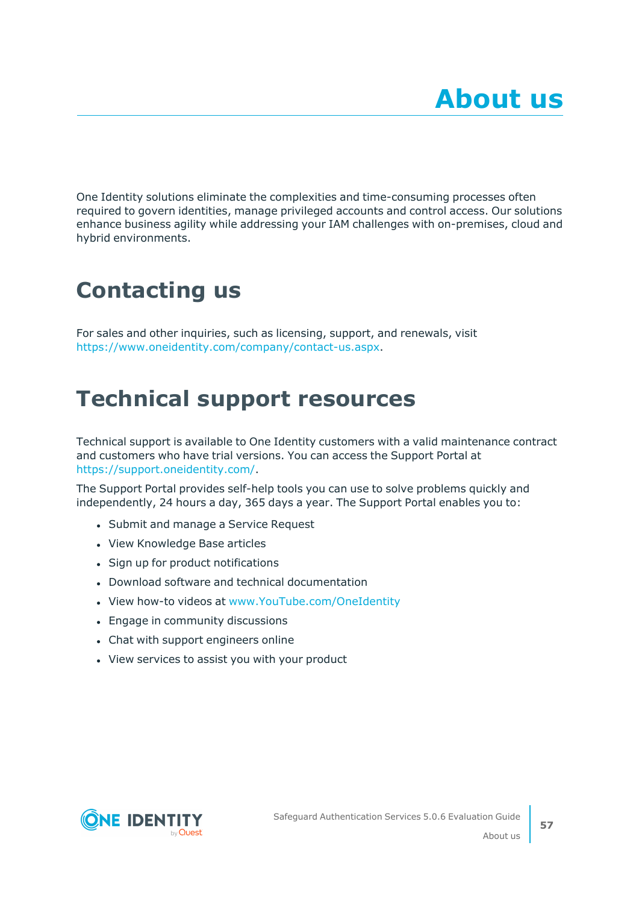# About us

One Identity solutions eliminate the complexities and time-consuming processes often required to govern identities, manage privileged accounts and control access. Our solutions enhance business agility while addressing your IAM challenges with on-premises, cloud and hybrid environments.

## Contacting us

For sales and other inquiries, such as licensing, support, and renewals, visit https://www.oneidentity.com/company/contact-us.aspx.

## Technical support resources

Technical support is available to One Identity customers with a valid maintenance contract and customers who have trial versions. You can access the Support Portal at https://support.oneidentity.com/.

The Support Portal provides self-help tools you can use to solve problems quickly and independently, 24 hours a day, 365 days a year. The Support Portal enables you to:

- Submit and manage a Service Request
- View Knowledge Base articles
- Sign up for product notifications
- Download software and technical documentation
- View how-to videos at www.YouTube.com/OneIdentity
- Engage in community discussions
- Chat with support engineers online
- View services to assist you with your product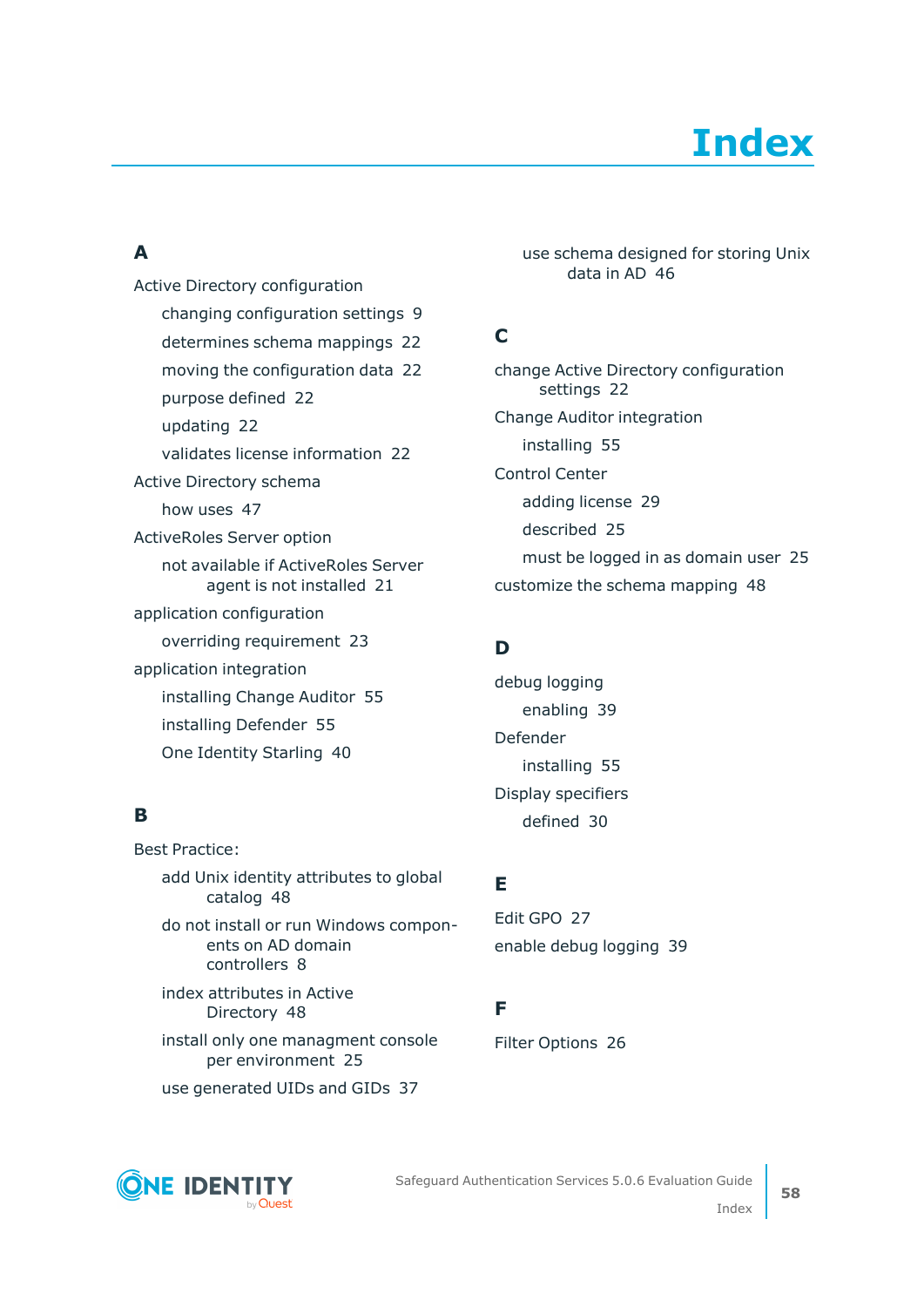# Index

## A

Active Directory configuration
- changing configuration settings 9
- determines schema mappings 22
- moving the configuration data 22
- purpose defined 22
- updating 22
- validates license information 22

Active Directory schema
- how uses 47

ActiveRoles Server option
- not available if ActiveRoles Server agent is not installed 21

application configuration
- overriding requirement 23

application integration
- installing Change Auditor 55
- installing Defender 55
- One Identity Starling 40

## B

Best Practice:
- add Unix identity attributes to global catalog 48
- do not install or run Windows components on AD domain controllers 8
- index attributes in Active Directory 48
- install only one managment console per environment 25
- use generated UIDs and GIDs 37
- use schema designed for storing Unix data in AD 46

## C

change Active Directory configuration settings 22

Change Auditor integration
- installing 55

Control Center
- adding license 29
- described 25
- must be logged in as domain user 25

customize the schema mapping 48

## D

debug logging
- enabling 39

Defender
- installing 55

Display specifiers
- defined 30

## E

Edit GPO 27

enable debug logging 39

## F

Filter Options 26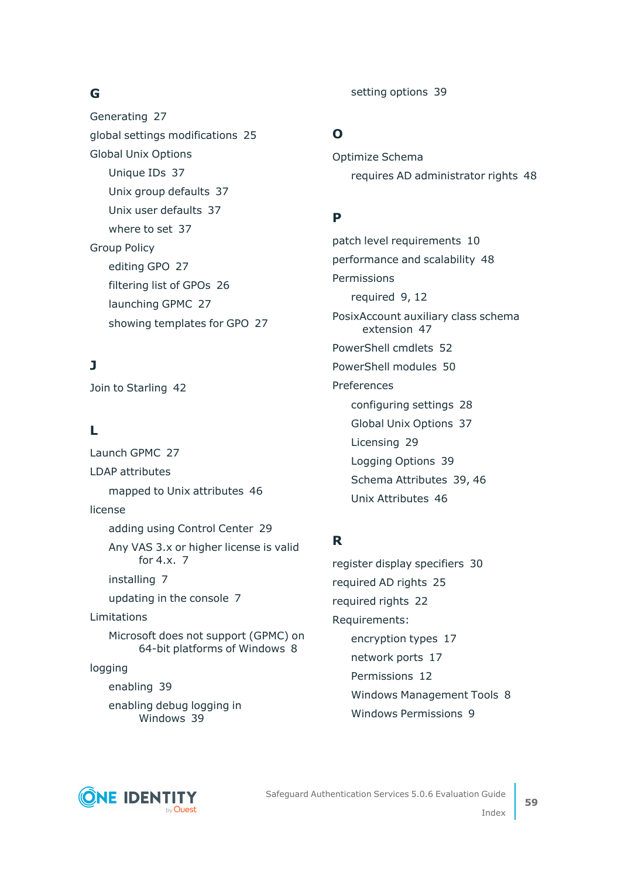## G

Generating 27

global settings modifications 25

Global Unix Options

- Unique IDs 37
- Unix group defaults 37
- Unix user defaults 37
- where to set 37

Group Policy

- editing GPO 27
- filtering list of GPOs 26
- launching GPMC 27
- showing templates for GPO 27

## J

Join to Starling 42

## L

Launch GPMC 27

LDAP attributes

- mapped to Unix attributes 46

license

- adding using Control Center 29
- Any VAS 3.x or higher license is valid for 4.x. 7
- installing 7
- updating in the console 7

Limitations

- Microsoft does not support (GPMC) on 64-bit platforms of Windows 8

logging

- enabling 39
- enabling debug logging in Windows 39
- setting options 39

## O

Optimize Schema

- requires AD administrator rights 48

## P

patch level requirements 10

performance and scalability 48

Permissions

- required 9, 12

PosixAccount auxiliary class schema extension 47

PowerShell cmdlets 52

PowerShell modules 50

Preferences

- configuring settings 28
- Global Unix Options 37
- Licensing 29
- Logging Options 39
- Schema Attributes 39, 46
- Unix Attributes 46

## R

register display specifiers 30

required AD rights 25

required rights 22

Requirements:

- encryption types 17
- network ports 17
- Permissions 12
- Windows Management Tools 8
- Windows Permissions 9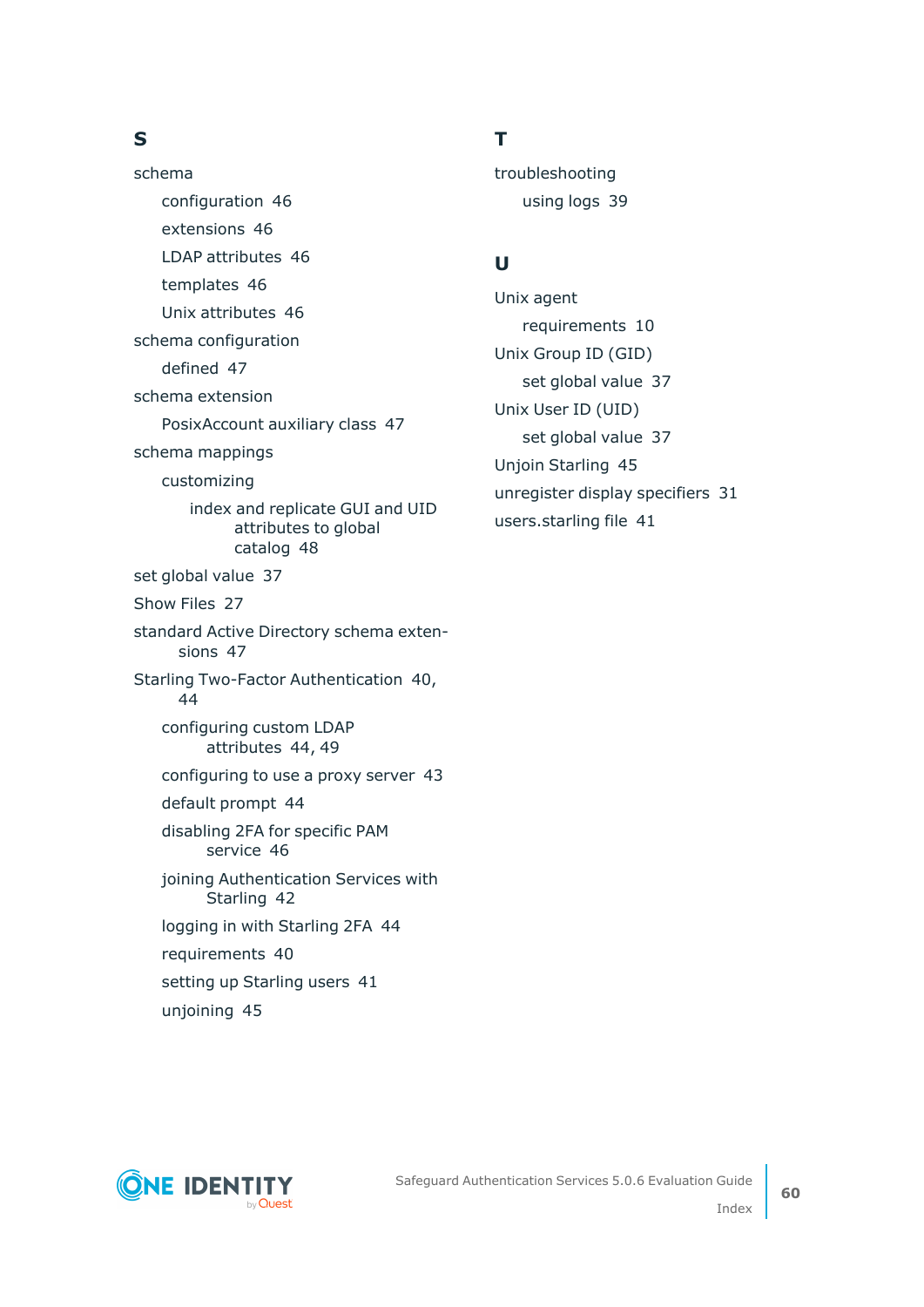## S

schema

- configuration 46
- extensions 46
- LDAP attributes 46
- templates 46
- Unix attributes 46

schema configuration

- defined 47

schema extension

- PosixAccount auxiliary class 47

schema mappings

- customizing
  - index and replicate GUI and UID attributes to global catalog 48

set global value 37

Show Files 27

standard Active Directory schema extensions 47

Starling Two-Factor Authentication 40, 44

- configuring custom LDAP attributes 44, 49
- configuring to use a proxy server 43
- default prompt 44
- disabling 2FA for specific PAM service 46
- joining Authentication Services with Starling 42
- logging in with Starling 2FA 44
- requirements 40
- setting up Starling users 41
- unjoining 45

## T

troubleshooting

- using logs 39

## U

Unix agent

- requirements 10

Unix Group ID (GID)

- set global value 37

Unix User ID (UID)

- set global value 37

Unjoin Starling 45

unregister display specifiers 31

users.starling file 41